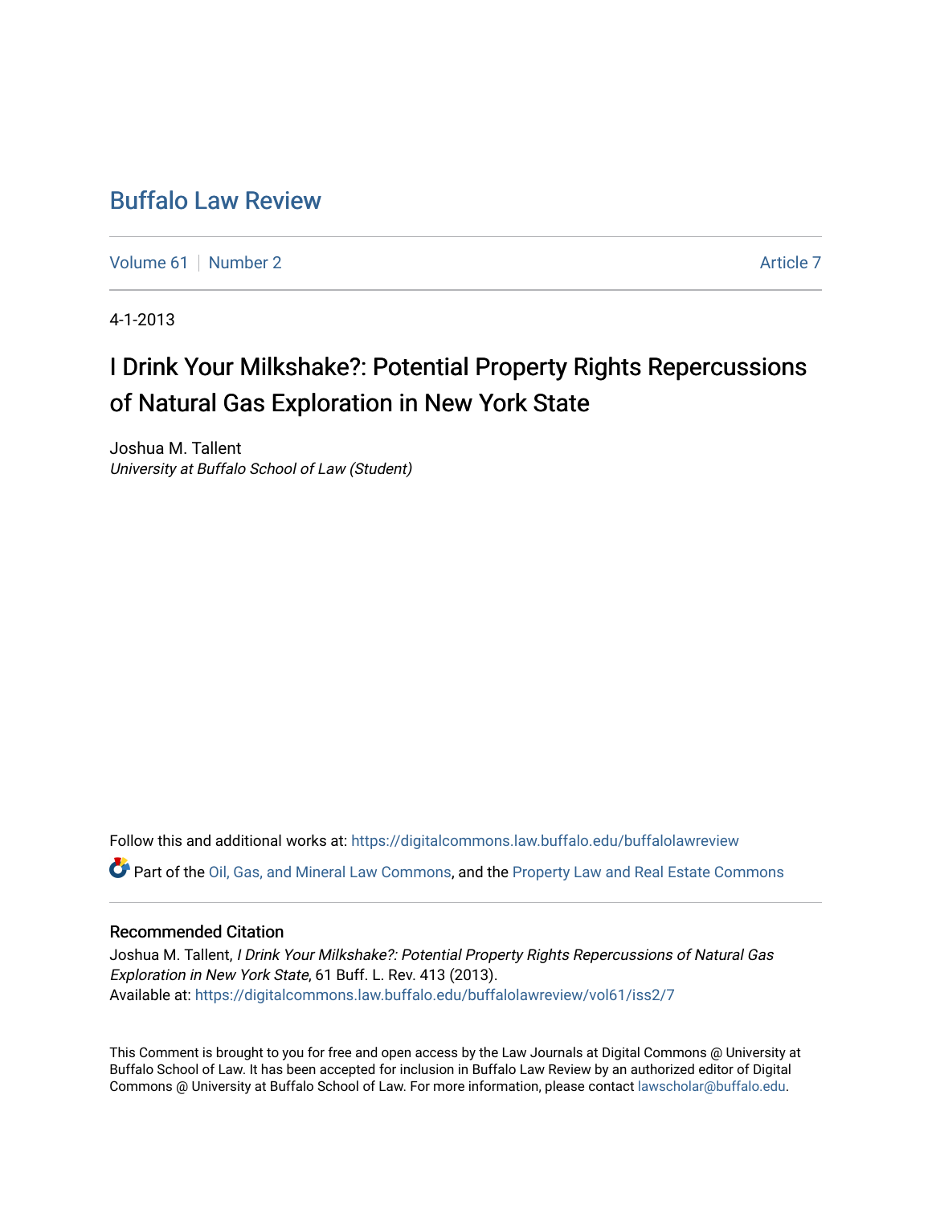# Buffalo Law Review

Volume 61 | Number 2 | Article 7

4-1-2013

## I Drink Your Milkshake?: Potential Property Rights Repercussions of Natural Gas Exploration in New York State

Joshua M. Tallent
*University at Buffalo School of Law (Student)*

Follow this and additional works at: https://digitalcommons.law.buffalo.edu/buffalolawreview

Part of the Oil, Gas, and Mineral Law Commons, and the Property Law and Real Estate Commons

### Recommended Citation

Joshua M. Tallent, *I Drink Your Milkshake?: Potential Property Rights Repercussions of Natural Gas Exploration in New York State*, 61 Buff. L. Rev. 413 (2013).
Available at: https://digitalcommons.law.buffalo.edu/buffalolawreview/vol61/iss2/7

This Comment is brought to you for free and open access by the Law Journals at Digital Commons @ University at Buffalo School of Law. It has been accepted for inclusion in Buffalo Law Review by an authorized editor of Digital Commons @ University at Buffalo School of Law. For more information, please contact lawscholar@buffalo.edu.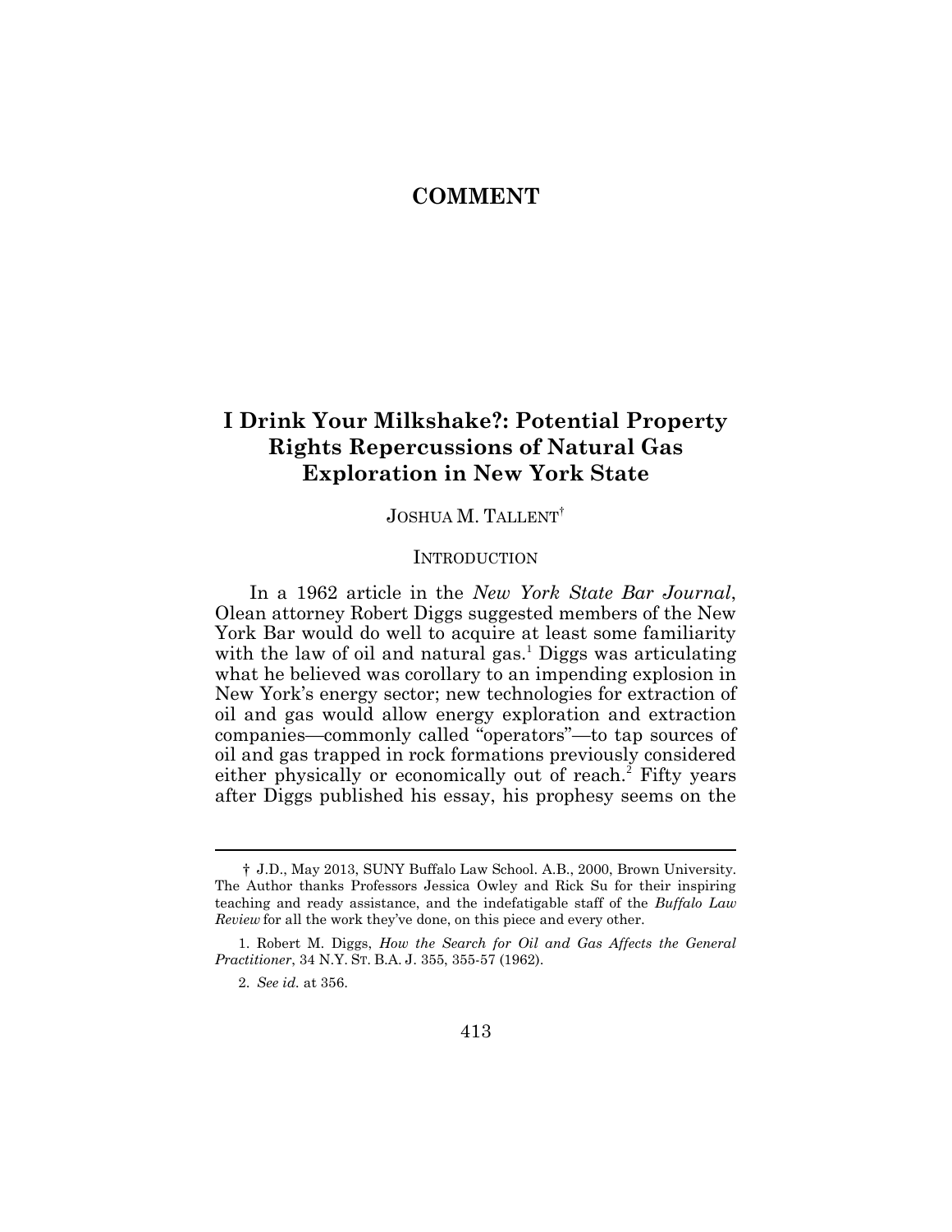# COMMENT

## I Drink Your Milkshake?: Potential Property Rights Repercussions of Natural Gas Exploration in New York State

JOSHUA M. TALLENT†

### INTRODUCTION

In a 1962 article in the *New York State Bar Journal*, Olean attorney Robert Diggs suggested members of the New York Bar would do well to acquire at least some familiarity with the law of oil and natural gas.[1] Diggs was articulating what he believed was corollary to an impending explosion in New York's energy sector; new technologies for extraction of oil and gas would allow energy exploration and extraction companies—commonly called "operators"—to tap sources of oil and gas trapped in rock formations previously considered either physically or economically out of reach.[2] Fifty years after Diggs published his essay, his prophesy seems on the

---

† J.D., May 2013, SUNY Buffalo Law School. A.B., 2000, Brown University. The Author thanks Professors Jessica Owley and Rick Su for their inspiring teaching and ready assistance, and the indefatigable staff of the *Buffalo Law Review* for all the work they've done, on this piece and every other.

1. Robert M. Diggs, *How the Search for Oil and Gas Affects the General Practitioner*, 34 N.Y. ST. B.A. J. 355, 355-57 (1962).

2. *See id.* at 356.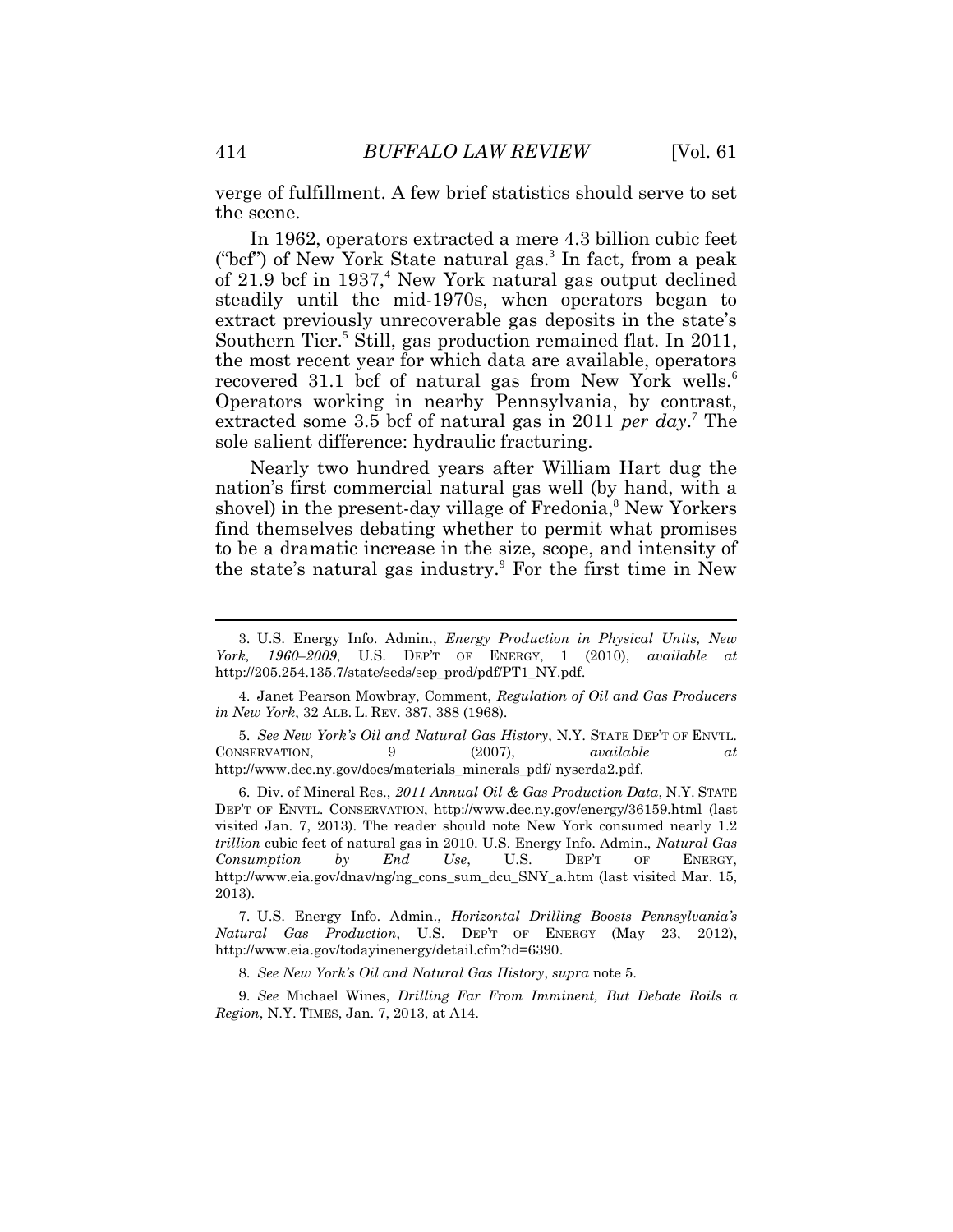verge of fulfillment. A few brief statistics should serve to set the scene.

In 1962, operators extracted a mere 4.3 billion cubic feet ("bcf") of New York State natural gas.[3] In fact, from a peak of 21.9 bcf in 1937,[4] New York natural gas output declined steadily until the mid-1970s, when operators began to extract previously unrecoverable gas deposits in the state's Southern Tier.[5] Still, gas production remained flat. In 2011, the most recent year for which data are available, operators recovered 31.1 bcf of natural gas from New York wells.[6] Operators working in nearby Pennsylvania, by contrast, extracted some 3.5 bcf of natural gas in 2011 *per day*.[7] The sole salient difference: hydraulic fracturing.

Nearly two hundred years after William Hart dug the nation's first commercial natural gas well (by hand, with a shovel) in the present-day village of Fredonia,[8] New Yorkers find themselves debating whether to permit what promises to be a dramatic increase in the size, scope, and intensity of the state's natural gas industry.[9] For the first time in New

---

3. U.S. Energy Info. Admin., *Energy Production in Physical Units, New York, 1960–2009*, U.S. DEP'T OF ENERGY, 1 (2010), *available at* http://205.254.135.7/state/seds/sep_prod/pdf/PT1_NY.pdf.

4. Janet Pearson Mowbray, Comment, *Regulation of Oil and Gas Producers in New York*, 32 ALB. L. REV. 387, 388 (1968).

5. *See New York's Oil and Natural Gas History*, N.Y. STATE DEP'T OF ENVTL. CONSERVATION, 9 (2007), *available at* http://www.dec.ny.gov/docs/materials_minerals_pdf/ nyserda2.pdf.

6. Div. of Mineral Res., *2011 Annual Oil & Gas Production Data*, N.Y. STATE DEP'T OF ENVTL. CONSERVATION, http://www.dec.ny.gov/energy/36159.html (last visited Jan. 7, 2013). The reader should note New York consumed nearly 1.2 *trillion* cubic feet of natural gas in 2010. U.S. Energy Info. Admin., *Natural Gas Consumption by End Use*, U.S. DEP'T OF ENERGY, http://www.eia.gov/dnav/ng/ng_cons_sum_dcu_SNY_a.htm (last visited Mar. 15, 2013).

7. U.S. Energy Info. Admin., *Horizontal Drilling Boosts Pennsylvania's Natural Gas Production*, U.S. DEP'T OF ENERGY (May 23, 2012), http://www.eia.gov/todayinenergy/detail.cfm?id=6390.

8. *See New York's Oil and Natural Gas History*, *supra* note 5.

9. *See* Michael Wines, *Drilling Far From Imminent, But Debate Roils a Region*, N.Y. TIMES, Jan. 7, 2013, at A14.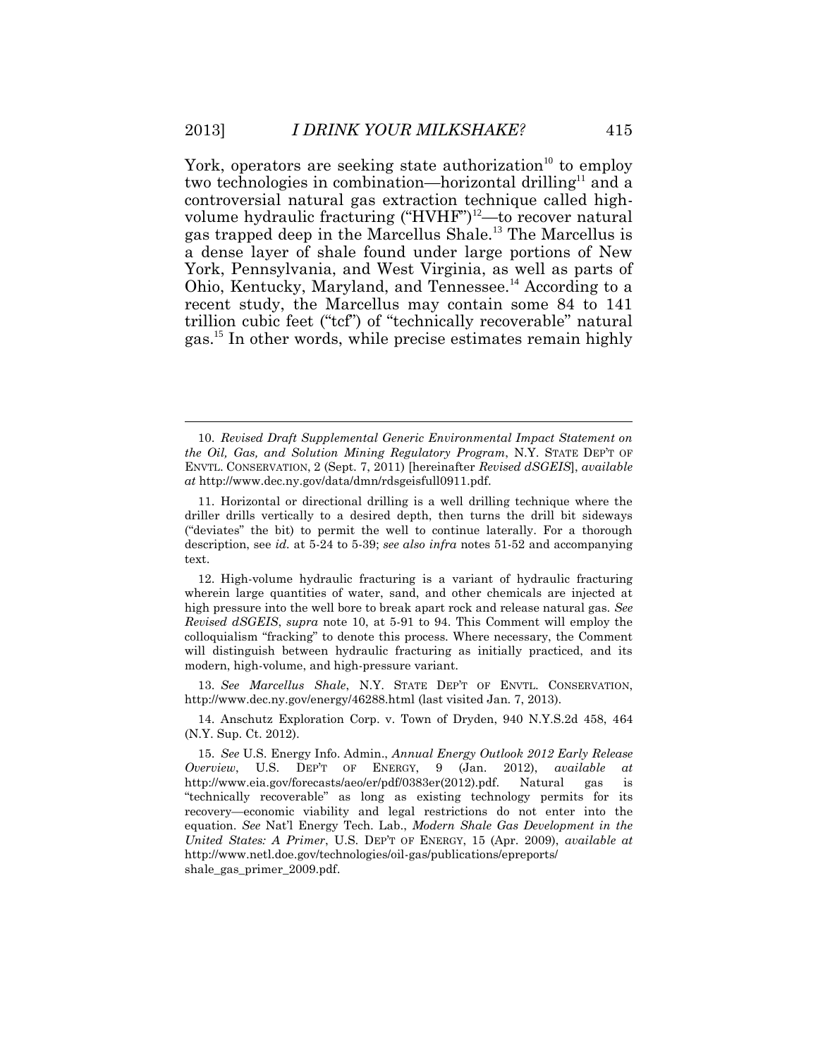York, operators are seeking state authorization[10] to employ two technologies in combination—horizontal drilling[11] and a controversial natural gas extraction technique called high-volume hydraulic fracturing ("HVHF")[12]—to recover natural gas trapped deep in the Marcellus Shale.[13] The Marcellus is a dense layer of shale found under large portions of New York, Pennsylvania, and West Virginia, as well as parts of Ohio, Kentucky, Maryland, and Tennessee.[14] According to a recent study, the Marcellus may contain some 84 to 141 trillion cubic feet ("tcf") of "technically recoverable" natural gas.[15] In other words, while precise estimates remain highly

---

10. *Revised Draft Supplemental Generic Environmental Impact Statement on the Oil, Gas, and Solution Mining Regulatory Program*, N.Y. STATE DEP'T OF ENVTL. CONSERVATION, 2 (Sept. 7, 2011) [hereinafter *Revised dSGEIS*], *available at* http://www.dec.ny.gov/data/dmn/rdsgeisfull0911.pdf.

11. Horizontal or directional drilling is a well drilling technique where the driller drills vertically to a desired depth, then turns the drill bit sideways ("deviates" the bit) to permit the well to continue laterally. For a thorough description, see *id.* at 5-24 to 5-39; *see also infra* notes 51-52 and accompanying text.

12. High-volume hydraulic fracturing is a variant of hydraulic fracturing wherein large quantities of water, sand, and other chemicals are injected at high pressure into the well bore to break apart rock and release natural gas. *See Revised dSGEIS*, *supra* note 10, at 5-91 to 94. This Comment will employ the colloquialism "fracking" to denote this process. Where necessary, the Comment will distinguish between hydraulic fracturing as initially practiced, and its modern, high-volume, and high-pressure variant.

13. *See Marcellus Shale*, N.Y. STATE DEP'T OF ENVTL. CONSERVATION, http://www.dec.ny.gov/energy/46288.html (last visited Jan. 7, 2013).

14. Anschutz Exploration Corp. v. Town of Dryden, 940 N.Y.S.2d 458, 464 (N.Y. Sup. Ct. 2012).

15. *See* U.S. Energy Info. Admin., *Annual Energy Outlook 2012 Early Release Overview*, U.S. DEP'T OF ENERGY, 9 (Jan. 2012), *available at* http://www.eia.gov/forecasts/aeo/er/pdf/0383er(2012).pdf. Natural gas is "technically recoverable" as long as existing technology permits for its recovery—economic viability and legal restrictions do not enter into the equation. *See* Nat'l Energy Tech. Lab., *Modern Shale Gas Development in the United States: A Primer*, U.S. DEP'T OF ENERGY, 15 (Apr. 2009), *available at* http://www.netl.doe.gov/technologies/oil-gas/publications/epreports/shale_gas_primer_2009.pdf.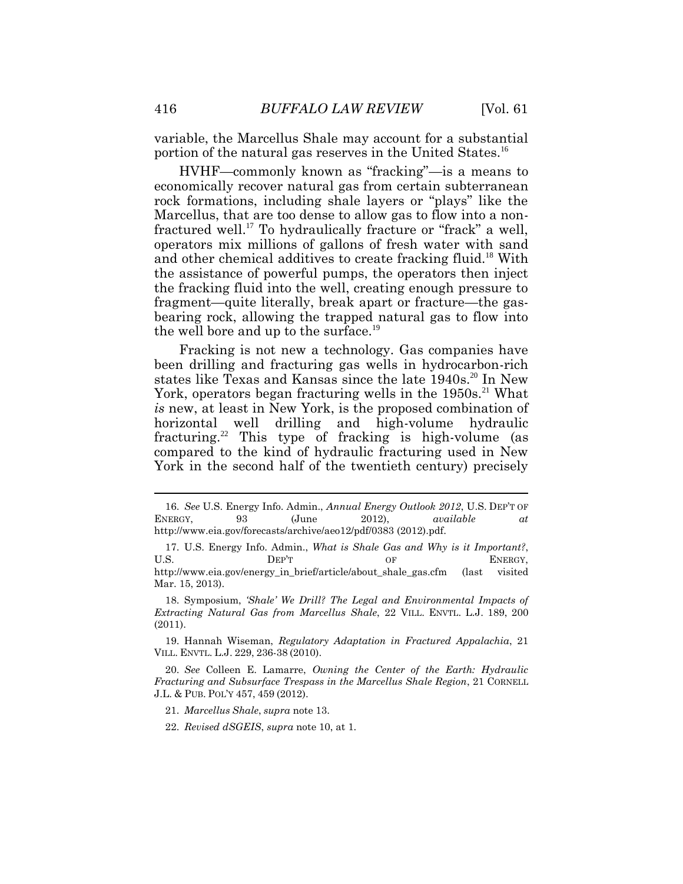variable, the Marcellus Shale may account for a substantial portion of the natural gas reserves in the United States.[16]

HVHF—commonly known as "fracking"—is a means to economically recover natural gas from certain subterranean rock formations, including shale layers or "plays" like the Marcellus, that are too dense to allow gas to flow into a non-fractured well.[17] To hydraulically fracture or "frack" a well, operators mix millions of gallons of fresh water with sand and other chemical additives to create fracking fluid.[18] With the assistance of powerful pumps, the operators then inject the fracking fluid into the well, creating enough pressure to fragment—quite literally, break apart or fracture—the gas-bearing rock, allowing the trapped natural gas to flow into the well bore and up to the surface.[19]

Fracking is not new a technology. Gas companies have been drilling and fracturing gas wells in hydrocarbon-rich states like Texas and Kansas since the late 1940s.[20] In New York, operators began fracturing wells in the 1950s.[21] What *is* new, at least in New York, is the proposed combination of horizontal well drilling and high-volume hydraulic fracturing.[22] This type of fracking is high-volume (as compared to the kind of hydraulic fracturing used in New York in the second half of the twentieth century) precisely

---

16. *See* U.S. Energy Info. Admin., *Annual Energy Outlook 2012*, U.S. DEP'T OF ENERGY, 93 (June 2012), *available at* http://www.eia.gov/forecasts/archive/aeo12/pdf/0383 (2012).pdf.

17. U.S. Energy Info. Admin., *What is Shale Gas and Why is it Important?*, U.S. DEP'T OF ENERGY, http://www.eia.gov/energy_in_brief/article/about_shale_gas.cfm (last visited Mar. 15, 2013).

18. Symposium, *'Shale' We Drill? The Legal and Environmental Impacts of Extracting Natural Gas from Marcellus Shale*, 22 VILL. ENVTL. L.J. 189, 200 (2011).

19. Hannah Wiseman, *Regulatory Adaptation in Fractured Appalachia*, 21 VILL. ENVTL. L.J. 229, 236-38 (2010).

20. *See* Colleen E. Lamarre, *Owning the Center of the Earth: Hydraulic Fracturing and Subsurface Trespass in the Marcellus Shale Region*, 21 CORNELL J.L. & PUB. POL'Y 457, 459 (2012).

21. *Marcellus Shale*, *supra* note 13.

22. *Revised dSGEIS*, *supra* note 10, at 1.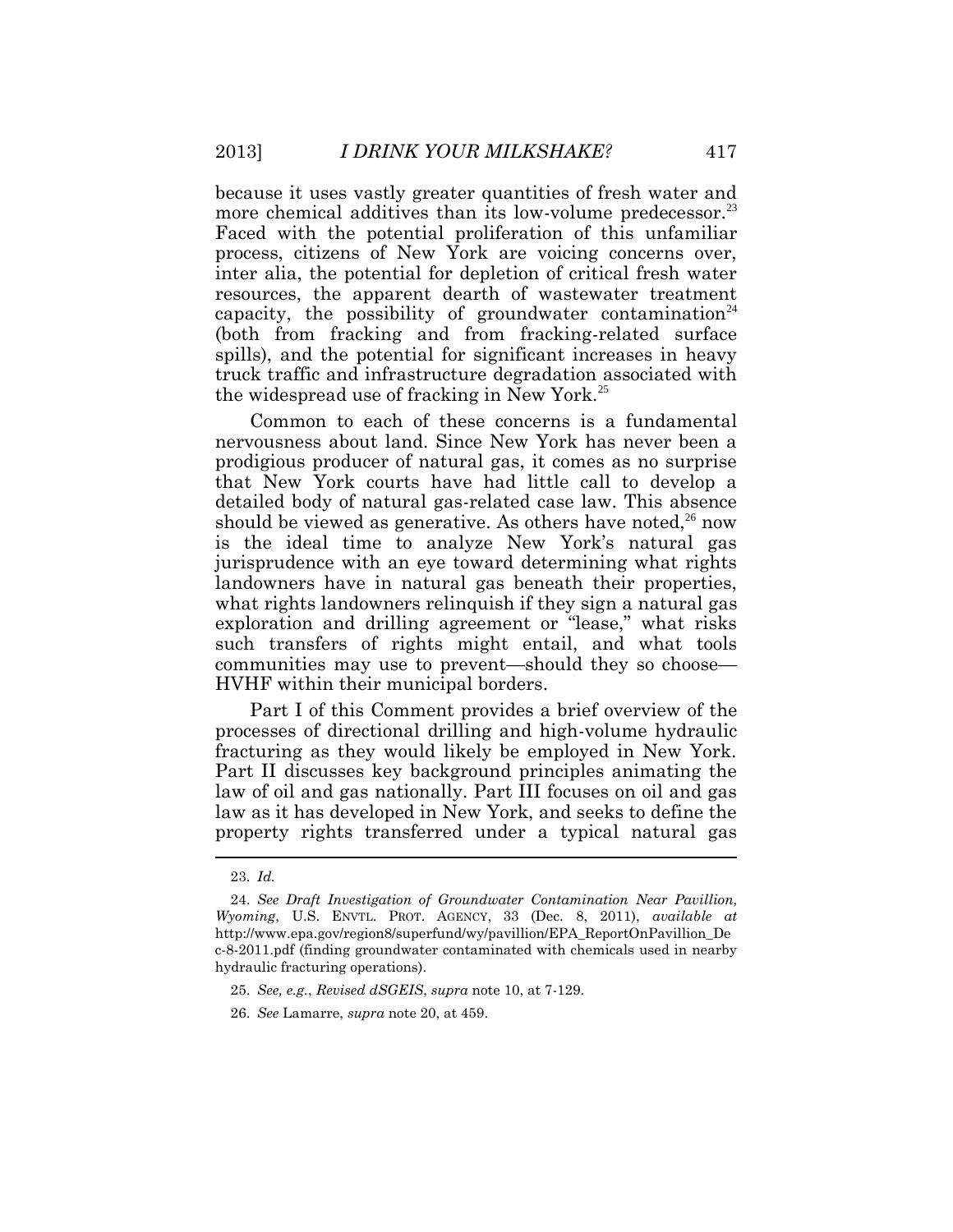because it uses vastly greater quantities of fresh water and more chemical additives than its low-volume predecessor.[23] Faced with the potential proliferation of this unfamiliar process, citizens of New York are voicing concerns over, inter alia, the potential for depletion of critical fresh water resources, the apparent dearth of wastewater treatment capacity, the possibility of groundwater contamination[24] (both from fracking and from fracking-related surface spills), and the potential for significant increases in heavy truck traffic and infrastructure degradation associated with the widespread use of fracking in New York.[25]

Common to each of these concerns is a fundamental nervousness about land. Since New York has never been a prodigious producer of natural gas, it comes as no surprise that New York courts have had little call to develop a detailed body of natural gas-related case law. This absence should be viewed as generative. As others have noted,[26] now is the ideal time to analyze New York's natural gas jurisprudence with an eye toward determining what rights landowners have in natural gas beneath their properties, what rights landowners relinquish if they sign a natural gas exploration and drilling agreement or "lease," what risks such transfers of rights might entail, and what tools communities may use to prevent—should they so choose—HVHF within their municipal borders.

Part I of this Comment provides a brief overview of the processes of directional drilling and high-volume hydraulic fracturing as they would likely be employed in New York. Part II discusses key background principles animating the law of oil and gas nationally. Part III focuses on oil and gas law as it has developed in New York, and seeks to define the property rights transferred under a typical natural gas

---

23. *Id.*

24. *See Draft Investigation of Groundwater Contamination Near Pavillion, Wyoming*, U.S. ENVTL. PROT. AGENCY, 33 (Dec. 8, 2011), *available at* http://www.epa.gov/region8/superfund/wy/pavillion/EPA_ReportOnPavillion_Dec-8-2011.pdf (finding groundwater contaminated with chemicals used in nearby hydraulic fracturing operations).

25. *See, e.g.*, *Revised dSGEIS*, *supra* note 10, at 7-129.

26. *See* Lamarre, *supra* note 20, at 459.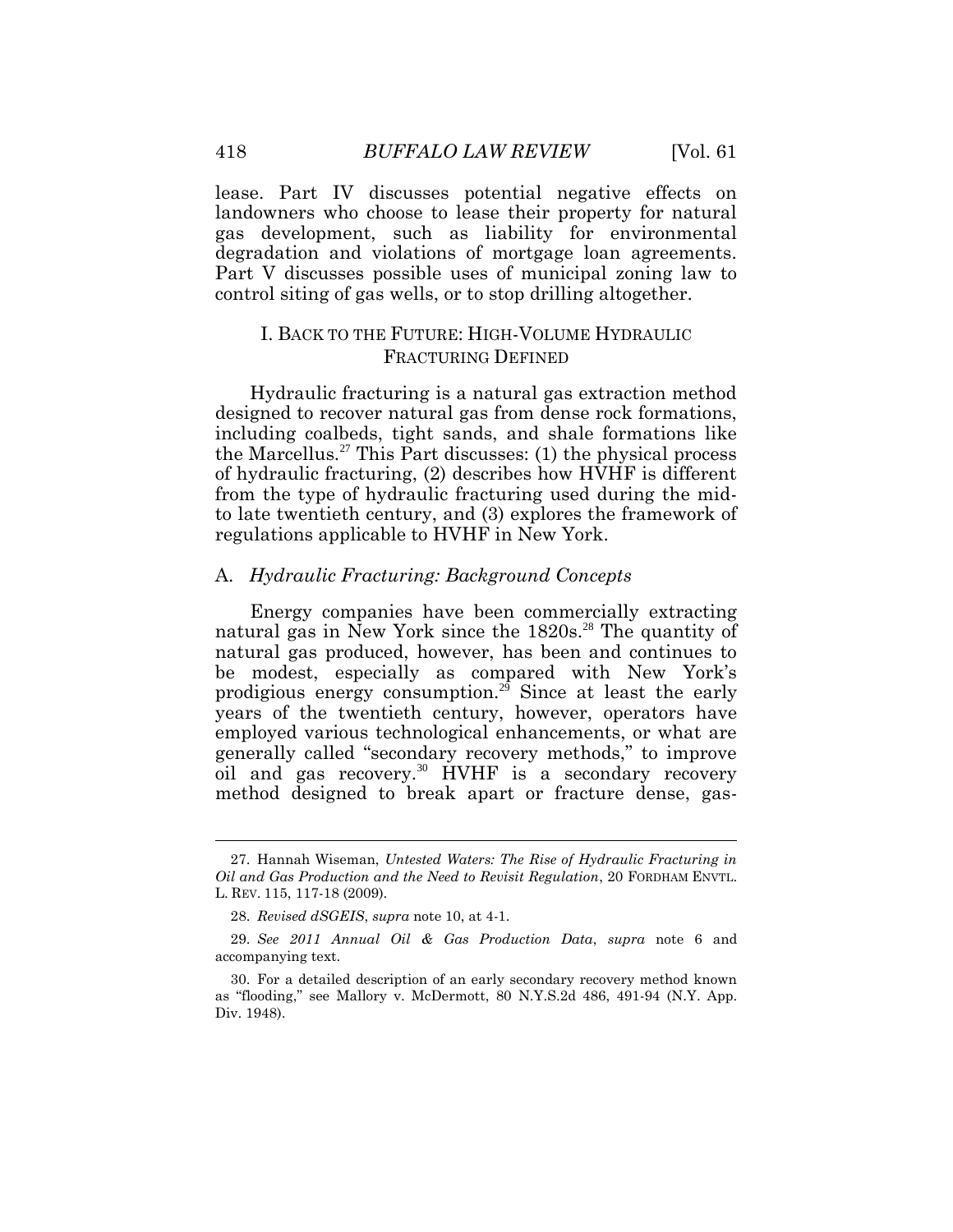lease. Part IV discusses potential negative effects on landowners who choose to lease their property for natural gas development, such as liability for environmental degradation and violations of mortgage loan agreements. Part V discusses possible uses of municipal zoning law to control siting of gas wells, or to stop drilling altogether.

## I. BACK TO THE FUTURE: HIGH-VOLUME HYDRAULIC FRACTURING DEFINED

Hydraulic fracturing is a natural gas extraction method designed to recover natural gas from dense rock formations, including coalbeds, tight sands, and shale formations like the Marcellus.[27] This Part discusses: (1) the physical process of hydraulic fracturing, (2) describes how HVHF is different from the type of hydraulic fracturing used during the mid- to late twentieth century, and (3) explores the framework of regulations applicable to HVHF in New York.

### A. *Hydraulic Fracturing: Background Concepts*

Energy companies have been commercially extracting natural gas in New York since the 1820s.[28] The quantity of natural gas produced, however, has been and continues to be modest, especially as compared with New York's prodigious energy consumption.[29] Since at least the early years of the twentieth century, however, operators have employed various technological enhancements, or what are generally called "secondary recovery methods," to improve oil and gas recovery.[30] HVHF is a secondary recovery method designed to break apart or fracture dense, gas-

---

27. Hannah Wiseman, *Untested Waters: The Rise of Hydraulic Fracturing in Oil and Gas Production and the Need to Revisit Regulation*, 20 FORDHAM ENVTL. L. REV. 115, 117-18 (2009).

28. *Revised dSGEIS*, *supra* note 10, at 4-1.

29. *See 2011 Annual Oil & Gas Production Data*, *supra* note 6 and accompanying text.

30. For a detailed description of an early secondary recovery method known as "flooding," see Mallory v. McDermott, 80 N.Y.S.2d 486, 491-94 (N.Y. App. Div. 1948).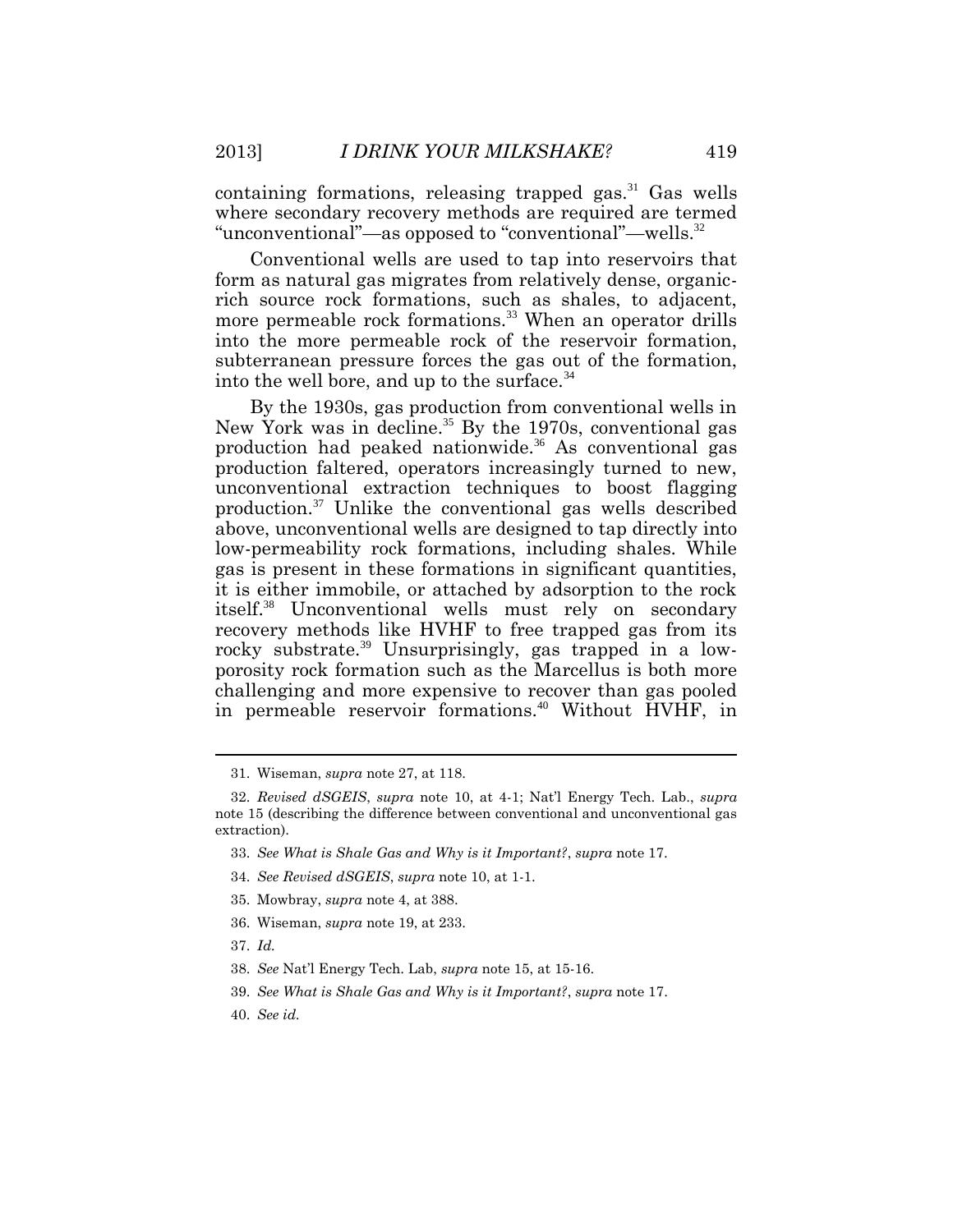containing formations, releasing trapped gas.[31] Gas wells where secondary recovery methods are required are termed "unconventional"—as opposed to "conventional"—wells.[32]

Conventional wells are used to tap into reservoirs that form as natural gas migrates from relatively dense, organic-rich source rock formations, such as shales, to adjacent, more permeable rock formations.[33] When an operator drills into the more permeable rock of the reservoir formation, subterranean pressure forces the gas out of the formation, into the well bore, and up to the surface.[34]

By the 1930s, gas production from conventional wells in New York was in decline.[35] By the 1970s, conventional gas production had peaked nationwide.[36] As conventional gas production faltered, operators increasingly turned to new, unconventional extraction techniques to boost flagging production.[37] Unlike the conventional gas wells described above, unconventional wells are designed to tap directly into low-permeability rock formations, including shales. While gas is present in these formations in significant quantities, it is either immobile, or attached by adsorption to the rock itself.[38] Unconventional wells must rely on secondary recovery methods like HVHF to free trapped gas from its rocky substrate.[39] Unsurprisingly, gas trapped in a low-porosity rock formation such as the Marcellus is both more challenging and more expensive to recover than gas pooled in permeable reservoir formations.[40] Without HVHF, in

---

31. Wiseman, *supra* note 27, at 118.

32. *Revised dSGEIS*, *supra* note 10, at 4-1; Nat'l Energy Tech. Lab., *supra* note 15 (describing the difference between conventional and unconventional gas extraction).

33. *See What is Shale Gas and Why is it Important?*, *supra* note 17.

34. *See Revised dSGEIS*, *supra* note 10, at 1-1.

35. Mowbray, *supra* note 4, at 388.

36. Wiseman, *supra* note 19, at 233.

37. *Id.*

38. *See* Nat'l Energy Tech. Lab, *supra* note 15, at 15-16.

39. *See What is Shale Gas and Why is it Important?*, *supra* note 17.

40. *See id.*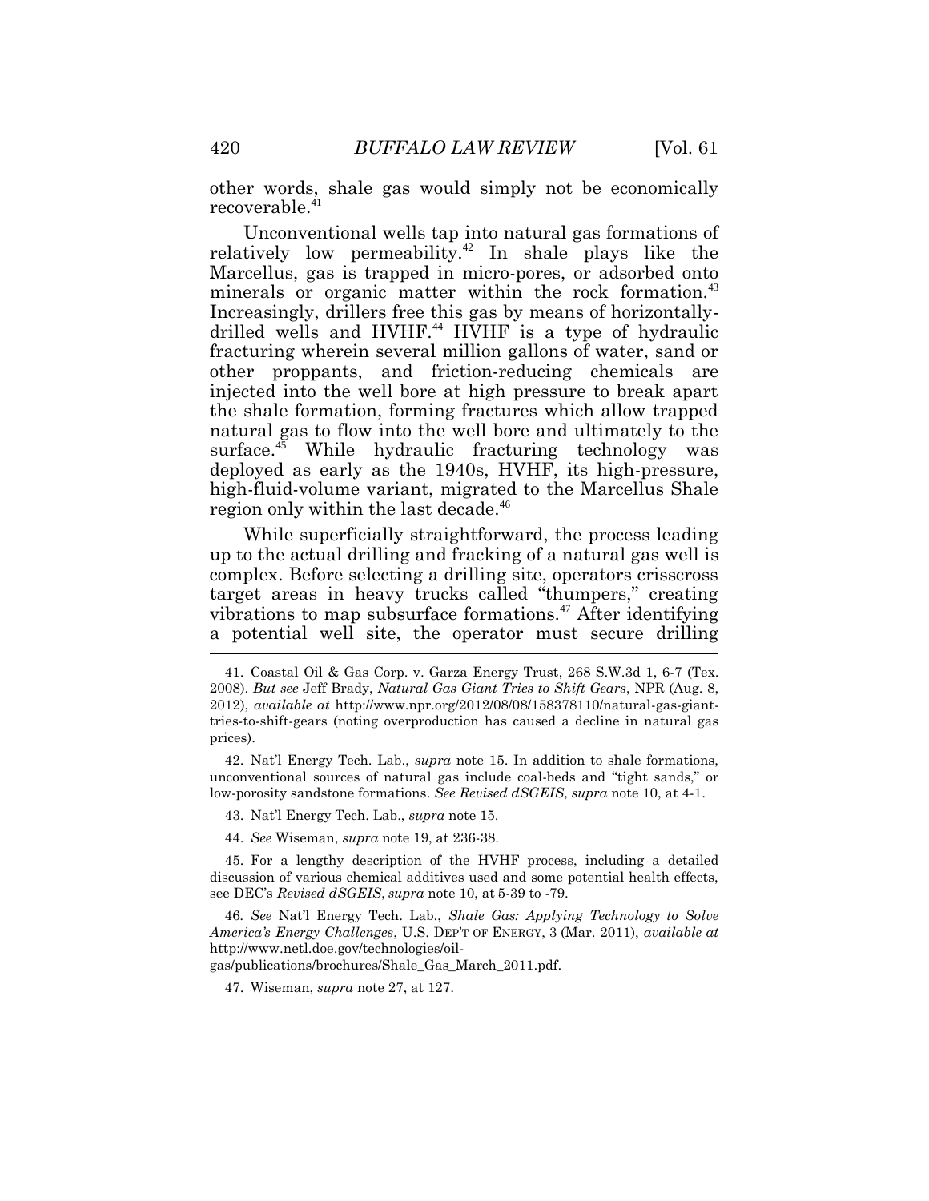other words, shale gas would simply not be economically recoverable.[41]

Unconventional wells tap into natural gas formations of relatively low permeability.[42] In shale plays like the Marcellus, gas is trapped in micro-pores, or adsorbed onto minerals or organic matter within the rock formation.[43] Increasingly, drillers free this gas by means of horizontally-drilled wells and HVHF.[44] HVHF is a type of hydraulic fracturing wherein several million gallons of water, sand or other proppants, and friction-reducing chemicals are injected into the well bore at high pressure to break apart the shale formation, forming fractures which allow trapped natural gas to flow into the well bore and ultimately to the surface.[45] While hydraulic fracturing technology was deployed as early as the 1940s, HVHF, its high-pressure, high-fluid-volume variant, migrated to the Marcellus Shale region only within the last decade.[46]

While superficially straightforward, the process leading up to the actual drilling and fracking of a natural gas well is complex. Before selecting a drilling site, operators crisscross target areas in heavy trucks called "thumpers," creating vibrations to map subsurface formations.[47] After identifying a potential well site, the operator must secure drilling

---

41. Coastal Oil & Gas Corp. v. Garza Energy Trust, 268 S.W.3d 1, 6-7 (Tex. 2008). *But see* Jeff Brady, *Natural Gas Giant Tries to Shift Gears*, NPR (Aug. 8, 2012), *available at* http://www.npr.org/2012/08/08/158378110/natural-gas-giant-tries-to-shift-gears (noting overproduction has caused a decline in natural gas prices).

42. Nat'l Energy Tech. Lab., *supra* note 15. In addition to shale formations, unconventional sources of natural gas include coal-beds and "tight sands," or low-porosity sandstone formations. *See Revised dSGEIS*, *supra* note 10, at 4-1.

43. Nat'l Energy Tech. Lab., *supra* note 15.

44. *See* Wiseman, *supra* note 19, at 236-38.

45. For a lengthy description of the HVHF process, including a detailed discussion of various chemical additives used and some potential health effects, see DEC's *Revised dSGEIS*, *supra* note 10, at 5-39 to -79.

46. *See* Nat'l Energy Tech. Lab., *Shale Gas: Applying Technology to Solve America's Energy Challenges*, U.S. DEP'T OF ENERGY, 3 (Mar. 2011), *available at* http://www.netl.doe.gov/technologies/oil-gas/publications/brochures/Shale_Gas_March_2011.pdf.

47. Wiseman, *supra* note 27, at 127.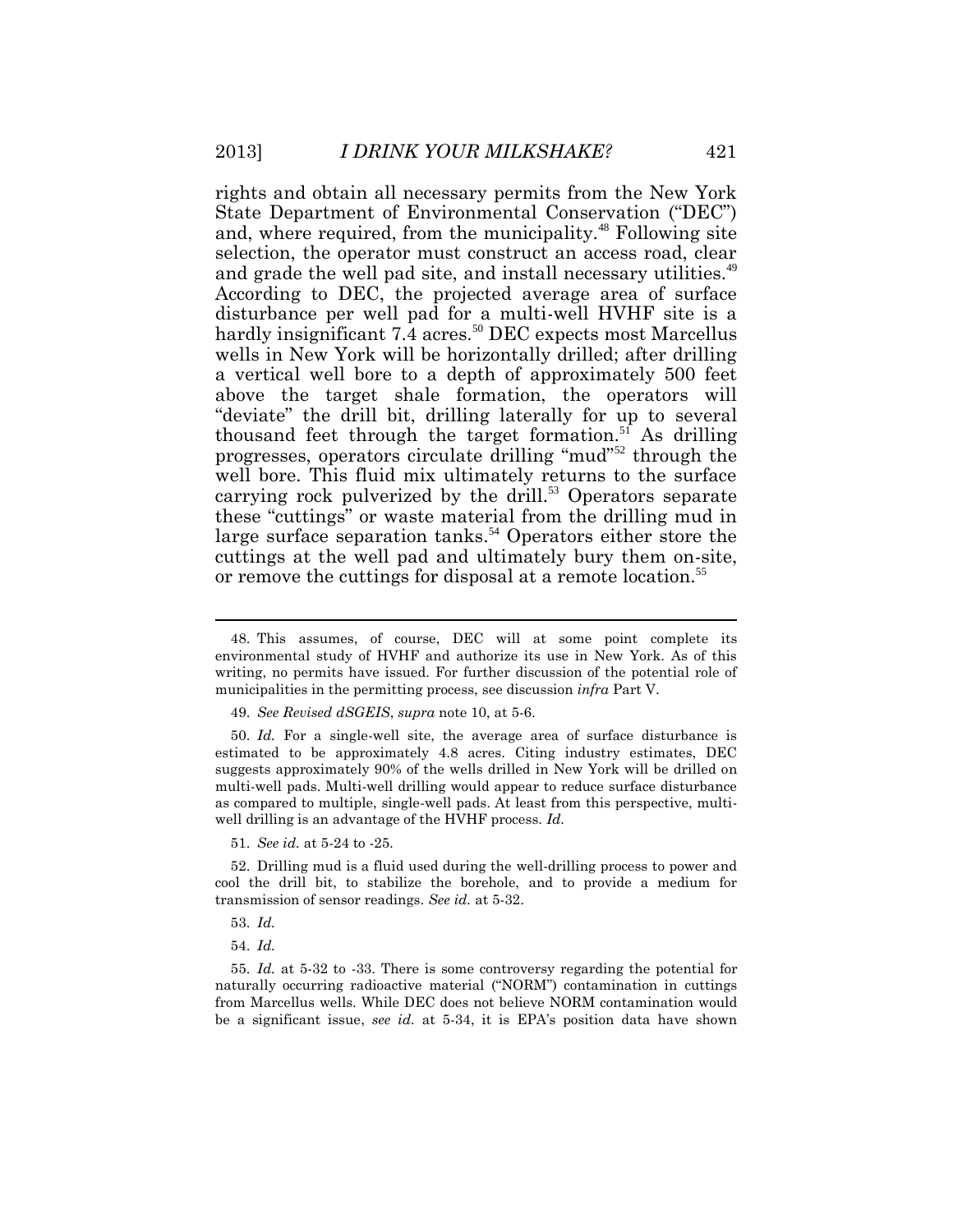rights and obtain all necessary permits from the New York State Department of Environmental Conservation ("DEC") and, where required, from the municipality.[48] Following site selection, the operator must construct an access road, clear and grade the well pad site, and install necessary utilities.[49] According to DEC, the projected average area of surface disturbance per well pad for a multi-well HVHF site is a hardly insignificant 7.4 acres.[50] DEC expects most Marcellus wells in New York will be horizontally drilled; after drilling a vertical well bore to a depth of approximately 500 feet above the target shale formation, the operators will "deviate" the drill bit, drilling laterally for up to several thousand feet through the target formation.[51] As drilling progresses, operators circulate drilling "mud"[52] through the well bore. This fluid mix ultimately returns to the surface carrying rock pulverized by the drill.[53] Operators separate these "cuttings" or waste material from the drilling mud in large surface separation tanks.[54] Operators either store the cuttings at the well pad and ultimately bury them on-site, or remove the cuttings for disposal at a remote location.[55]

---

48. This assumes, of course, DEC will at some point complete its environmental study of HVHF and authorize its use in New York. As of this writing, no permits have issued. For further discussion of the potential role of municipalities in the permitting process, see discussion *infra* Part V.

49. *See Revised dSGEIS*, *supra* note 10, at 5-6.

50. *Id.* For a single-well site, the average area of surface disturbance is estimated to be approximately 4.8 acres. Citing industry estimates, DEC suggests approximately 90% of the wells drilled in New York will be drilled on multi-well pads. Multi-well drilling would appear to reduce surface disturbance as compared to multiple, single-well pads. At least from this perspective, multi-well drilling is an advantage of the HVHF process. *Id.*

51. *See id.* at 5-24 to -25.

52. Drilling mud is a fluid used during the well-drilling process to power and cool the drill bit, to stabilize the borehole, and to provide a medium for transmission of sensor readings. *See id.* at 5-32.

53. *Id.*

54. *Id.*

55. *Id.* at 5-32 to -33. There is some controversy regarding the potential for naturally occurring radioactive material ("NORM") contamination in cuttings from Marcellus wells. While DEC does not believe NORM contamination would be a significant issue, *see id.* at 5-34, it is EPA's position data have shown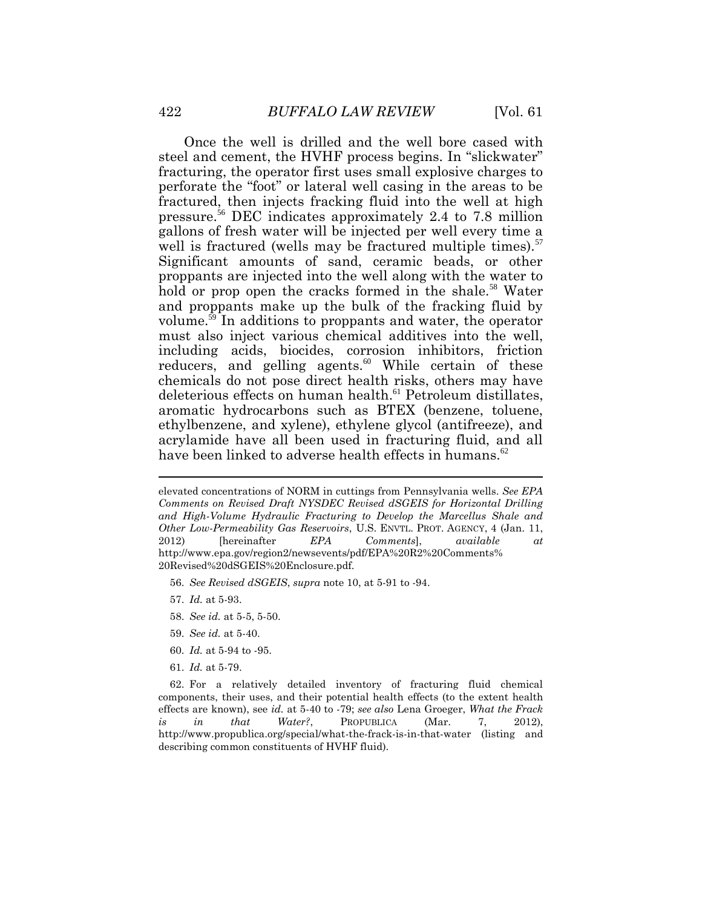Once the well is drilled and the well bore cased with steel and cement, the HVHF process begins. In "slickwater" fracturing, the operator first uses small explosive charges to perforate the "foot" or lateral well casing in the areas to be fractured, then injects fracking fluid into the well at high pressure.[56] DEC indicates approximately 2.4 to 7.8 million gallons of fresh water will be injected per well every time a well is fractured (wells may be fractured multiple times).[57] Significant amounts of sand, ceramic beads, or other proppants are injected into the well along with the water to hold or prop open the cracks formed in the shale.[58] Water and proppants make up the bulk of the fracking fluid by volume.[59] In additions to proppants and water, the operator must also inject various chemical additives into the well, including acids, biocides, corrosion inhibitors, friction reducers, and gelling agents.[60] While certain of these chemicals do not pose direct health risks, others may have deleterious effects on human health.[61] Petroleum distillates, aromatic hydrocarbons such as BTEX (benzene, toluene, ethylbenzene, and xylene), ethylene glycol (antifreeze), and acrylamide have all been used in fracturing fluid, and all have been linked to adverse health effects in humans.[62]

---

elevated concentrations of NORM in cuttings from Pennsylvania wells. *See EPA Comments on Revised Draft NYSDEC Revised dSGEIS for Horizontal Drilling and High-Volume Hydraulic Fracturing to Develop the Marcellus Shale and Other Low-Permeability Gas Reservoirs*, U.S. ENVTL. PROT. AGENCY, 4 (Jan. 11, 2012) [hereinafter *EPA Comments*], *available at* http://www.epa.gov/region2/newsevents/pdf/EPA%20R2%20Comments%20Revised%20dSGEIS%20Enclosure.pdf.

56. *See Revised dSGEIS*, *supra* note 10, at 5-91 to -94.

57. *Id.* at 5-93.

58. *See id.* at 5-5, 5-50.

59. *See id.* at 5-40.

60. *Id.* at 5-94 to -95.

61. *Id.* at 5-79.

62. For a relatively detailed inventory of fracturing fluid chemical components, their uses, and their potential health effects (to the extent health effects are known), see *id.* at 5-40 to -79; *see also* Lena Groeger, *What the Frack is in that Water?*, PROPUBLICA (Mar. 7, 2012), http://www.propublica.org/special/what-the-frack-is-in-that-water (listing and describing common constituents of HVHF fluid).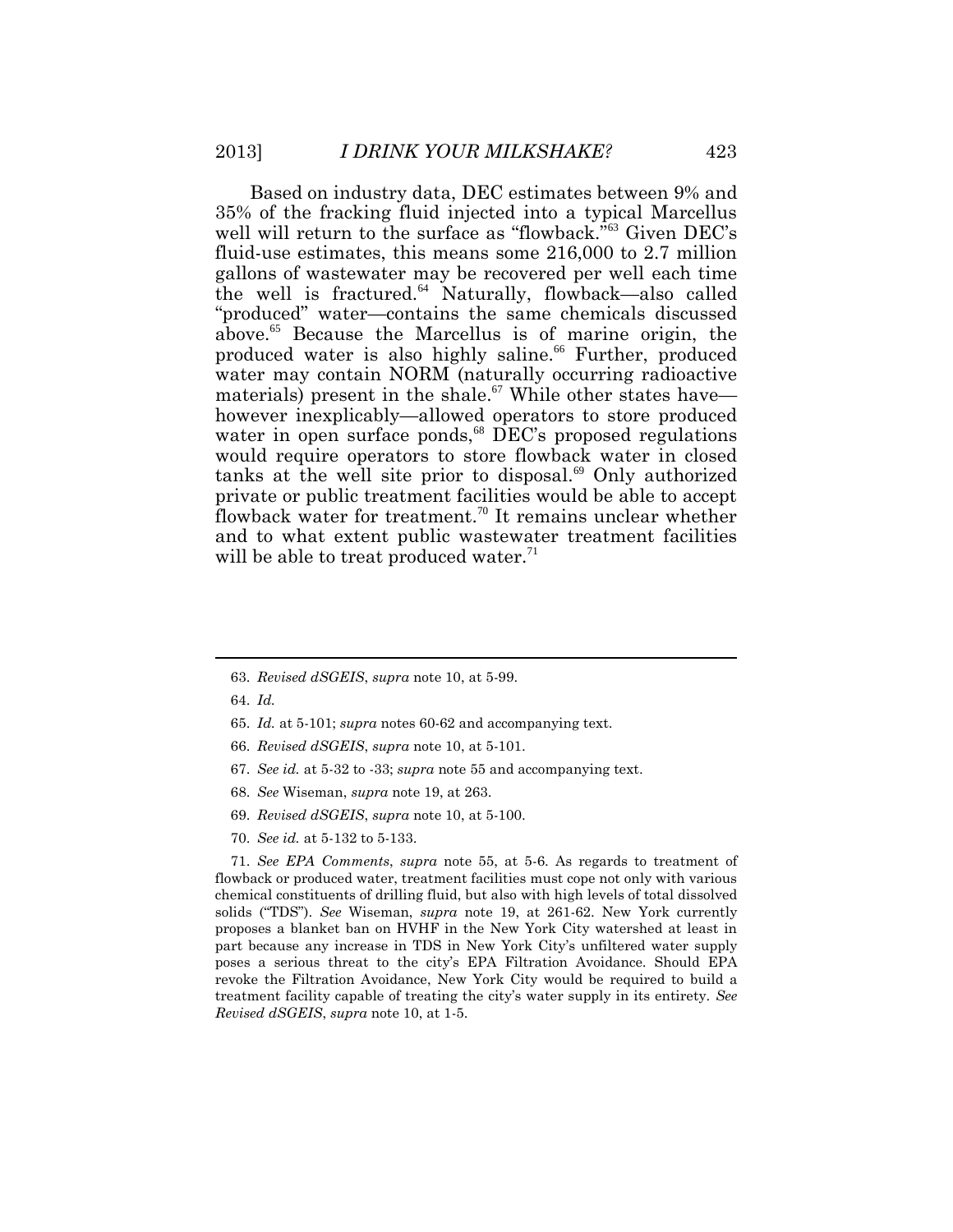Based on industry data, DEC estimates between 9% and 35% of the fracking fluid injected into a typical Marcellus well will return to the surface as "flowback."[63] Given DEC's fluid-use estimates, this means some 216,000 to 2.7 million gallons of wastewater may be recovered per well each time the well is fractured.[64] Naturally, flowback—also called "produced" water—contains the same chemicals discussed above.[65] Because the Marcellus is of marine origin, the produced water is also highly saline.[66] Further, produced water may contain NORM (naturally occurring radioactive materials) present in the shale.[67] While other states have—however inexplicably—allowed operators to store produced water in open surface ponds,[68] DEC's proposed regulations would require operators to store flowback water in closed tanks at the well site prior to disposal.[69] Only authorized private or public treatment facilities would be able to accept flowback water for treatment.[70] It remains unclear whether and to what extent public wastewater treatment facilities will be able to treat produced water.[71]

---

63. *Revised dSGEIS*, *supra* note 10, at 5-99.

64. *Id.*

65. *Id.* at 5-101; *supra* notes 60-62 and accompanying text.

66. *Revised dSGEIS*, *supra* note 10, at 5-101.

67. *See id.* at 5-32 to -33; *supra* note 55 and accompanying text.

68. *See* Wiseman, *supra* note 19, at 263.

69. *Revised dSGEIS*, *supra* note 10, at 5-100.

70. *See id.* at 5-132 to 5-133.

71. *See EPA Comments*, *supra* note 55, at 5-6. As regards to treatment of flowback or produced water, treatment facilities must cope not only with various chemical constituents of drilling fluid, but also with high levels of total dissolved solids ("TDS"). *See* Wiseman, *supra* note 19, at 261-62. New York currently proposes a blanket ban on HVHF in the New York City watershed at least in part because any increase in TDS in New York City's unfiltered water supply poses a serious threat to the city's EPA Filtration Avoidance. Should EPA revoke the Filtration Avoidance, New York City would be required to build a treatment facility capable of treating the city's water supply in its entirety. *See Revised dSGEIS*, *supra* note 10, at 1-5.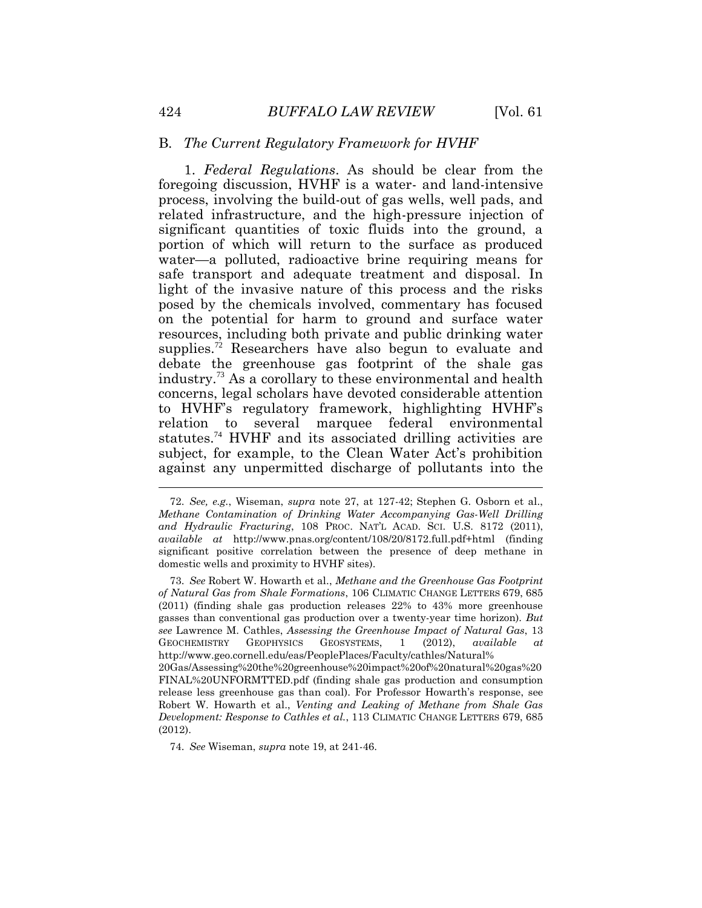## B. *The Current Regulatory Framework for HVHF*

1. *Federal Regulations*. As should be clear from the foregoing discussion, HVHF is a water- and land-intensive process, involving the build-out of gas wells, well pads, and related infrastructure, and the high-pressure injection of significant quantities of toxic fluids into the ground, a portion of which will return to the surface as produced water—a polluted, radioactive brine requiring means for safe transport and adequate treatment and disposal. In light of the invasive nature of this process and the risks posed by the chemicals involved, commentary has focused on the potential for harm to ground and surface water resources, including both private and public drinking water supplies.[72] Researchers have also begun to evaluate and debate the greenhouse gas footprint of the shale gas industry.[73] As a corollary to these environmental and health concerns, legal scholars have devoted considerable attention to HVHF's regulatory framework, highlighting HVHF's relation to several marquee federal environmental statutes.[74] HVHF and its associated drilling activities are subject, for example, to the Clean Water Act's prohibition against any unpermitted discharge of pollutants into the

---

72. *See, e.g.*, Wiseman, *supra* note 27, at 127-42; Stephen G. Osborn et al., *Methane Contamination of Drinking Water Accompanying Gas-Well Drilling and Hydraulic Fracturing*, 108 PROC. NAT'L ACAD. SCI. U.S. 8172 (2011), *available at* http://www.pnas.org/content/108/20/8172.full.pdf+html (finding significant positive correlation between the presence of deep methane in domestic wells and proximity to HVHF sites).

73. *See* Robert W. Howarth et al., *Methane and the Greenhouse Gas Footprint of Natural Gas from Shale Formations*, 106 CLIMATIC CHANGE LETTERS 679, 685 (2011) (finding shale gas production releases 22% to 43% more greenhouse gasses than conventional gas production over a twenty-year time horizon). *But see* Lawrence M. Cathles, *Assessing the Greenhouse Impact of Natural Gas*, 13 GEOCHEMISTRY GEOPHYSICS GEOSYSTEMS, 1 (2012), *available at* http://www.geo.cornell.edu/eas/PeoplePlaces/Faculty/cathles/Natural%20Gas/Assessing%20the%20greenhouse%20impact%20of%20natural%20gas%20FINAL%20UNFORMTTED.pdf (finding shale gas production and consumption release less greenhouse gas than coal). For Professor Howarth's response, see Robert W. Howarth et al., *Venting and Leaking of Methane from Shale Gas Development: Response to Cathles et al.*, 113 CLIMATIC CHANGE LETTERS 679, 685 (2012).

74. *See* Wiseman, *supra* note 19, at 241-46.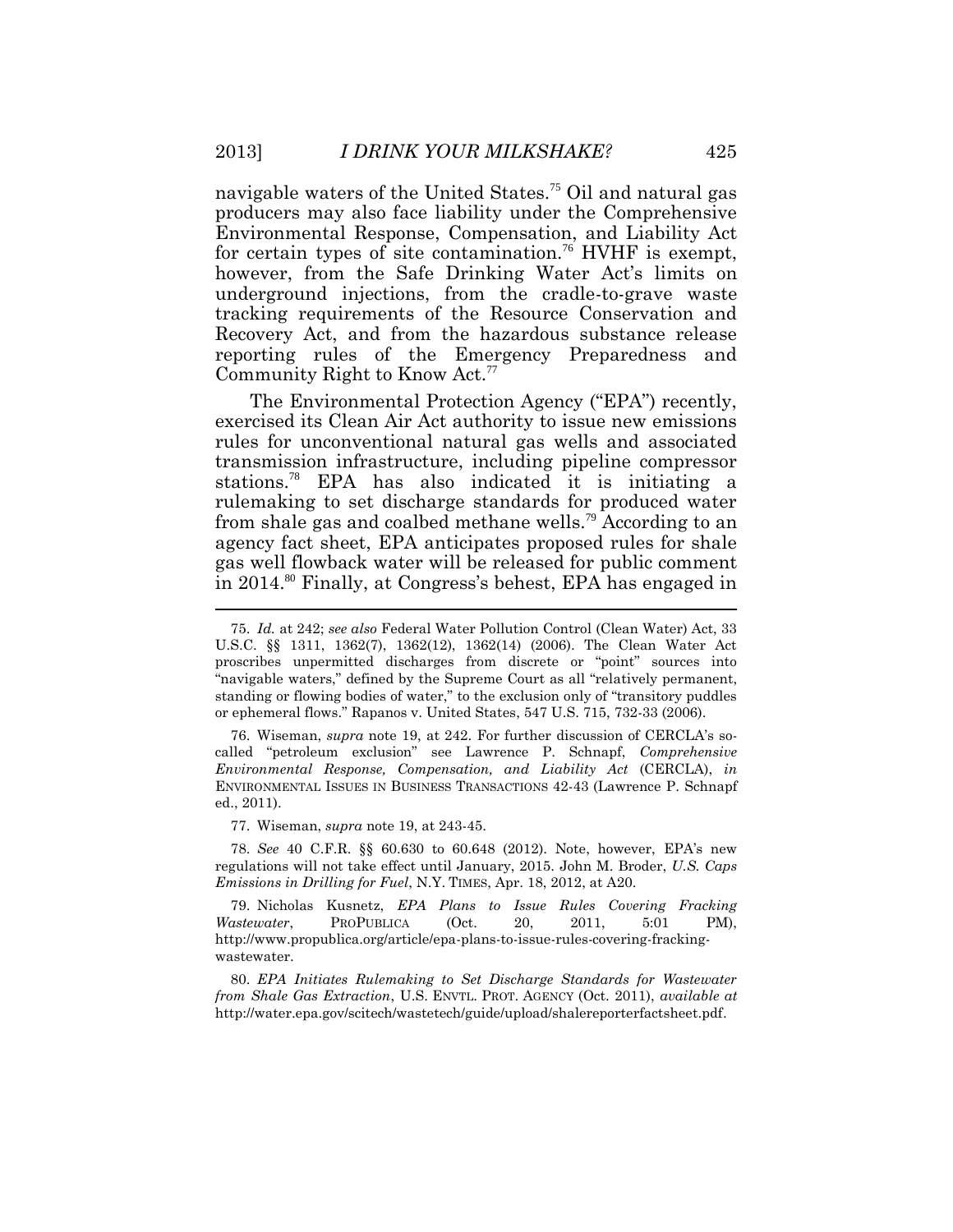navigable waters of the United States.[75] Oil and natural gas producers may also face liability under the Comprehensive Environmental Response, Compensation, and Liability Act for certain types of site contamination.[76] HVHF is exempt, however, from the Safe Drinking Water Act's limits on underground injections, from the cradle-to-grave waste tracking requirements of the Resource Conservation and Recovery Act, and from the hazardous substance release reporting rules of the Emergency Preparedness and Community Right to Know Act.[77]

The Environmental Protection Agency ("EPA") recently, exercised its Clean Air Act authority to issue new emissions rules for unconventional natural gas wells and associated transmission infrastructure, including pipeline compressor stations.[78] EPA has also indicated it is initiating a rulemaking to set discharge standards for produced water from shale gas and coalbed methane wells.[79] According to an agency fact sheet, EPA anticipates proposed rules for shale gas well flowback water will be released for public comment in 2014.[80] Finally, at Congress's behest, EPA has engaged in

---

75. *Id.* at 242; *see also* Federal Water Pollution Control (Clean Water) Act, 33 U.S.C. §§ 1311, 1362(7), 1362(12), 1362(14) (2006). The Clean Water Act proscribes unpermitted discharges from discrete or "point" sources into "navigable waters," defined by the Supreme Court as all "relatively permanent, standing or flowing bodies of water," to the exclusion only of "transitory puddles or ephemeral flows." Rapanos v. United States, 547 U.S. 715, 732-33 (2006).

76. Wiseman, *supra* note 19, at 242. For further discussion of CERCLA's so-called "petroleum exclusion" see Lawrence P. Schnapf, *Comprehensive Environmental Response, Compensation, and Liability Act* (CERCLA), *in* ENVIRONMENTAL ISSUES IN BUSINESS TRANSACTIONS 42-43 (Lawrence P. Schnapf ed., 2011).

77. Wiseman, *supra* note 19, at 243-45.

78. *See* 40 C.F.R. §§ 60.630 to 60.648 (2012). Note, however, EPA's new regulations will not take effect until January, 2015. John M. Broder, *U.S. Caps Emissions in Drilling for Fuel*, N.Y. TIMES, Apr. 18, 2012, at A20.

79. Nicholas Kusnetz, *EPA Plans to Issue Rules Covering Fracking Wastewater*, PROPUBLICA (Oct. 20, 2011, 5:01 PM), http://www.propublica.org/article/epa-plans-to-issue-rules-covering-fracking-wastewater.

80. *EPA Initiates Rulemaking to Set Discharge Standards for Wastewater from Shale Gas Extraction*, U.S. ENVTL. PROT. AGENCY (Oct. 2011), *available at* http://water.epa.gov/scitech/wastetech/guide/upload/shalereporterfactsheet.pdf.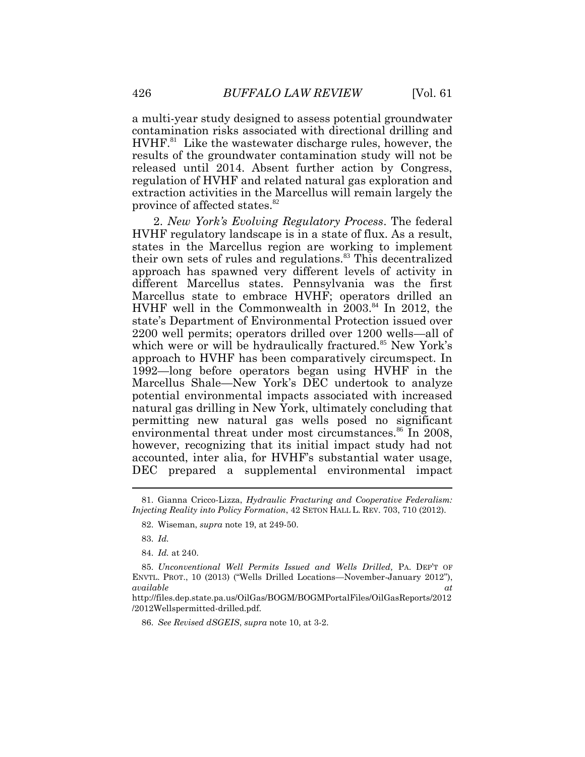a multi-year study designed to assess potential groundwater contamination risks associated with directional drilling and HVHF.[81] Like the wastewater discharge rules, however, the results of the groundwater contamination study will not be released until 2014. Absent further action by Congress, regulation of HVHF and related natural gas exploration and extraction activities in the Marcellus will remain largely the province of affected states.[82]

2. *New York's Evolving Regulatory Process*. The federal HVHF regulatory landscape is in a state of flux. As a result, states in the Marcellus region are working to implement their own sets of rules and regulations.[83] This decentralized approach has spawned very different levels of activity in different Marcellus states. Pennsylvania was the first Marcellus state to embrace HVHF; operators drilled an HVHF well in the Commonwealth in 2003.[84] In 2012, the state's Department of Environmental Protection issued over 2200 well permits; operators drilled over 1200 wells—all of which were or will be hydraulically fractured.[85] New York's approach to HVHF has been comparatively circumspect. In 1992—long before operators began using HVHF in the Marcellus Shale—New York's DEC undertook to analyze potential environmental impacts associated with increased natural gas drilling in New York, ultimately concluding that permitting new natural gas wells posed no significant environmental threat under most circumstances.[86] In 2008, however, recognizing that its initial impact study had not accounted, inter alia, for HVHF's substantial water usage, DEC prepared a supplemental environmental impact

---

81. Gianna Cricco-Lizza, *Hydraulic Fracturing and Cooperative Federalism: Injecting Reality into Policy Formation*, 42 SETON HALL L. REV. 703, 710 (2012).

82. Wiseman, *supra* note 19, at 249-50.

83. *Id.*

84. *Id.* at 240.

85. *Unconventional Well Permits Issued and Wells Drilled,* PA. DEP'T OF ENVTL. PROT., 10 (2013) ("Wells Drilled Locations—November-January 2012"), *available at* http://files.dep.state.pa.us/OilGas/BOGM/BOGMPortalFiles/OilGasReports/2012/2012Wellspermitted-drilled.pdf.

86. *See Revised dSGEIS*, *supra* note 10, at 3-2.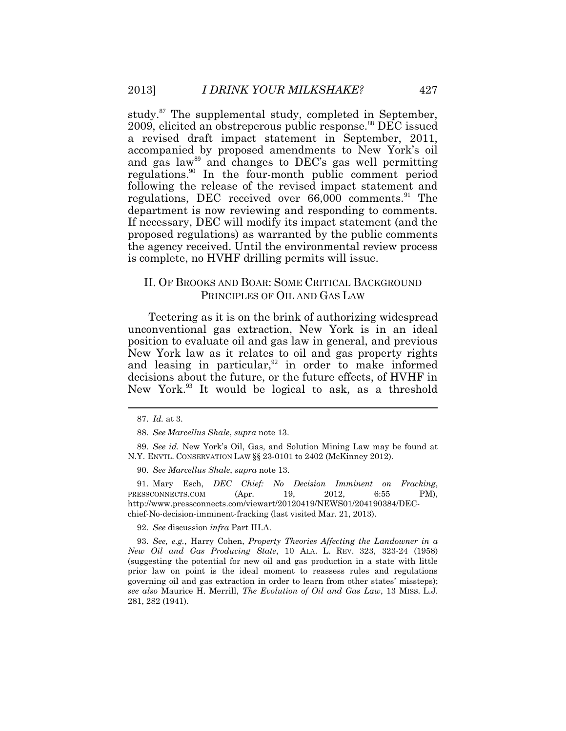study.[87] The supplemental study, completed in September, 2009, elicited an obstreperous public response.[88] DEC issued a revised draft impact statement in September, 2011, accompanied by proposed amendments to New York's oil and gas law[89] and changes to DEC's gas well permitting regulations.[90] In the four-month public comment period following the release of the revised impact statement and regulations, DEC received over 66,000 comments.[91] The department is now reviewing and responding to comments. If necessary, DEC will modify its impact statement (and the proposed regulations) as warranted by the public comments the agency received. Until the environmental review process is complete, no HVHF drilling permits will issue.

## II. OF BROOKS AND BOAR: SOME CRITICAL BACKGROUND PRINCIPLES OF OIL AND GAS LAW

Teetering as it is on the brink of authorizing widespread unconventional gas extraction, New York is in an ideal position to evaluate oil and gas law in general, and previous New York law as it relates to oil and gas property rights and leasing in particular,[92] in order to make informed decisions about the future, or the future effects, of HVHF in New York.[93] It would be logical to ask, as a threshold

---

87. *Id.* at 3.

88. *See Marcellus Shale*, *supra* note 13.

89. *See id.* New York's Oil, Gas, and Solution Mining Law may be found at N.Y. ENVTL. CONSERVATION LAW §§ 23-0101 to 2402 (McKinney 2012).

90. *See Marcellus Shale*, *supra* note 13.

91. Mary Esch, *DEC Chief: No Decision Imminent on Fracking*, PRESSCONNECTS.COM (Apr. 19, 2012, 6:55 PM), http://www.pressconnects.com/viewart/20120419/NEWS01/204190384/DEC-chief-No-decision-imminent-fracking (last visited Mar. 21, 2013).

92. *See* discussion *infra* Part III.A.

93. *See, e.g.*, Harry Cohen, *Property Theories Affecting the Landowner in a New Oil and Gas Producing State*, 10 ALA. L. REV. 323, 323-24 (1958) (suggesting the potential for new oil and gas production in a state with little prior law on point is the ideal moment to reassess rules and regulations governing oil and gas extraction in order to learn from other states' missteps); *see also* Maurice H. Merrill, *The Evolution of Oil and Gas Law*, 13 MISS. L.J. 281, 282 (1941).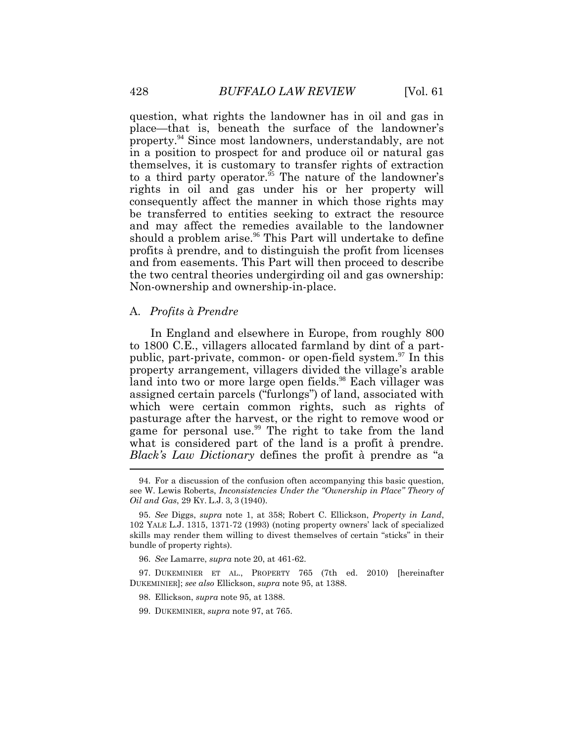question, what rights the landowner has in oil and gas in place—that is, beneath the surface of the landowner's property.[94] Since most landowners, understandably, are not in a position to prospect for and produce oil or natural gas themselves, it is customary to transfer rights of extraction to a third party operator.[95] The nature of the landowner's rights in oil and gas under his or her property will consequently affect the manner in which those rights may be transferred to entities seeking to extract the resource and may affect the remedies available to the landowner should a problem arise.[96] This Part will undertake to define profits à prendre, and to distinguish the profit from licenses and from easements. This Part will then proceed to describe the two central theories undergirding oil and gas ownership: Non-ownership and ownership-in-place.

### A. *Profits à Prendre*

In England and elsewhere in Europe, from roughly 800 to 1800 C.E., villagers allocated farmland by dint of a part-public, part-private, common- or open-field system.[97] In this property arrangement, villagers divided the village's arable land into two or more large open fields.[98] Each villager was assigned certain parcels ("furlongs") of land, associated with which were certain common rights, such as rights of pasturage after the harvest, or the right to remove wood or game for personal use.[99] The right to take from the land what is considered part of the land is a profit à prendre. *Black's Law Dictionary* defines the profit à prendre as "a

---

94. For a discussion of the confusion often accompanying this basic question, see W. Lewis Roberts, *Inconsistencies Under the "Ownership in Place" Theory of Oil and Gas*, 29 KY. L.J. 3, 3 (1940).

95. *See* Diggs, *supra* note 1, at 358; Robert C. Ellickson, *Property in Land*, 102 YALE L.J. 1315, 1371-72 (1993) (noting property owners' lack of specialized skills may render them willing to divest themselves of certain "sticks" in their bundle of property rights).

96. *See* Lamarre, *supra* note 20, at 461-62.

97. DUKEMINIER ET AL., PROPERTY 765 (7th ed. 2010) [hereinafter DUKEMINIER]; *see also* Ellickson, *supra* note 95, at 1388.

98. Ellickson, *supra* note 95, at 1388.

99. DUKEMINIER, *supra* note 97, at 765.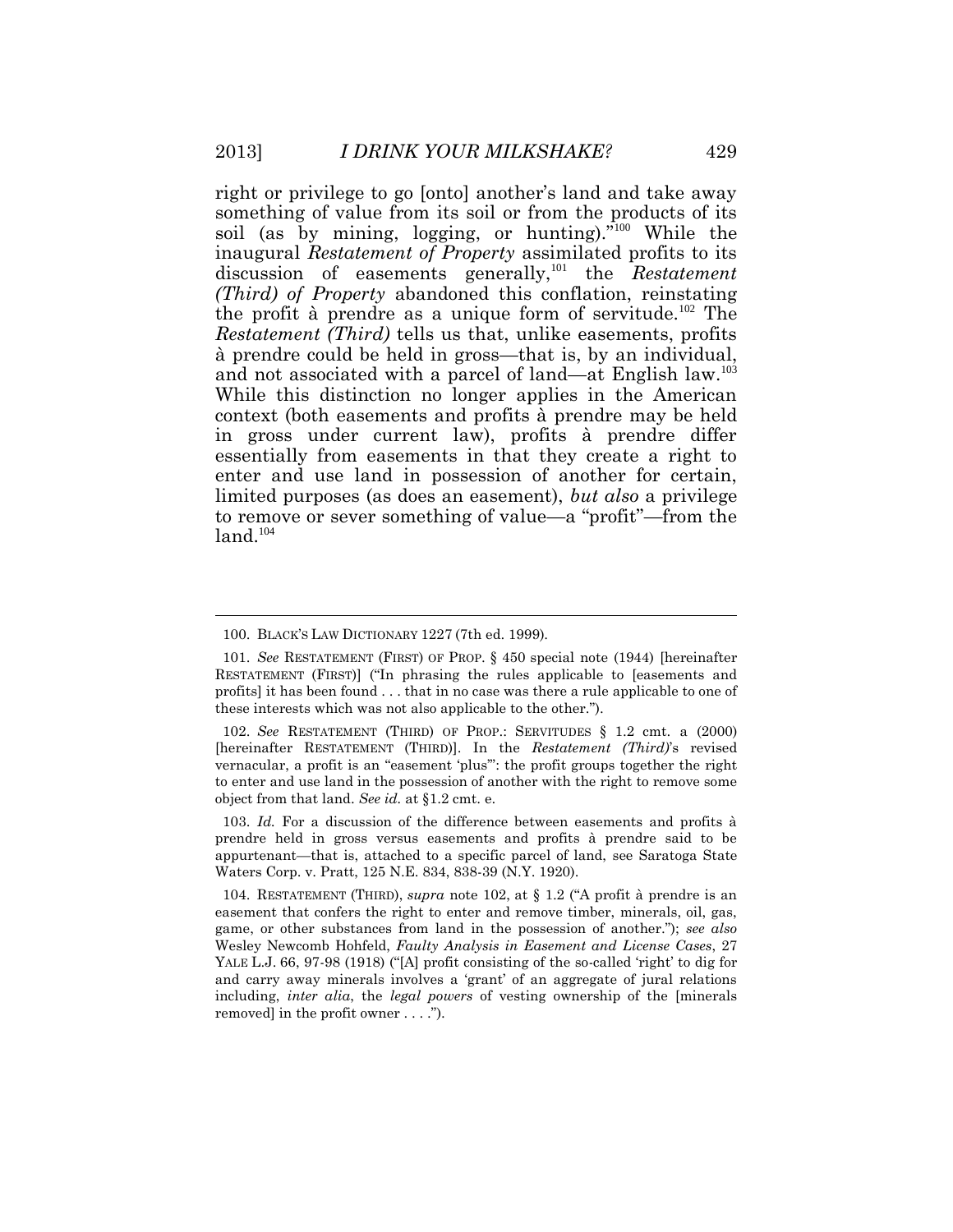right or privilege to go [onto] another's land and take away something of value from its soil or from the products of its soil (as by mining, logging, or hunting)."[100] While the inaugural *Restatement of Property* assimilated profits to its discussion of easements generally,[101] the *Restatement (Third) of Property* abandoned this conflation, reinstating the profit à prendre as a unique form of servitude.[102] The *Restatement (Third)* tells us that, unlike easements, profits à prendre could be held in gross—that is, by an individual, and not associated with a parcel of land—at English law.[103] While this distinction no longer applies in the American context (both easements and profits à prendre may be held in gross under current law), profits à prendre differ essentially from easements in that they create a right to enter and use land in possession of another for certain, limited purposes (as does an easement), *but also* a privilege to remove or sever something of value—a "profit"—from the land.[104]

---

100. BLACK'S LAW DICTIONARY 1227 (7th ed. 1999).

101. *See* RESTATEMENT (FIRST) OF PROP. § 450 special note (1944) [hereinafter RESTATEMENT (FIRST)] ("In phrasing the rules applicable to [easements and profits] it has been found . . . that in no case was there a rule applicable to one of these interests which was not also applicable to the other.").

102. *See* RESTATEMENT (THIRD) OF PROP.: SERVITUDES § 1.2 cmt. a (2000) [hereinafter RESTATEMENT (THIRD)]. In the *Restatement (Third)*'s revised vernacular, a profit is an "easement 'plus'": the profit groups together the right to enter and use land in the possession of another with the right to remove some object from that land. *See id.* at §1.2 cmt. e.

103. *Id.* For a discussion of the difference between easements and profits à prendre held in gross versus easements and profits à prendre said to be appurtenant—that is, attached to a specific parcel of land, see Saratoga State Waters Corp. v. Pratt, 125 N.E. 834, 838-39 (N.Y. 1920).

104. RESTATEMENT (THIRD), *supra* note 102, at § 1.2 ("A profit à prendre is an easement that confers the right to enter and remove timber, minerals, oil, gas, game, or other substances from land in the possession of another."); *see also* Wesley Newcomb Hohfeld, *Faulty Analysis in Easement and License Cases*, 27 YALE L.J. 66, 97-98 (1918) ("[A] profit consisting of the so-called 'right' to dig for and carry away minerals involves a 'grant' of an aggregate of jural relations including, *inter alia*, the *legal powers* of vesting ownership of the [minerals removed] in the profit owner . . . .").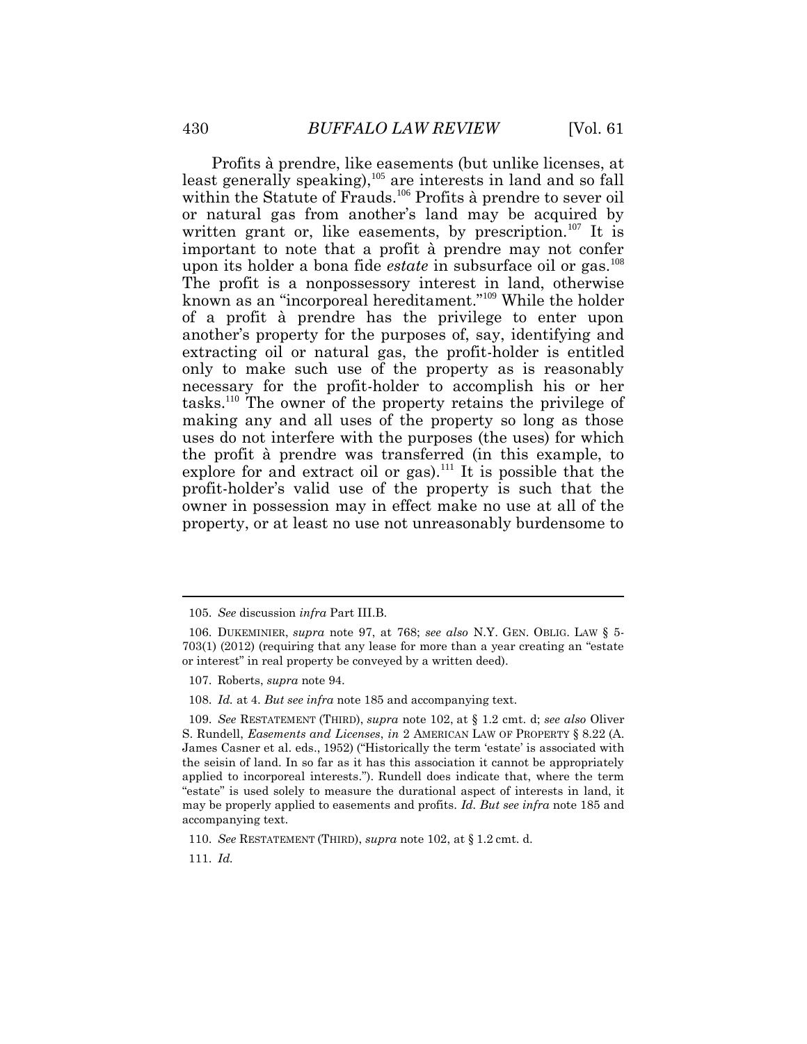Profits à prendre, like easements (but unlike licenses, at least generally speaking),[105] are interests in land and so fall within the Statute of Frauds.[106] Profits à prendre to sever oil or natural gas from another's land may be acquired by written grant or, like easements, by prescription.[107] It is important to note that a profit à prendre may not confer upon its holder a bona fide *estate* in subsurface oil or gas.[108] The profit is a nonpossessory interest in land, otherwise known as an "incorporeal hereditament."[109] While the holder of a profit à prendre has the privilege to enter upon another's property for the purposes of, say, identifying and extracting oil or natural gas, the profit-holder is entitled only to make such use of the property as is reasonably necessary for the profit-holder to accomplish his or her tasks.[110] The owner of the property retains the privilege of making any and all uses of the property so long as those uses do not interfere with the purposes (the uses) for which the profit à prendre was transferred (in this example, to explore for and extract oil or gas).[111] It is possible that the profit-holder's valid use of the property is such that the owner in possession may in effect make no use at all of the property, or at least no use not unreasonably burdensome to

---

105. *See* discussion *infra* Part III.B.

106. DUKEMINIER, *supra* note 97, at 768; *see also* N.Y. GEN. OBLIG. LAW § 5-703(1) (2012) (requiring that any lease for more than a year creating an "estate or interest" in real property be conveyed by a written deed).

107. Roberts, *supra* note 94.

108. *Id.* at 4. *But see infra* note 185 and accompanying text.

109. *See* RESTATEMENT (THIRD), *supra* note 102, at § 1.2 cmt. d; *see also* Oliver S. Rundell, *Easements and Licenses*, *in* 2 AMERICAN LAW OF PROPERTY § 8.22 (A. James Casner et al. eds., 1952) ("Historically the term 'estate' is associated with the seisin of land. In so far as it has this association it cannot be appropriately applied to incorporeal interests."). Rundell does indicate that, where the term "estate" is used solely to measure the durational aspect of interests in land, it may be properly applied to easements and profits. *Id. But see infra* note 185 and accompanying text.

110. *See* RESTATEMENT (THIRD), *supra* note 102, at § 1.2 cmt. d.

111. *Id.*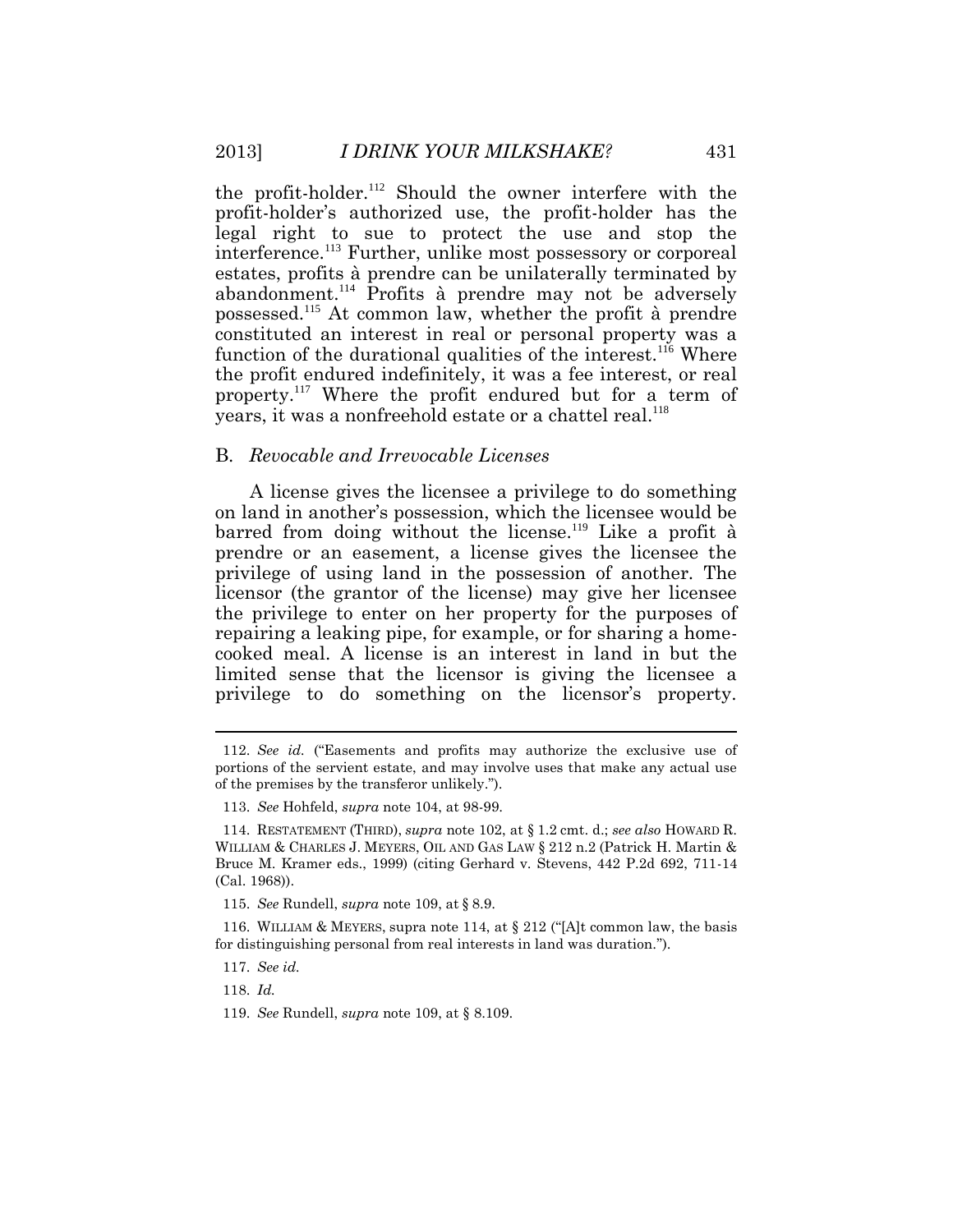the profit-holder.[112] Should the owner interfere with the profit-holder's authorized use, the profit-holder has the legal right to sue to protect the use and stop the interference.[113] Further, unlike most possessory or corporeal estates, profits à prendre can be unilaterally terminated by abandonment.[114] Profits à prendre may not be adversely possessed.[115] At common law, whether the profit à prendre constituted an interest in real or personal property was a function of the durational qualities of the interest.[116] Where the profit endured indefinitely, it was a fee interest, or real property.[117] Where the profit endured but for a term of years, it was a nonfreehold estate or a chattel real.[118]

## B. *Revocable and Irrevocable Licenses*

A license gives the licensee a privilege to do something on land in another's possession, which the licensee would be barred from doing without the license.[119] Like a profit à prendre or an easement, a license gives the licensee the privilege of using land in the possession of another. The licensor (the grantor of the license) may give her licensee the privilege to enter on her property for the purposes of repairing a leaking pipe, for example, or for sharing a home-cooked meal. A license is an interest in land in but the limited sense that the licensor is giving the licensee a privilege to do something on the licensor's property.

---

112. *See id.* ("Easements and profits may authorize the exclusive use of portions of the servient estate, and may involve uses that make any actual use of the premises by the transferor unlikely.").

113. *See* Hohfeld, *supra* note 104, at 98-99.

114. RESTATEMENT (THIRD), *supra* note 102, at § 1.2 cmt. d.; *see also* HOWARD R. WILLIAM & CHARLES J. MEYERS, OIL AND GAS LAW § 212 n.2 (Patrick H. Martin & Bruce M. Kramer eds., 1999) (citing Gerhard v. Stevens, 442 P.2d 692, 711-14 (Cal. 1968)).

115. *See* Rundell, *supra* note 109, at § 8.9.

116. WILLIAM & MEYERS, supra note 114, at § 212 ("[A]t common law, the basis for distinguishing personal from real interests in land was duration.").

117. *See id.*

118. *Id.*

119. *See* Rundell, *supra* note 109, at § 8.109.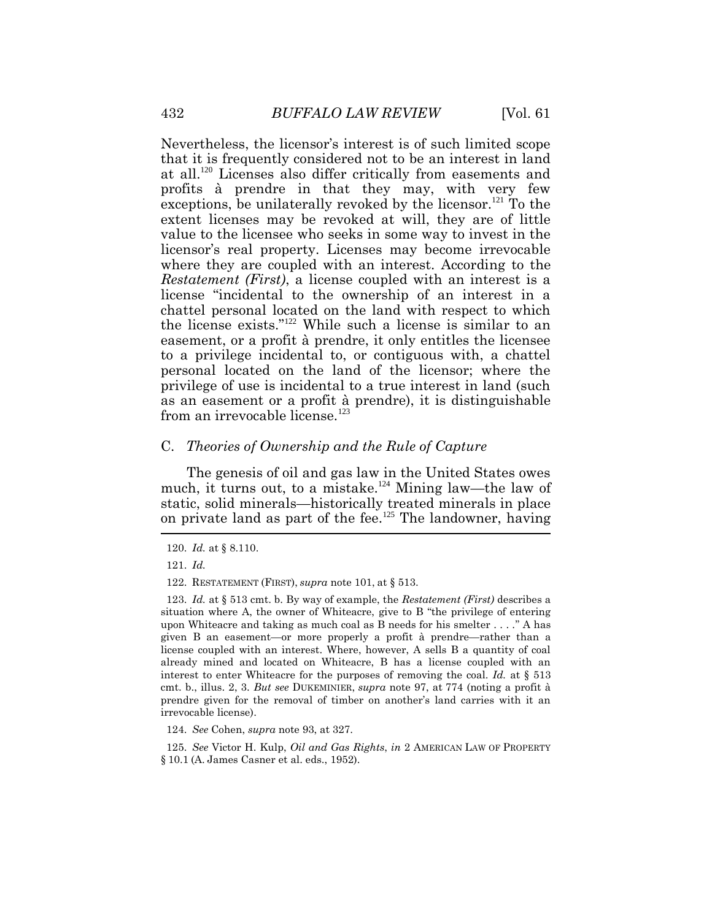Nevertheless, the licensor's interest is of such limited scope that it is frequently considered not to be an interest in land at all.[120] Licenses also differ critically from easements and profits à prendre in that they may, with very few exceptions, be unilaterally revoked by the licensor.[121] To the extent licenses may be revoked at will, they are of little value to the licensee who seeks in some way to invest in the licensor's real property. Licenses may become irrevocable where they are coupled with an interest. According to the *Restatement (First)*, a license coupled with an interest is a license "incidental to the ownership of an interest in a chattel personal located on the land with respect to which the license exists."[122] While such a license is similar to an easement, or a profit à prendre, it only entitles the licensee to a privilege incidental to, or contiguous with, a chattel personal located on the land of the licensor; where the privilege of use is incidental to a true interest in land (such as an easement or a profit à prendre), it is distinguishable from an irrevocable license.[123]

### C. *Theories of Ownership and the Rule of Capture*

The genesis of oil and gas law in the United States owes much, it turns out, to a mistake.[124] Mining law—the law of static, solid minerals—historically treated minerals in place on private land as part of the fee.[125] The landowner, having

---

120. *Id.* at § 8.110.

121. *Id.*

122. RESTATEMENT (FIRST), *supra* note 101, at § 513.

123. *Id.* at § 513 cmt. b. By way of example, the *Restatement (First)* describes a situation where A, the owner of Whiteacre, give to B "the privilege of entering upon Whiteacre and taking as much coal as B needs for his smelter . . . ." A has given B an easement—or more properly a profit à prendre—rather than a license coupled with an interest. Where, however, A sells B a quantity of coal already mined and located on Whiteacre, B has a license coupled with an interest to enter Whiteacre for the purposes of removing the coal. *Id.* at § 513 cmt. b., illus. 2, 3. *But see* DUKEMINIER, *supra* note 97, at 774 (noting a profit à prendre given for the removal of timber on another's land carries with it an irrevocable license).

124. *See* Cohen, *supra* note 93, at 327.

125. *See* Victor H. Kulp, *Oil and Gas Rights*, *in* 2 AMERICAN LAW OF PROPERTY § 10.1 (A. James Casner et al. eds., 1952).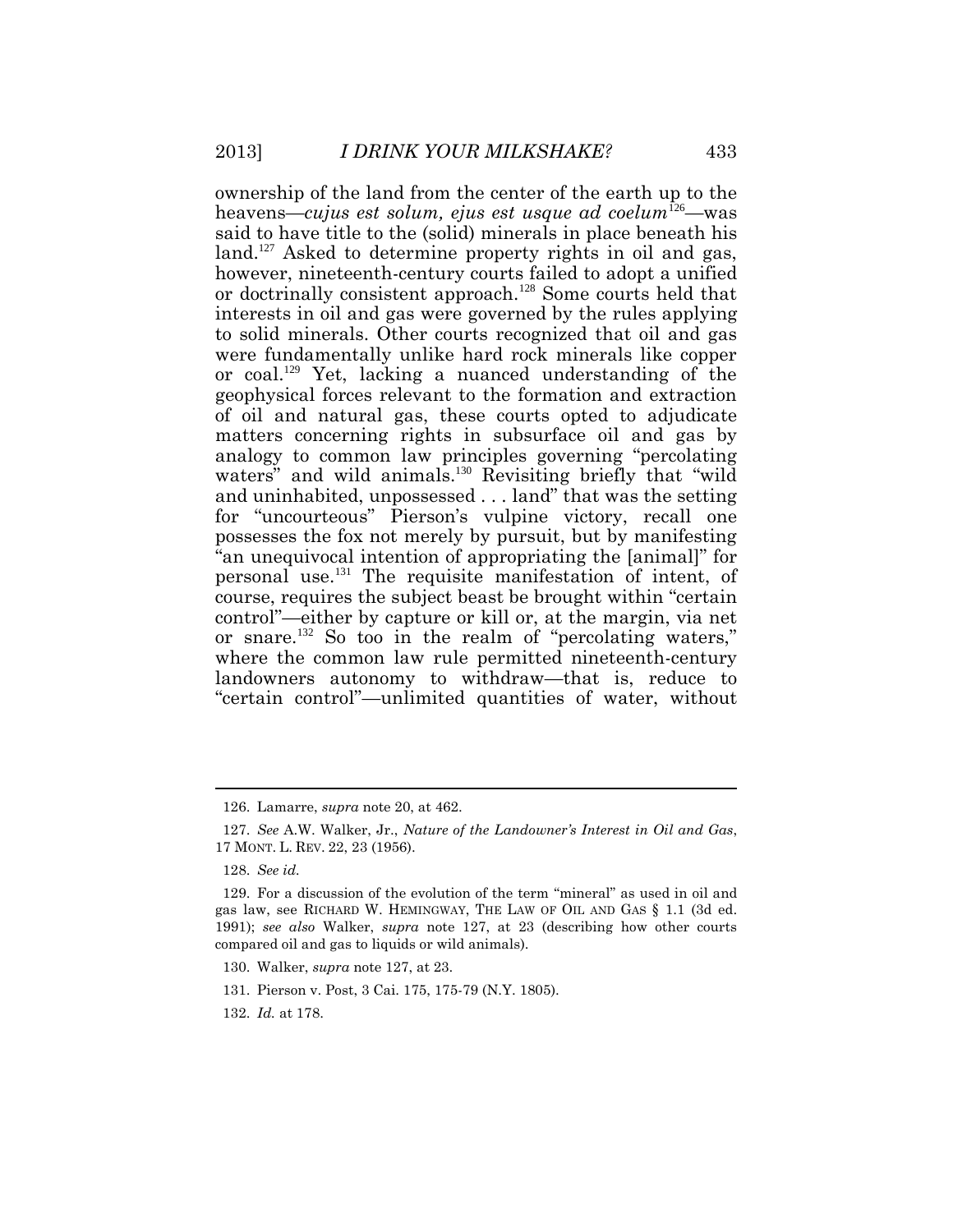ownership of the land from the center of the earth up to the heavens—*cujus est solum, ejus est usque ad coelum*[126]—was said to have title to the (solid) minerals in place beneath his land.[127] Asked to determine property rights in oil and gas, however, nineteenth-century courts failed to adopt a unified or doctrinally consistent approach.[128] Some courts held that interests in oil and gas were governed by the rules applying to solid minerals. Other courts recognized that oil and gas were fundamentally unlike hard rock minerals like copper or coal.[129] Yet, lacking a nuanced understanding of the geophysical forces relevant to the formation and extraction of oil and natural gas, these courts opted to adjudicate matters concerning rights in subsurface oil and gas by analogy to common law principles governing "percolating waters" and wild animals.[130] Revisiting briefly that "wild and uninhabited, unpossessed . . . land" that was the setting for "uncourteous" Pierson's vulpine victory, recall one possesses the fox not merely by pursuit, but by manifesting "an unequivocal intention of appropriating the [animal]" for personal use.[131] The requisite manifestation of intent, of course, requires the subject beast be brought within "certain control"—either by capture or kill or, at the margin, via net or snare.[132] So too in the realm of "percolating waters," where the common law rule permitted nineteenth-century landowners autonomy to withdraw—that is, reduce to "certain control"—unlimited quantities of water, without

---

126. Lamarre, *supra* note 20, at 462.

127. *See* A.W. Walker, Jr., *Nature of the Landowner's Interest in Oil and Gas*, 17 MONT. L. REV. 22, 23 (1956).

128. *See id.*

129. For a discussion of the evolution of the term "mineral" as used in oil and gas law, see RICHARD W. HEMINGWAY, THE LAW OF OIL AND GAS § 1.1 (3d ed. 1991); *see also* Walker, *supra* note 127, at 23 (describing how other courts compared oil and gas to liquids or wild animals).

130. Walker, *supra* note 127, at 23.

131. Pierson v. Post, 3 Cai. 175, 175-79 (N.Y. 1805).

132. *Id.* at 178.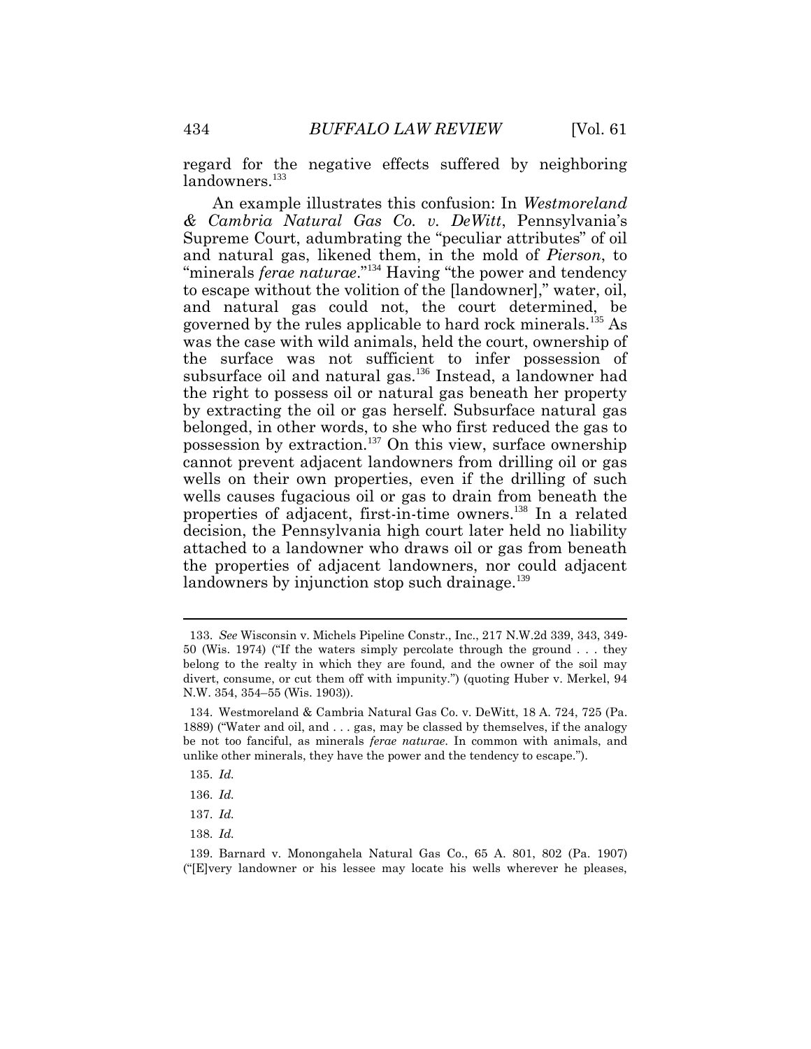regard for the negative effects suffered by neighboring landowners.[133]

An example illustrates this confusion: In *Westmoreland & Cambria Natural Gas Co. v. DeWitt*, Pennsylvania's Supreme Court, adumbrating the "peculiar attributes" of oil and natural gas, likened them, in the mold of *Pierson*, to "minerals *ferae naturae*."[134] Having "the power and tendency to escape without the volition of the [landowner]," water, oil, and natural gas could not, the court determined, be governed by the rules applicable to hard rock minerals.[135] As was the case with wild animals, held the court, ownership of the surface was not sufficient to infer possession of subsurface oil and natural gas.[136] Instead, a landowner had the right to possess oil or natural gas beneath her property by extracting the oil or gas herself. Subsurface natural gas belonged, in other words, to she who first reduced the gas to possession by extraction.[137] On this view, surface ownership cannot prevent adjacent landowners from drilling oil or gas wells on their own properties, even if the drilling of such wells causes fugacious oil or gas to drain from beneath the properties of adjacent, first-in-time owners.[138] In a related decision, the Pennsylvania high court later held no liability attached to a landowner who draws oil or gas from beneath the properties of adjacent landowners, nor could adjacent landowners by injunction stop such drainage.[139]

---

133. *See* Wisconsin v. Michels Pipeline Constr., Inc., 217 N.W.2d 339, 343, 349-50 (Wis. 1974) ("If the waters simply percolate through the ground . . . they belong to the realty in which they are found, and the owner of the soil may divert, consume, or cut them off with impunity.") (quoting Huber v. Merkel, 94 N.W. 354, 354–55 (Wis. 1903)).

134. Westmoreland & Cambria Natural Gas Co. v. DeWitt, 18 A. 724, 725 (Pa. 1889) ("Water and oil, and . . . gas, may be classed by themselves, if the analogy be not too fanciful, as minerals *ferae naturae*. In common with animals, and unlike other minerals, they have the power and the tendency to escape.").

135. *Id.*

136. *Id.*

137. *Id.*

138. *Id.*

139. Barnard v. Monongahela Natural Gas Co., 65 A. 801, 802 (Pa. 1907) ("[E]very landowner or his lessee may locate his wells wherever he pleases,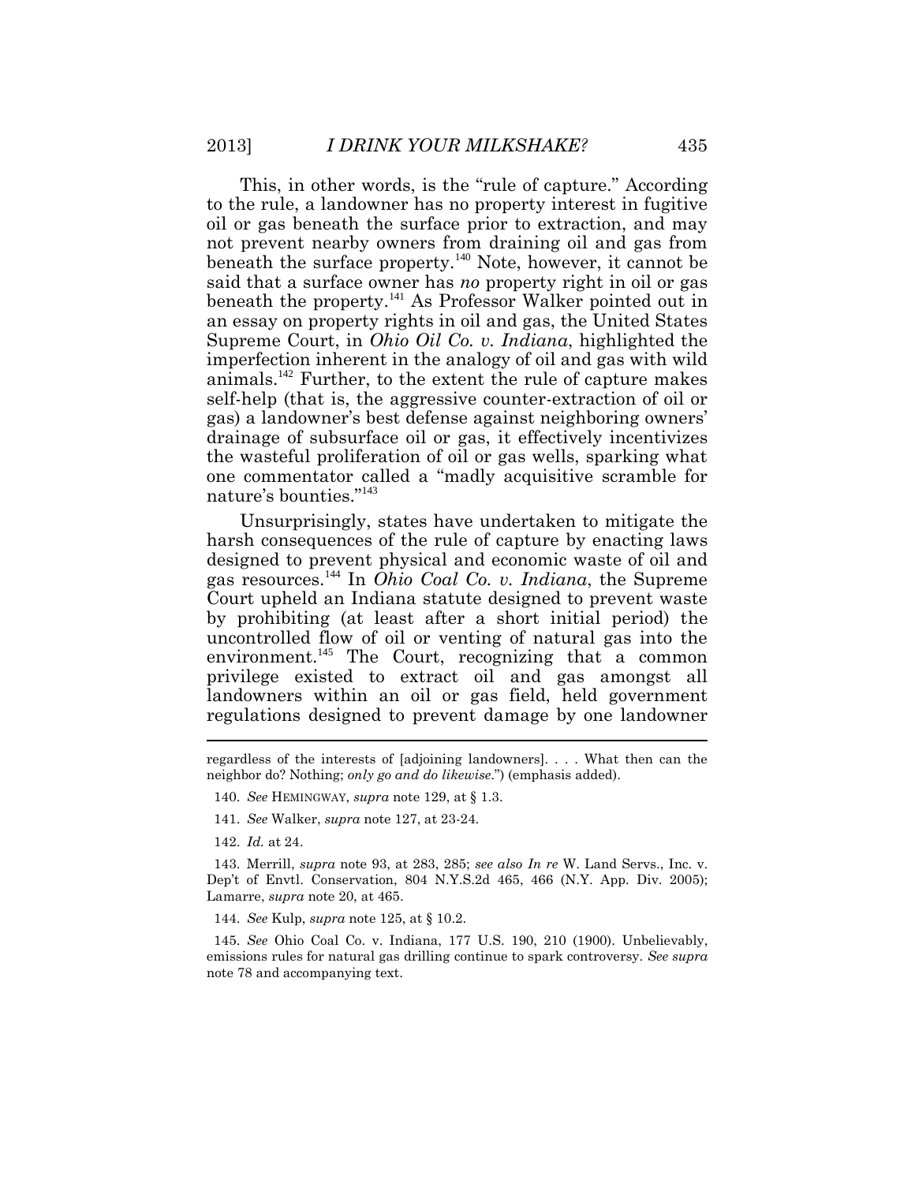This, in other words, is the "rule of capture." According to the rule, a landowner has no property interest in fugitive oil or gas beneath the surface prior to extraction, and may not prevent nearby owners from draining oil and gas from beneath the surface property.[140] Note, however, it cannot be said that a surface owner has *no* property right in oil or gas beneath the property.[141] As Professor Walker pointed out in an essay on property rights in oil and gas, the United States Supreme Court, in *Ohio Oil Co. v. Indiana*, highlighted the imperfection inherent in the analogy of oil and gas with wild animals.[142] Further, to the extent the rule of capture makes self-help (that is, the aggressive counter-extraction of oil or gas) a landowner's best defense against neighboring owners' drainage of subsurface oil or gas, it effectively incentivizes the wasteful proliferation of oil or gas wells, sparking what one commentator called a "madly acquisitive scramble for nature's bounties."[143]

Unsurprisingly, states have undertaken to mitigate the harsh consequences of the rule of capture by enacting laws designed to prevent physical and economic waste of oil and gas resources.[144] In *Ohio Coal Co. v. Indiana*, the Supreme Court upheld an Indiana statute designed to prevent waste by prohibiting (at least after a short initial period) the uncontrolled flow of oil or venting of natural gas into the environment.[145] The Court, recognizing that a common privilege existed to extract oil and gas amongst all landowners within an oil or gas field, held government regulations designed to prevent damage by one landowner

---

regardless of the interests of [adjoining landowners]. . . . What then can the neighbor do? Nothing; *only go and do likewise*.") (emphasis added).

140. *See* HEMINGWAY, *supra* note 129, at § 1.3.

141. *See* Walker, *supra* note 127, at 23-24.

142. *Id.* at 24.

143. Merrill, *supra* note 93, at 283, 285; *see also In re* W. Land Servs., Inc. v. Dep't of Envtl. Conservation, 804 N.Y.S.2d 465, 466 (N.Y. App. Div. 2005); Lamarre, *supra* note 20, at 465.

144. *See* Kulp, *supra* note 125, at § 10.2.

145. *See* Ohio Coal Co. v. Indiana, 177 U.S. 190, 210 (1900). Unbelievably, emissions rules for natural gas drilling continue to spark controversy. *See supra* note 78 and accompanying text.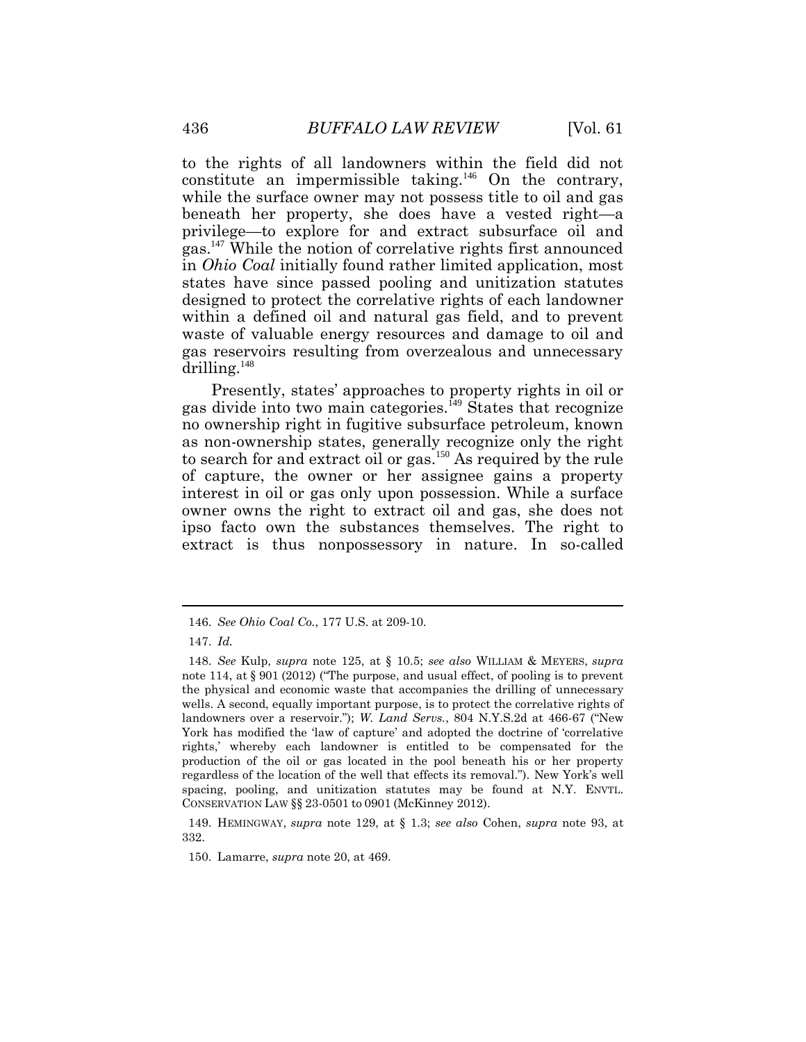to the rights of all landowners within the field did not constitute an impermissible taking.[146] On the contrary, while the surface owner may not possess title to oil and gas beneath her property, she does have a vested right—a privilege—to explore for and extract subsurface oil and gas.[147] While the notion of correlative rights first announced in *Ohio Coal* initially found rather limited application, most states have since passed pooling and unitization statutes designed to protect the correlative rights of each landowner within a defined oil and natural gas field, and to prevent waste of valuable energy resources and damage to oil and gas reservoirs resulting from overzealous and unnecessary drilling.[148]

Presently, states' approaches to property rights in oil or gas divide into two main categories.[149] States that recognize no ownership right in fugitive subsurface petroleum, known as non-ownership states, generally recognize only the right to search for and extract oil or gas.[150] As required by the rule of capture, the owner or her assignee gains a property interest in oil or gas only upon possession. While a surface owner owns the right to extract oil and gas, she does not ipso facto own the substances themselves. The right to extract is thus nonpossessory in nature. In so-called

---

146. *See Ohio Coal Co.*, 177 U.S. at 209-10.

147. *Id.*

148. *See* Kulp, *supra* note 125, at § 10.5; *see also* WILLIAM & MEYERS, *supra* note 114, at § 901 (2012) ("The purpose, and usual effect, of pooling is to prevent the physical and economic waste that accompanies the drilling of unnecessary wells. A second, equally important purpose, is to protect the correlative rights of landowners over a reservoir."); *W. Land Servs.*, 804 N.Y.S.2d at 466-67 ("New York has modified the 'law of capture' and adopted the doctrine of 'correlative rights,' whereby each landowner is entitled to be compensated for the production of the oil or gas located in the pool beneath his or her property regardless of the location of the well that effects its removal."). New York's well spacing, pooling, and unitization statutes may be found at N.Y. ENVTL. CONSERVATION LAW §§ 23-0501 to 0901 (McKinney 2012).

149. HEMINGWAY, *supra* note 129, at § 1.3; *see also* Cohen, *supra* note 93, at 332.

150. Lamarre, *supra* note 20, at 469.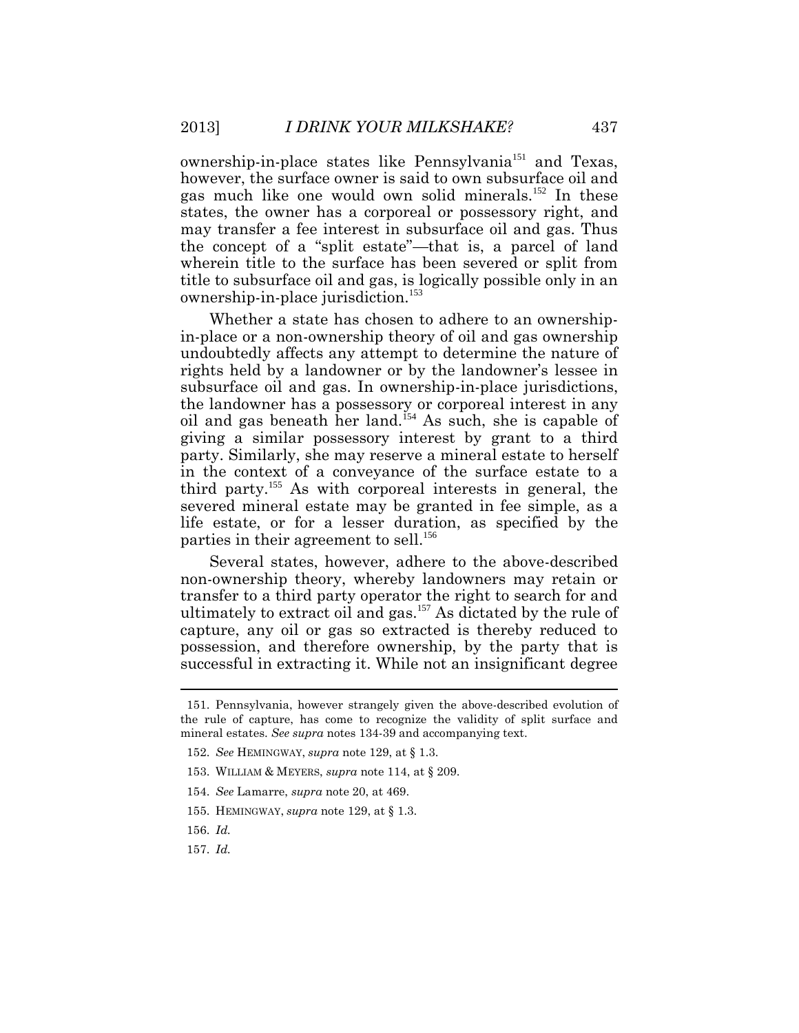ownership-in-place states like Pennsylvania[151] and Texas, however, the surface owner is said to own subsurface oil and gas much like one would own solid minerals.[152] In these states, the owner has a corporeal or possessory right, and may transfer a fee interest in subsurface oil and gas. Thus the concept of a "split estate"—that is, a parcel of land wherein title to the surface has been severed or split from title to subsurface oil and gas, is logically possible only in an ownership-in-place jurisdiction.[153]

Whether a state has chosen to adhere to an ownership-in-place or a non-ownership theory of oil and gas ownership undoubtedly affects any attempt to determine the nature of rights held by a landowner or by the landowner's lessee in subsurface oil and gas. In ownership-in-place jurisdictions, the landowner has a possessory or corporeal interest in any oil and gas beneath her land.[154] As such, she is capable of giving a similar possessory interest by grant to a third party. Similarly, she may reserve a mineral estate to herself in the context of a conveyance of the surface estate to a third party.[155] As with corporeal interests in general, the severed mineral estate may be granted in fee simple, as a life estate, or for a lesser duration, as specified by the parties in their agreement to sell.[156]

Several states, however, adhere to the above-described non-ownership theory, whereby landowners may retain or transfer to a third party operator the right to search for and ultimately to extract oil and gas.[157] As dictated by the rule of capture, any oil or gas so extracted is thereby reduced to possession, and therefore ownership, by the party that is successful in extracting it. While not an insignificant degree

---

151. Pennsylvania, however strangely given the above-described evolution of the rule of capture, has come to recognize the validity of split surface and mineral estates. *See supra* notes 134-39 and accompanying text.

152. *See* HEMINGWAY, *supra* note 129, at § 1.3.

153. WILLIAM & MEYERS, *supra* note 114, at § 209.

154. *See* Lamarre, *supra* note 20, at 469.

155. HEMINGWAY, *supra* note 129, at § 1.3.

156. *Id.*

157. *Id.*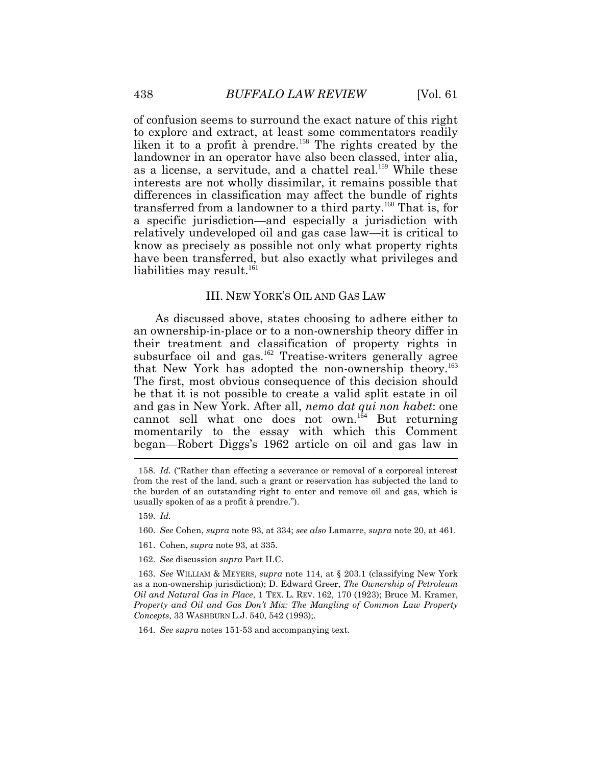of confusion seems to surround the exact nature of this right to explore and extract, at least some commentators readily liken it to a profit à prendre.[158] The rights created by the landowner in an operator have also been classed, inter alia, as a license, a servitude, and a chattel real.[159] While these interests are not wholly dissimilar, it remains possible that differences in classification may affect the bundle of rights transferred from a landowner to a third party.[160] That is, for a specific jurisdiction—and especially a jurisdiction with relatively undeveloped oil and gas case law—it is critical to know as precisely as possible not only what property rights have been transferred, but also exactly what privileges and liabilities may result.[161]

## III. NEW YORK'S OIL AND GAS LAW

As discussed above, states choosing to adhere either to an ownership-in-place or to a non-ownership theory differ in their treatment and classification of property rights in subsurface oil and gas.[162] Treatise-writers generally agree that New York has adopted the non-ownership theory.[163] The first, most obvious consequence of this decision should be that it is not possible to create a valid split estate in oil and gas in New York. After all, *nemo dat qui non habet*: one cannot sell what one does not own.[164] But returning momentarily to the essay with which this Comment began—Robert Diggs's 1962 article on oil and gas law in

---

158. *Id.* ("Rather than effecting a severance or removal of a corporeal interest from the rest of the land, such a grant or reservation has subjected the land to the burden of an outstanding right to enter and remove oil and gas, which is usually spoken of as a profit à prendre.").

159. *Id.*

160. *See* Cohen, *supra* note 93, at 334; *see also* Lamarre, *supra* note 20, at 461.

161. Cohen, *supra* note 93, at 335.

162. *See* discussion *supra* Part II.C.

163. *See* WILLIAM & MEYERS, *supra* note 114, at § 203.1 (classifying New York as a non-ownership jurisdiction); D. Edward Greer, *The Ownership of Petroleum Oil and Natural Gas in Place*, 1 TEX. L. REV. 162, 170 (1923); Bruce M. Kramer, *Property and Oil and Gas Don't Mix: The Mangling of Common Law Property Concepts*, 33 WASHBURN L.J. 540, 542 (1993);.

164. *See supra* notes 151-53 and accompanying text.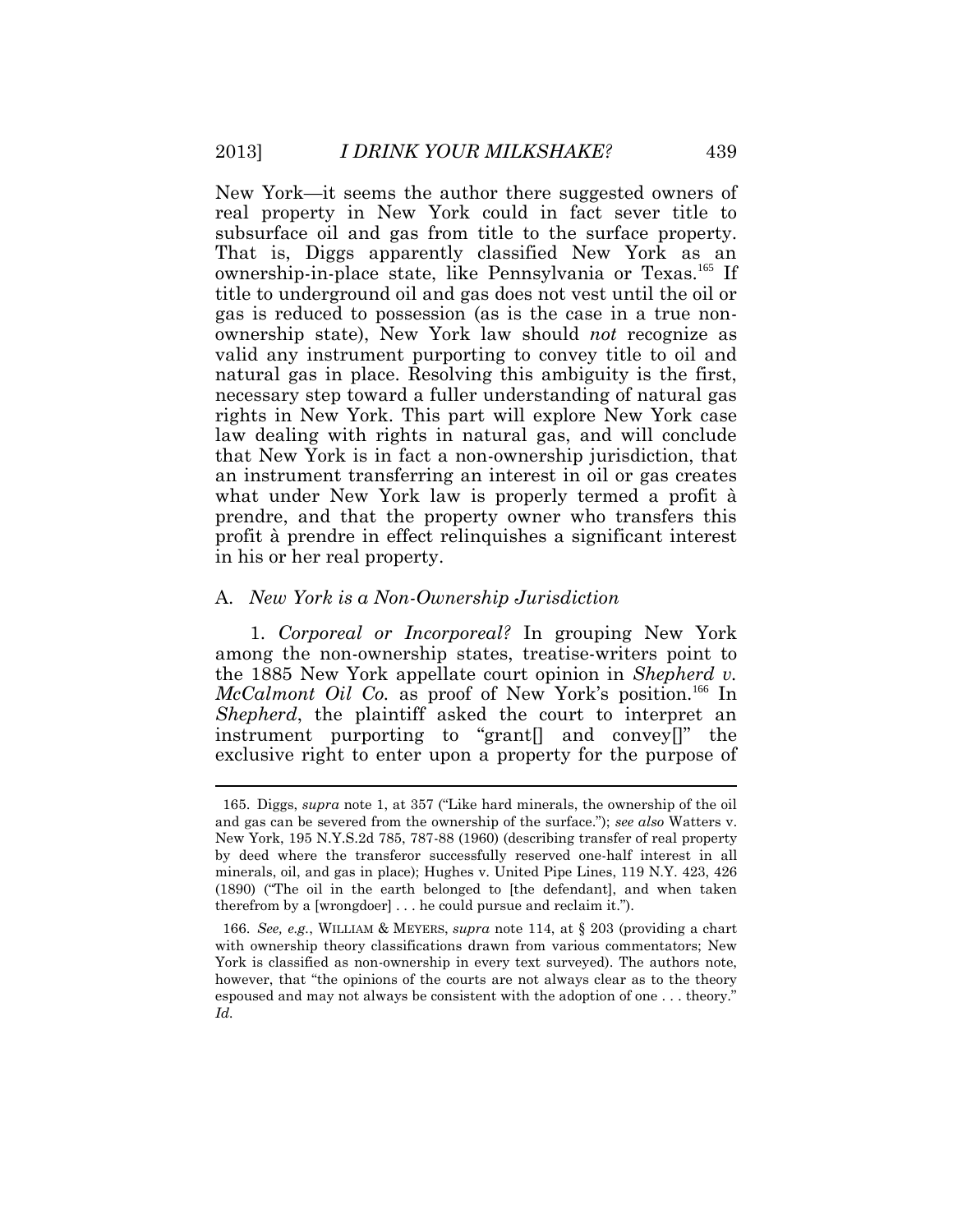New York—it seems the author there suggested owners of real property in New York could in fact sever title to subsurface oil and gas from title to the surface property. That is, Diggs apparently classified New York as an ownership-in-place state, like Pennsylvania or Texas.[165] If title to underground oil and gas does not vest until the oil or gas is reduced to possession (as is the case in a true non-ownership state), New York law should *not* recognize as valid any instrument purporting to convey title to oil and natural gas in place. Resolving this ambiguity is the first, necessary step toward a fuller understanding of natural gas rights in New York. This part will explore New York case law dealing with rights in natural gas, and will conclude that New York is in fact a non-ownership jurisdiction, that an instrument transferring an interest in oil or gas creates what under New York law is properly termed a profit à prendre, and that the property owner who transfers this profit à prendre in effect relinquishes a significant interest in his or her real property.

## A. *New York is a Non-Ownership Jurisdiction*

1. *Corporeal or Incorporeal?* In grouping New York among the non-ownership states, treatise-writers point to the 1885 New York appellate court opinion in *Shepherd v. McCalmont Oil Co.* as proof of New York's position.[166] In *Shepherd*, the plaintiff asked the court to interpret an instrument purporting to "grant[] and convey[]" the exclusive right to enter upon a property for the purpose of

---

165. Diggs, *supra* note 1, at 357 ("Like hard minerals, the ownership of the oil and gas can be severed from the ownership of the surface."); *see also* Watters v. New York, 195 N.Y.S.2d 785, 787-88 (1960) (describing transfer of real property by deed where the transferor successfully reserved one-half interest in all minerals, oil, and gas in place); Hughes v. United Pipe Lines, 119 N.Y. 423, 426 (1890) ("The oil in the earth belonged to [the defendant], and when taken therefrom by a [wrongdoer] . . . he could pursue and reclaim it.").

166. *See, e.g.*, WILLIAM & MEYERS, *supra* note 114, at § 203 (providing a chart with ownership theory classifications drawn from various commentators; New York is classified as non-ownership in every text surveyed). The authors note, however, that "the opinions of the courts are not always clear as to the theory espoused and may not always be consistent with the adoption of one . . . theory." *Id.*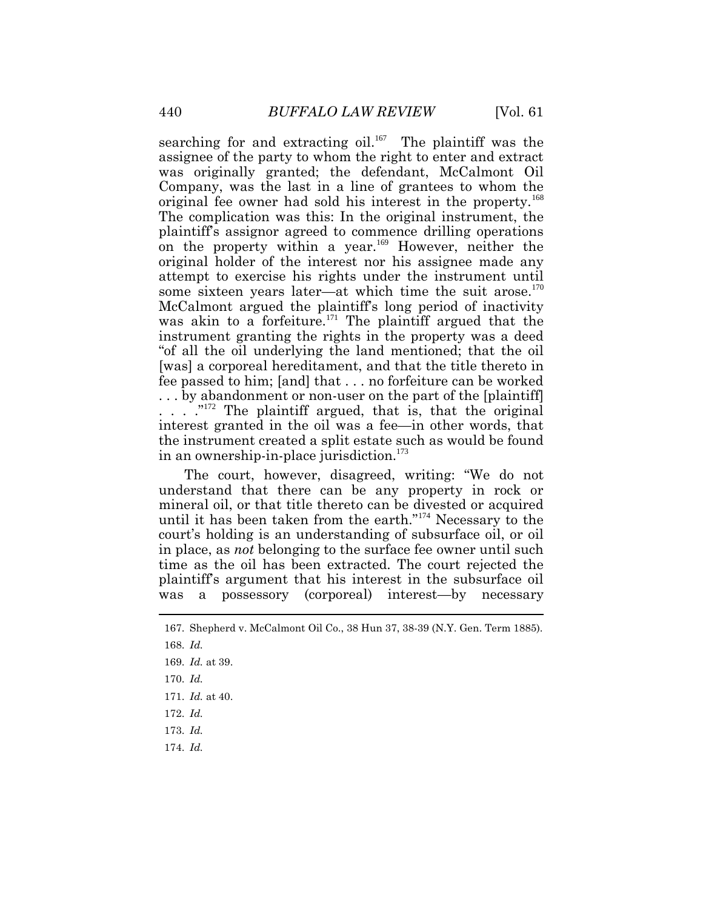searching for and extracting oil.[167] The plaintiff was the assignee of the party to whom the right to enter and extract was originally granted; the defendant, McCalmont Oil Company, was the last in a line of grantees to whom the original fee owner had sold his interest in the property.[168] The complication was this: In the original instrument, the plaintiff's assignor agreed to commence drilling operations on the property within a year.[169] However, neither the original holder of the interest nor his assignee made any attempt to exercise his rights under the instrument until some sixteen years later—at which time the suit arose.[170] McCalmont argued the plaintiff's long period of inactivity was akin to a forfeiture.[171] The plaintiff argued that the instrument granting the rights in the property was a deed "of all the oil underlying the land mentioned; that the oil [was] a corporeal hereditament, and that the title thereto in fee passed to him; [and] that . . . no forfeiture can be worked . . . by abandonment or non-user on the part of the [plaintiff] . . . ."[172] The plaintiff argued, that is, that the original interest granted in the oil was a fee—in other words, that the instrument created a split estate such as would be found in an ownership-in-place jurisdiction.[173]

The court, however, disagreed, writing: "We do not understand that there can be any property in rock or mineral oil, or that title thereto can be divested or acquired until it has been taken from the earth."[174] Necessary to the court's holding is an understanding of subsurface oil, or oil in place, as *not* belonging to the surface fee owner until such time as the oil has been extracted. The court rejected the plaintiff's argument that his interest in the subsurface oil was a possessory (corporeal) interest—by necessary

---

167. Shepherd v. McCalmont Oil Co., 38 Hun 37, 38-39 (N.Y. Gen. Term 1885).

168. *Id.*

169. *Id.* at 39.

170. *Id.*

171. *Id.* at 40.

172. *Id.*

173. *Id.*

174. *Id.*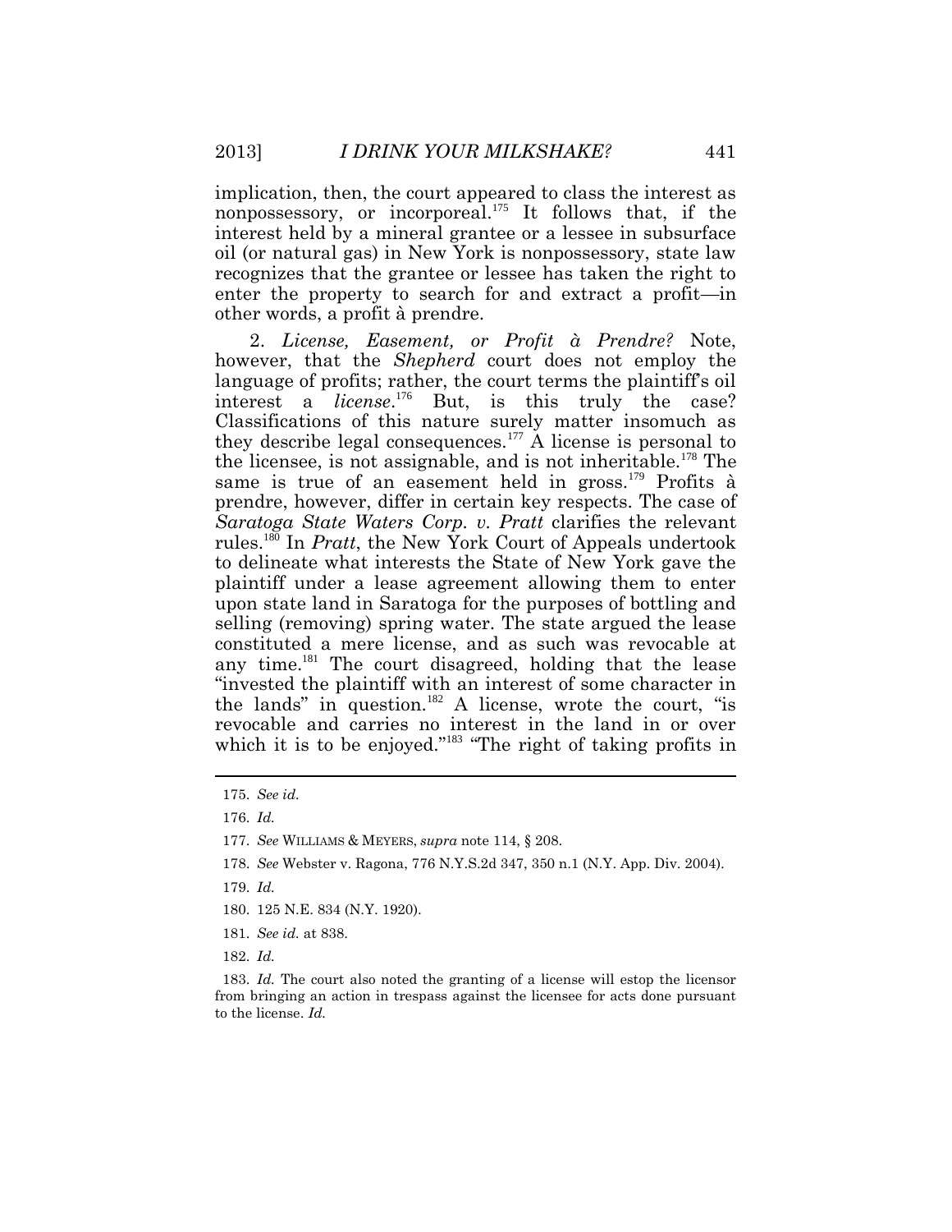implication, then, the court appeared to class the interest as nonpossessory, or incorporeal.[175] It follows that, if the interest held by a mineral grantee or a lessee in subsurface oil (or natural gas) in New York is nonpossessory, state law recognizes that the grantee or lessee has taken the right to enter the property to search for and extract a profit—in other words, a profit à prendre.

2. *License, Easement, or Profit à Prendre?* Note, however, that the *Shepherd* court does not employ the language of profits; rather, the court terms the plaintiff's oil interest a *license*.[176] But, is this truly the case? Classifications of this nature surely matter insomuch as they describe legal consequences.[177] A license is personal to the licensee, is not assignable, and is not inheritable.[178] The same is true of an easement held in gross.[179] Profits à prendre, however, differ in certain key respects. The case of *Saratoga State Waters Corp. v. Pratt* clarifies the relevant rules.[180] In *Pratt*, the New York Court of Appeals undertook to delineate what interests the State of New York gave the plaintiff under a lease agreement allowing them to enter upon state land in Saratoga for the purposes of bottling and selling (removing) spring water. The state argued the lease constituted a mere license, and as such was revocable at any time.[181] The court disagreed, holding that the lease "invested the plaintiff with an interest of some character in the lands" in question.[182] A license, wrote the court, "is revocable and carries no interest in the land in or over which it is to be enjoyed."[183] "The right of taking profits in

---

175. *See id.*

176. *Id.*

177. *See* WILLIAMS & MEYERS, *supra* note 114, § 208.

178. *See* Webster v. Ragona, 776 N.Y.S.2d 347, 350 n.1 (N.Y. App. Div. 2004).

179. *Id.*

180. 125 N.E. 834 (N.Y. 1920).

181. *See id.* at 838.

182. *Id.*

183. *Id.* The court also noted the granting of a license will estop the licensor from bringing an action in trespass against the licensee for acts done pursuant to the license. *Id.*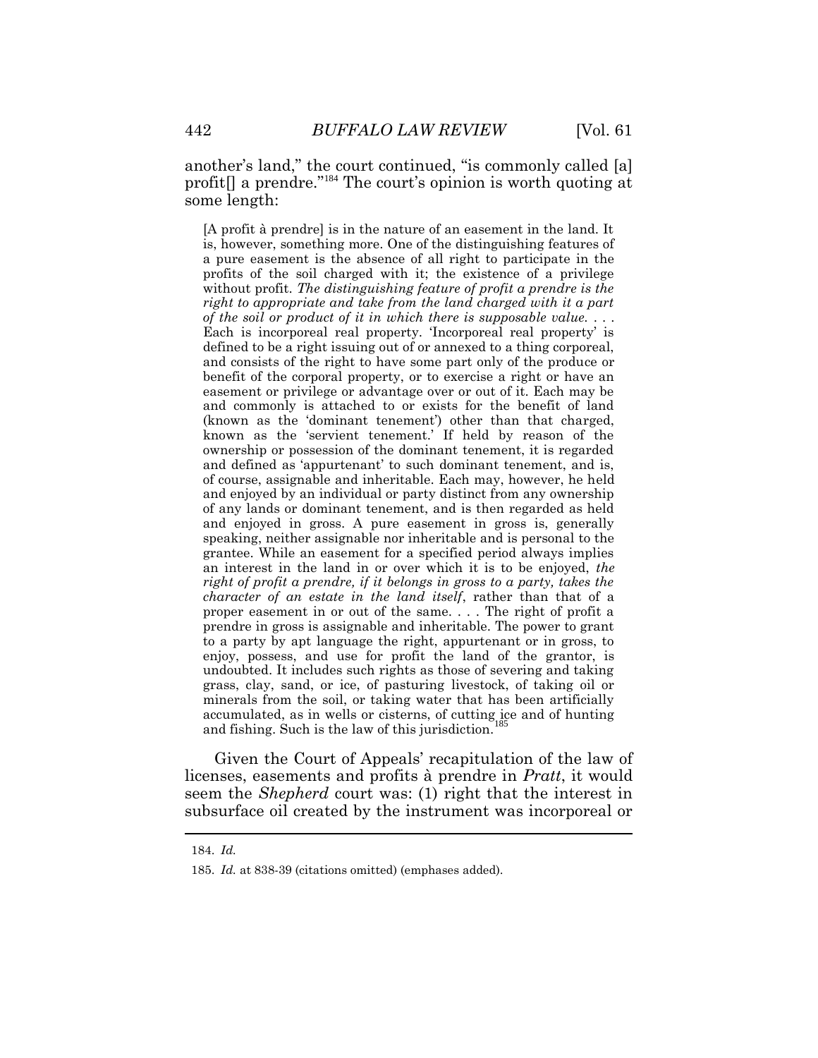another's land," the court continued, "is commonly called [a] profit[] a prendre."[184] The court's opinion is worth quoting at some length:

> [A profit à prendre] is in the nature of an easement in the land. It is, however, something more. One of the distinguishing features of a pure easement is the absence of all right to participate in the profits of the soil charged with it; the existence of a privilege without profit. *The distinguishing feature of profit a prendre is the right to appropriate and take from the land charged with it a part of the soil or product of it in which there is supposable value*. . . . Each is incorporeal real property. 'Incorporeal real property' is defined to be a right issuing out of or annexed to a thing corporeal, and consists of the right to have some part only of the produce or benefit of the corporal property, or to exercise a right or have an easement or privilege or advantage over or out of it. Each may be and commonly is attached to or exists for the benefit of land (known as the 'dominant tenement') other than that charged, known as the 'servient tenement.' If held by reason of the ownership or possession of the dominant tenement, it is regarded and defined as 'appurtenant' to such dominant tenement, and is, of course, assignable and inheritable. Each may, however, he held and enjoyed by an individual or party distinct from any ownership of any lands or dominant tenement, and is then regarded as held and enjoyed in gross. A pure easement in gross is, generally speaking, neither assignable nor inheritable and is personal to the grantee. While an easement for a specified period always implies an interest in the land in or over which it is to be enjoyed, *the right of profit a prendre, if it belongs in gross to a party, takes the character of an estate in the land itself*, rather than that of a proper easement in or out of the same. . . . The right of profit a prendre in gross is assignable and inheritable. The power to grant to a party by apt language the right, appurtenant or in gross, to enjoy, possess, and use for profit the land of the grantor, is undoubted. It includes such rights as those of severing and taking grass, clay, sand, or ice, of pasturing livestock, of taking oil or minerals from the soil, or taking water that has been artificially accumulated, as in wells or cisterns, of cutting ice and of hunting and fishing. Such is the law of this jurisdiction.[185]

Given the Court of Appeals' recapitulation of the law of licenses, easements and profits à prendre in *Pratt*, it would seem the *Shepherd* court was: (1) right that the interest in subsurface oil created by the instrument was incorporeal or

---

184. *Id.*

185. *Id.* at 838-39 (citations omitted) (emphases added).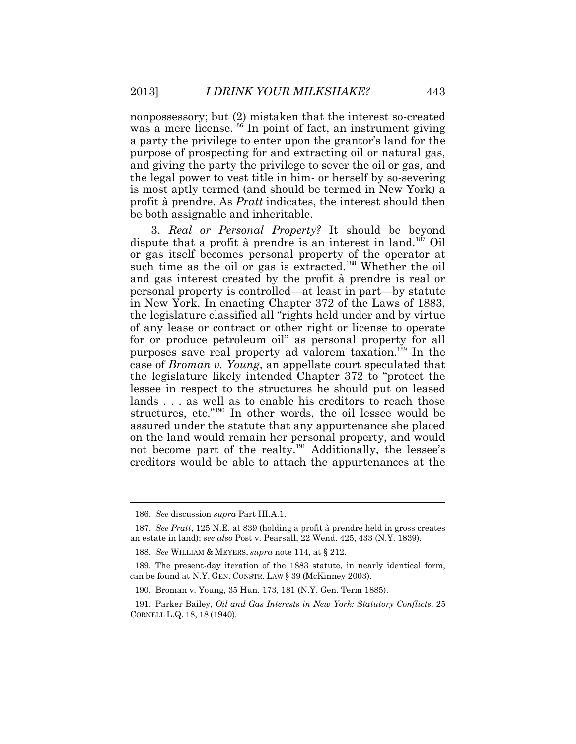nonpossessory; but (2) mistaken that the interest so-created was a mere license.[186] In point of fact, an instrument giving a party the privilege to enter upon the grantor's land for the purpose of prospecting for and extracting oil or natural gas, and giving the party the privilege to sever the oil or gas, and the legal power to vest title in him- or herself by so-severing is most aptly termed (and should be termed in New York) a profit à prendre. As *Pratt* indicates, the interest should then be both assignable and inheritable.

3. *Real or Personal Property?* It should be beyond dispute that a profit à prendre is an interest in land.[187] Oil or gas itself becomes personal property of the operator at such time as the oil or gas is extracted.[188] Whether the oil and gas interest created by the profit à prendre is real or personal property is controlled—at least in part—by statute in New York. In enacting Chapter 372 of the Laws of 1883, the legislature classified all "rights held under and by virtue of any lease or contract or other right or license to operate for or produce petroleum oil" as personal property for all purposes save real property ad valorem taxation.[189] In the case of *Broman v. Young*, an appellate court speculated that the legislature likely intended Chapter 372 to "protect the lessee in respect to the structures he should put on leased lands . . . as well as to enable his creditors to reach those structures, etc."[190] In other words, the oil lessee would be assured under the statute that any appurtenance she placed on the land would remain her personal property, and would not become part of the realty.[191] Additionally, the lessee's creditors would be able to attach the appurtenances at the

---

186. *See* discussion *supra* Part III.A.1.

187. *See Pratt*, 125 N.E. at 839 (holding a profit à prendre held in gross creates an estate in land); *see also* Post v. Pearsall, 22 Wend. 425, 433 (N.Y. 1839).

188. *See* WILLIAM & MEYERS, *supra* note 114, at § 212.

189. The present-day iteration of the 1883 statute, in nearly identical form, can be found at N.Y. GEN. CONSTR. LAW § 39 (McKinney 2003).

190. Broman v. Young, 35 Hun. 173, 181 (N.Y. Gen. Term 1885).

191. Parker Bailey, *Oil and Gas Interests in New York: Statutory Conflicts*, 25 CORNELL L.Q. 18, 18 (1940).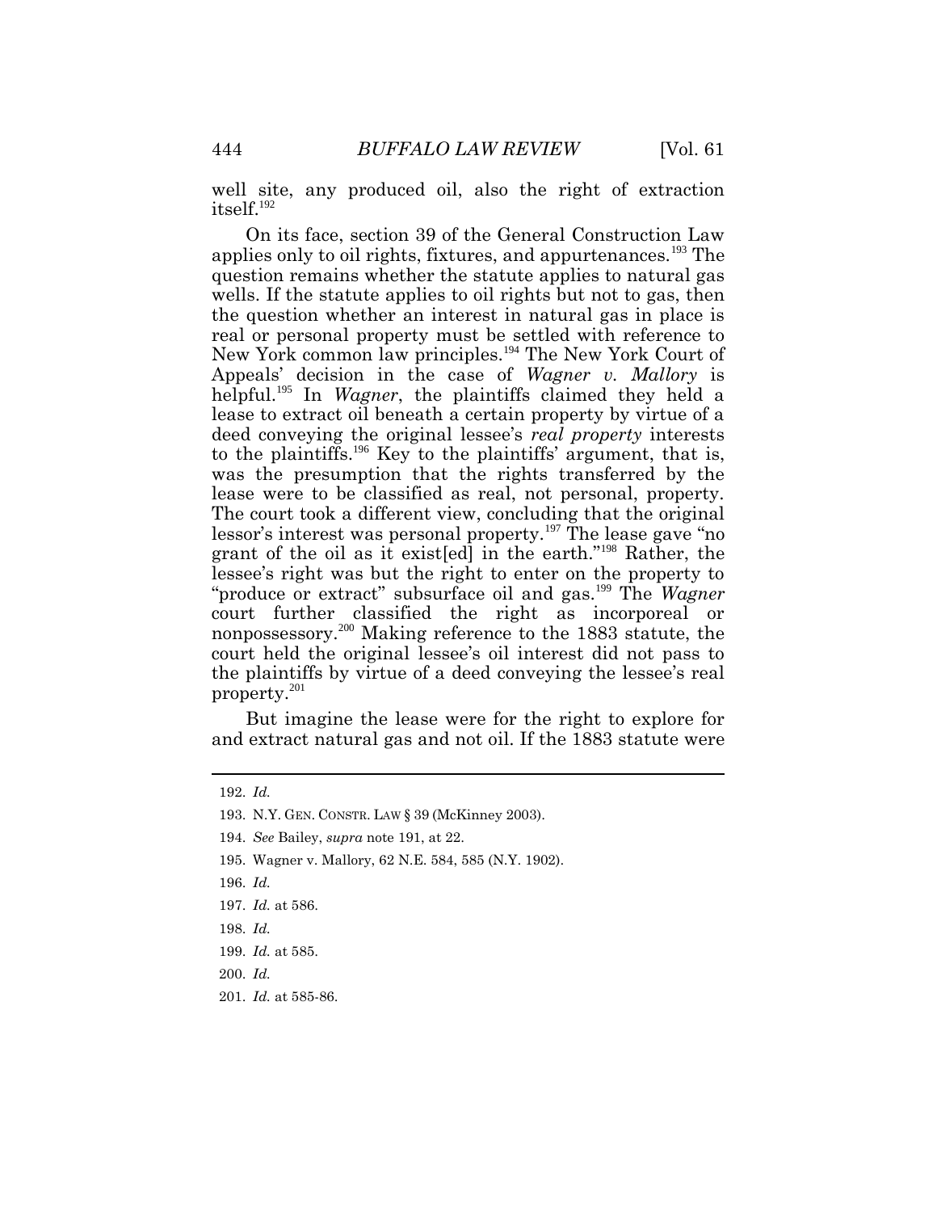well site, any produced oil, also the right of extraction itself.[192]

On its face, section 39 of the General Construction Law applies only to oil rights, fixtures, and appurtenances.[193] The question remains whether the statute applies to natural gas wells. If the statute applies to oil rights but not to gas, then the question whether an interest in natural gas in place is real or personal property must be settled with reference to New York common law principles.[194] The New York Court of Appeals' decision in the case of *Wagner v. Mallory* is helpful.[195] In *Wagner*, the plaintiffs claimed they held a lease to extract oil beneath a certain property by virtue of a deed conveying the original lessee's *real property* interests to the plaintiffs.[196] Key to the plaintiffs' argument, that is, was the presumption that the rights transferred by the lease were to be classified as real, not personal, property. The court took a different view, concluding that the original lessor's interest was personal property.[197] The lease gave "no grant of the oil as it exist[ed] in the earth."[198] Rather, the lessee's right was but the right to enter on the property to "produce or extract" subsurface oil and gas.[199] The *Wagner* court further classified the right as incorporeal or nonpossessory.[200] Making reference to the 1883 statute, the court held the original lessee's oil interest did not pass to the plaintiffs by virtue of a deed conveying the lessee's real property.[201]

But imagine the lease were for the right to explore for and extract natural gas and not oil. If the 1883 statute were

---

192. *Id.*

193. N.Y. GEN. CONSTR. LAW § 39 (McKinney 2003).

194. *See* Bailey, *supra* note 191, at 22.

195. Wagner v. Mallory, 62 N.E. 584, 585 (N.Y. 1902).

196. *Id.*

197. *Id.* at 586.

198. *Id.*

199. *Id.* at 585.

200. *Id.*

201. *Id.* at 585-86.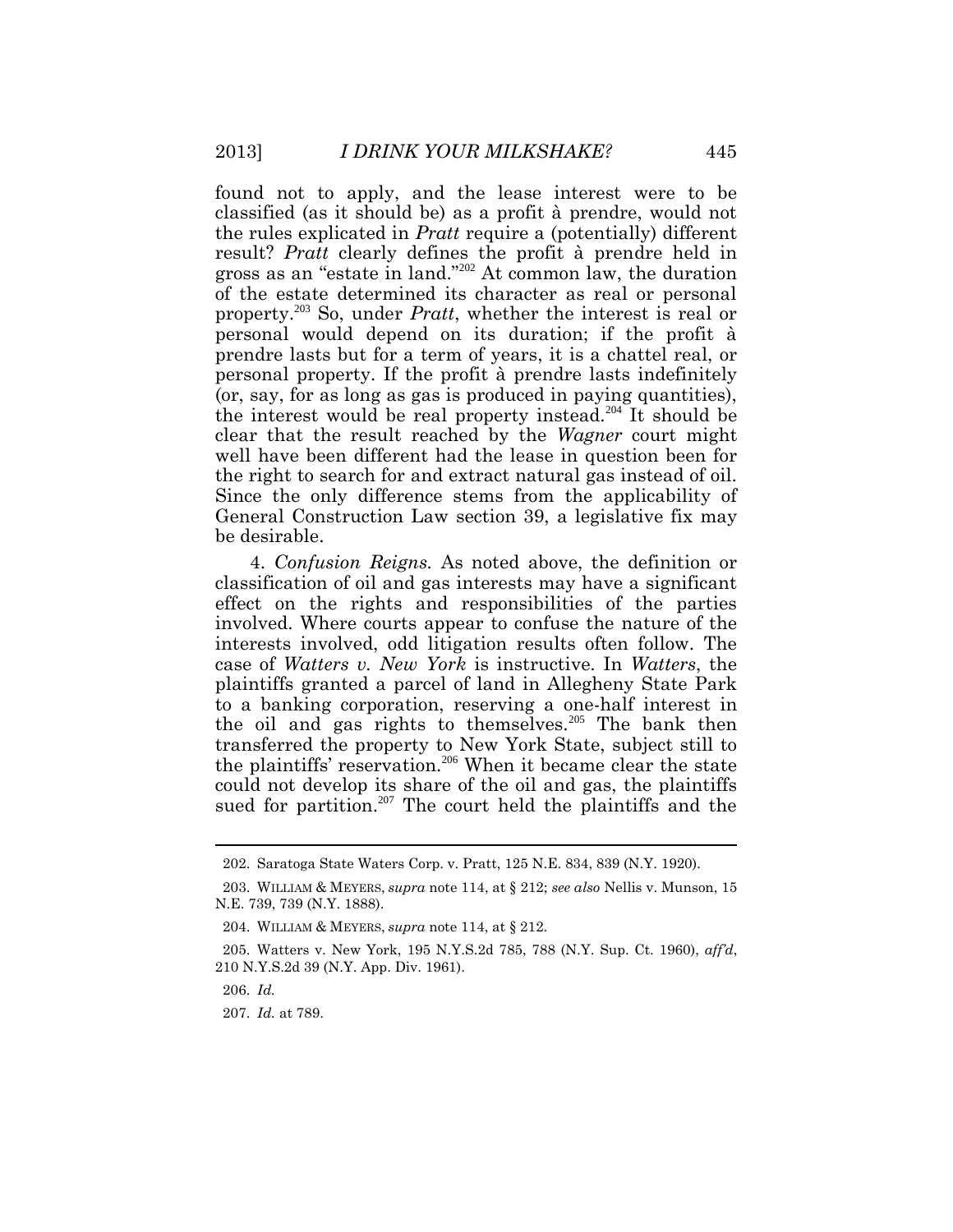found not to apply, and the lease interest were to be classified (as it should be) as a profit à prendre, would not the rules explicated in *Pratt* require a (potentially) different result? *Pratt* clearly defines the profit à prendre held in gross as an "estate in land."[202] At common law, the duration of the estate determined its character as real or personal property.[203] So, under *Pratt*, whether the interest is real or personal would depend on its duration; if the profit à prendre lasts but for a term of years, it is a chattel real, or personal property. If the profit à prendre lasts indefinitely (or, say, for as long as gas is produced in paying quantities), the interest would be real property instead.[204] It should be clear that the result reached by the *Wagner* court might well have been different had the lease in question been for the right to search for and extract natural gas instead of oil. Since the only difference stems from the applicability of General Construction Law section 39, a legislative fix may be desirable.

4. *Confusion Reigns.* As noted above, the definition or classification of oil and gas interests may have a significant effect on the rights and responsibilities of the parties involved. Where courts appear to confuse the nature of the interests involved, odd litigation results often follow. The case of *Watters v. New York* is instructive. In *Watters*, the plaintiffs granted a parcel of land in Allegheny State Park to a banking corporation, reserving a one-half interest in the oil and gas rights to themselves.[205] The bank then transferred the property to New York State, subject still to the plaintiffs' reservation.[206] When it became clear the state could not develop its share of the oil and gas, the plaintiffs sued for partition.[207] The court held the plaintiffs and the

---

202. Saratoga State Waters Corp. v. Pratt, 125 N.E. 834, 839 (N.Y. 1920).

203. WILLIAM & MEYERS, *supra* note 114, at § 212; *see also* Nellis v. Munson, 15 N.E. 739, 739 (N.Y. 1888).

204. WILLIAM & MEYERS, *supra* note 114, at § 212.

205. Watters v. New York, 195 N.Y.S.2d 785, 788 (N.Y. Sup. Ct. 1960), *aff'd*, 210 N.Y.S.2d 39 (N.Y. App. Div. 1961).

206. *Id.*

207. *Id.* at 789.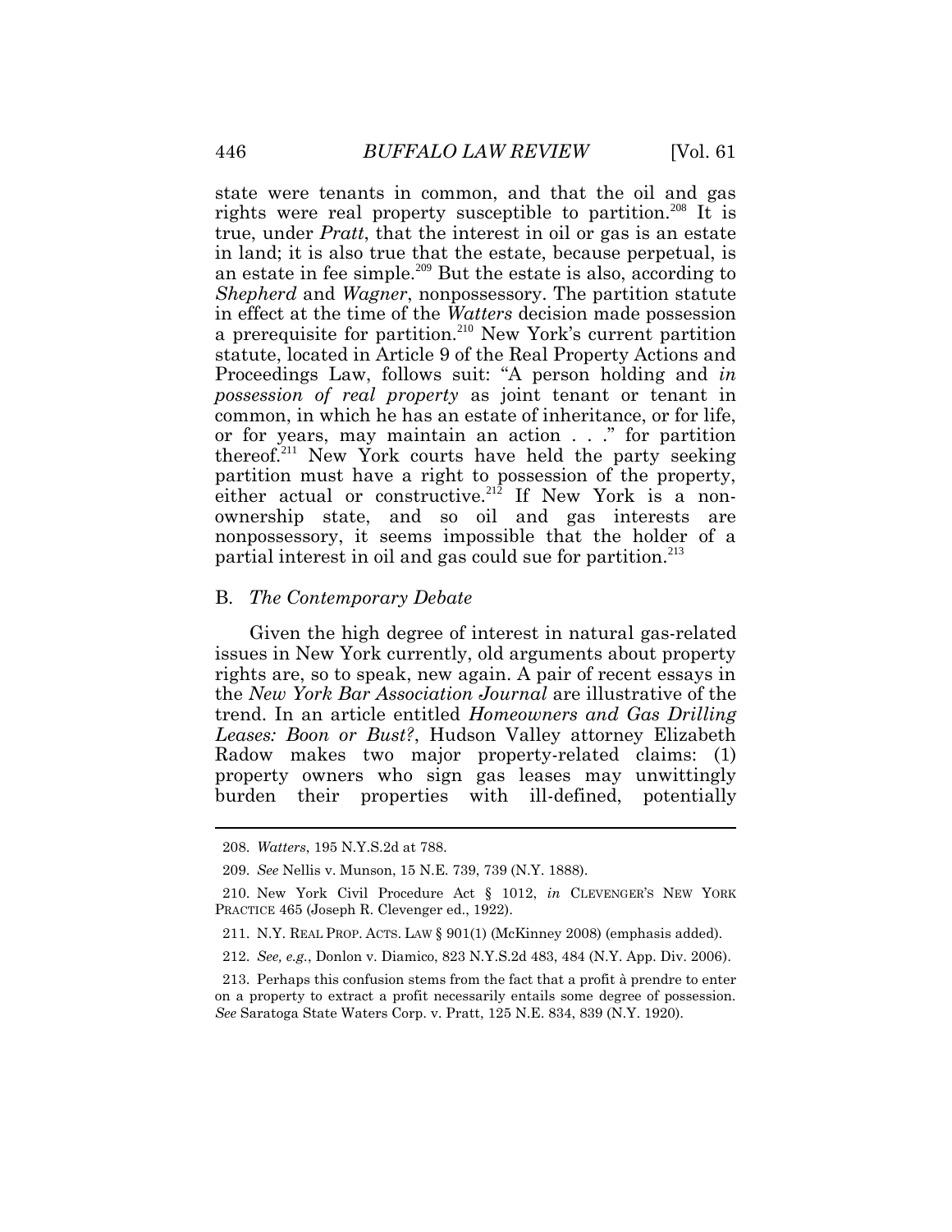state were tenants in common, and that the oil and gas rights were real property susceptible to partition.[208] It is true, under *Pratt*, that the interest in oil or gas is an estate in land; it is also true that the estate, because perpetual, is an estate in fee simple.[209] But the estate is also, according to *Shepherd* and *Wagner*, nonpossessory. The partition statute in effect at the time of the *Watters* decision made possession a prerequisite for partition.[210] New York's current partition statute, located in Article 9 of the Real Property Actions and Proceedings Law, follows suit: "A person holding and *in possession of real property* as joint tenant or tenant in common, in which he has an estate of inheritance, or for life, or for years, may maintain an action . . ." for partition thereof.[211] New York courts have held the party seeking partition must have a right to possession of the property, either actual or constructive.[212] If New York is a non-ownership state, and so oil and gas interests are nonpossessory, it seems impossible that the holder of a partial interest in oil and gas could sue for partition.[213]

## B. *The Contemporary Debate*

Given the high degree of interest in natural gas-related issues in New York currently, old arguments about property rights are, so to speak, new again. A pair of recent essays in the *New York Bar Association Journal* are illustrative of the trend. In an article entitled *Homeowners and Gas Drilling Leases: Boon or Bust?*, Hudson Valley attorney Elizabeth Radow makes two major property-related claims: (1) property owners who sign gas leases may unwittingly burden their properties with ill-defined, potentially

---

208. *Watters*, 195 N.Y.S.2d at 788.

209. *See* Nellis v. Munson, 15 N.E. 739, 739 (N.Y. 1888).

210. New York Civil Procedure Act § 1012, *in* CLEVENGER'S NEW YORK PRACTICE 465 (Joseph R. Clevenger ed., 1922).

211. N.Y. REAL PROP. ACTS. LAW § 901(1) (McKinney 2008) (emphasis added).

212. *See, e.g.*, Donlon v. Diamico, 823 N.Y.S.2d 483, 484 (N.Y. App. Div. 2006).

213. Perhaps this confusion stems from the fact that a profit à prendre to enter on a property to extract a profit necessarily entails some degree of possession. *See* Saratoga State Waters Corp. v. Pratt, 125 N.E. 834, 839 (N.Y. 1920).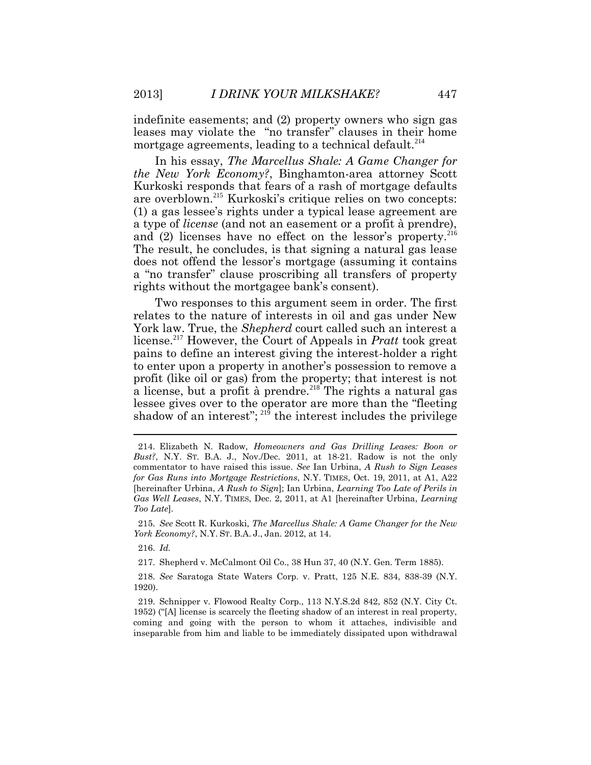indefinite easements; and (2) property owners who sign gas leases may violate the "no transfer" clauses in their home mortgage agreements, leading to a technical default.[214]

In his essay, *The Marcellus Shale: A Game Changer for the New York Economy?*, Binghamton-area attorney Scott Kurkoski responds that fears of a rash of mortgage defaults are overblown.[215] Kurkoski's critique relies on two concepts: (1) a gas lessee's rights under a typical lease agreement are a type of *license* (and not an easement or a profit à prendre), and (2) licenses have no effect on the lessor's property.[216] The result, he concludes, is that signing a natural gas lease does not offend the lessor's mortgage (assuming it contains a "no transfer" clause proscribing all transfers of property rights without the mortgagee bank's consent).

Two responses to this argument seem in order. The first relates to the nature of interests in oil and gas under New York law. True, the *Shepherd* court called such an interest a license.[217] However, the Court of Appeals in *Pratt* took great pains to define an interest giving the interest-holder a right to enter upon a property in another's possession to remove a profit (like oil or gas) from the property; that interest is not a license, but a profit à prendre.[218] The rights a natural gas lessee gives over to the operator are more than the "fleeting shadow of an interest"; [219] the interest includes the privilege

---

214. Elizabeth N. Radow, *Homeowners and Gas Drilling Leases: Boon or Bust?*, N.Y. ST. B.A. J., Nov./Dec. 2011, at 18-21. Radow is not the only commentator to have raised this issue. *See* Ian Urbina, *A Rush to Sign Leases for Gas Runs into Mortgage Restrictions*, N.Y. TIMES, Oct. 19, 2011, at A1, A22 [hereinafter Urbina, *A Rush to Sign*]; Ian Urbina, *Learning Too Late of Perils in Gas Well Leases*, N.Y. TIMES, Dec. 2, 2011, at A1 [hereinafter Urbina, *Learning Too Late*].

215. *See* Scott R. Kurkoski, *The Marcellus Shale: A Game Changer for the New York Economy?*, N.Y. ST. B.A. J., Jan. 2012, at 14.

216. *Id.*

217. Shepherd v. McCalmont Oil Co., 38 Hun 37, 40 (N.Y. Gen. Term 1885).

218. *See* Saratoga State Waters Corp. v. Pratt, 125 N.E. 834, 838-39 (N.Y. 1920).

219. Schnipper v. Flowood Realty Corp., 113 N.Y.S.2d 842, 852 (N.Y. City Ct. 1952) ("[A] license is scarcely the fleeting shadow of an interest in real property, coming and going with the person to whom it attaches, indivisible and inseparable from him and liable to be immediately dissipated upon withdrawal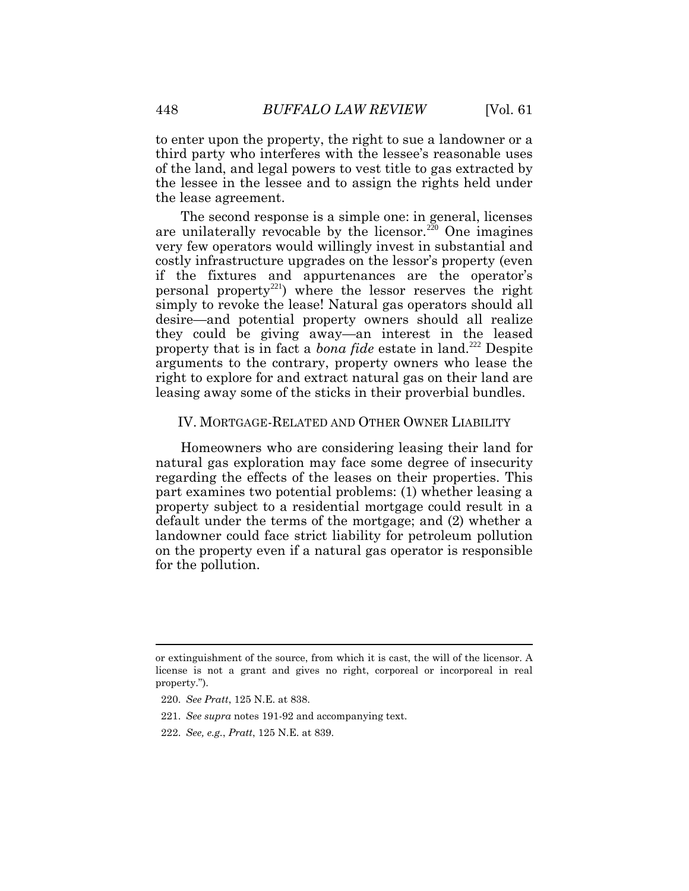to enter upon the property, the right to sue a landowner or a third party who interferes with the lessee's reasonable uses of the land, and legal powers to vest title to gas extracted by the lessee in the lessee and to assign the rights held under the lease agreement.

The second response is a simple one: in general, licenses are unilaterally revocable by the licensor.[220] One imagines very few operators would willingly invest in substantial and costly infrastructure upgrades on the lessor's property (even if the fixtures and appurtenances are the operator's personal property[221]) where the lessor reserves the right simply to revoke the lease! Natural gas operators should all desire—and potential property owners should all realize they could be giving away—an interest in the leased property that is in fact a *bona fide* estate in land.[222] Despite arguments to the contrary, property owners who lease the right to explore for and extract natural gas on their land are leasing away some of the sticks in their proverbial bundles.

## IV. Mortgage-Related and Other Owner Liability

Homeowners who are considering leasing their land for natural gas exploration may face some degree of insecurity regarding the effects of the leases on their properties. This part examines two potential problems: (1) whether leasing a property subject to a residential mortgage could result in a default under the terms of the mortgage; and (2) whether a landowner could face strict liability for petroleum pollution on the property even if a natural gas operator is responsible for the pollution.

---

or extinguishment of the source, from which it is cast, the will of the licensor. A license is not a grant and gives no right, corporeal or incorporeal in real property.").

220. *See Pratt*, 125 N.E. at 838.

221. *See supra* notes 191-92 and accompanying text.

222. *See, e.g.*, *Pratt*, 125 N.E. at 839.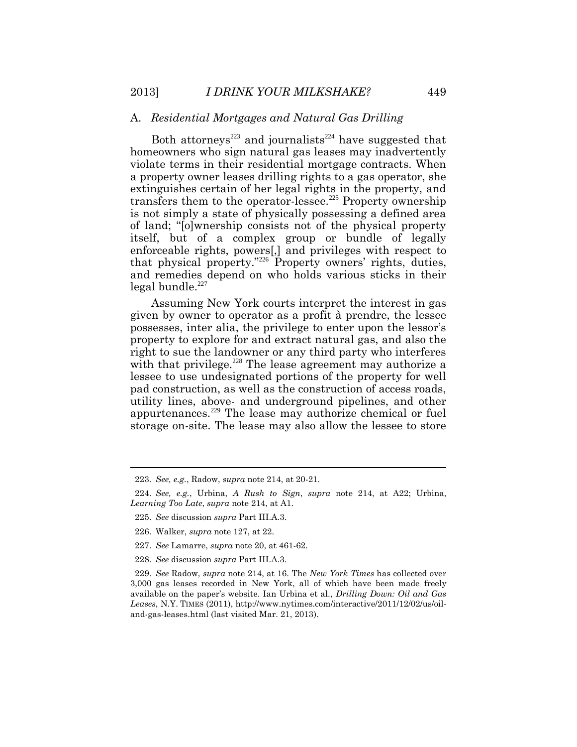### A. *Residential Mortgages and Natural Gas Drilling*

Both attorneys[223] and journalists[224] have suggested that homeowners who sign natural gas leases may inadvertently violate terms in their residential mortgage contracts. When a property owner leases drilling rights to a gas operator, she extinguishes certain of her legal rights in the property, and transfers them to the operator-lessee.[225] Property ownership is not simply a state of physically possessing a defined area of land; "[o]wnership consists not of the physical property itself, but of a complex group or bundle of legally enforceable rights, powers[,] and privileges with respect to that physical property."[226] Property owners' rights, duties, and remedies depend on who holds various sticks in their legal bundle.[227]

Assuming New York courts interpret the interest in gas given by owner to operator as a profit à prendre, the lessee possesses, inter alia, the privilege to enter upon the lessor's property to explore for and extract natural gas, and also the right to sue the landowner or any third party who interferes with that privilege.[228] The lease agreement may authorize a lessee to use undesignated portions of the property for well pad construction, as well as the construction of access roads, utility lines, above- and underground pipelines, and other appurtenances.[229] The lease may authorize chemical or fuel storage on-site. The lease may also allow the lessee to store

---

223. *See, e.g.*, Radow, *supra* note 214, at 20-21.

224. *See, e.g.*, Urbina, *A Rush to Sign*, *supra* note 214, at A22; Urbina, *Learning Too Late*, *supra* note 214, at A1.

225. *See* discussion *supra* Part III.A.3.

226. Walker, *supra* note 127, at 22.

227. *See* Lamarre, *supra* note 20, at 461-62.

228. *See* discussion *supra* Part III.A.3.

229. *See* Radow, *supra* note 214, at 16. The *New York Times* has collected over 3,000 gas leases recorded in New York, all of which have been made freely available on the paper's website. Ian Urbina et al., *Drilling Down: Oil and Gas Leases*, N.Y. TIMES (2011), http://www.nytimes.com/interactive/2011/12/02/us/oil-and-gas-leases.html (last visited Mar. 21, 2013).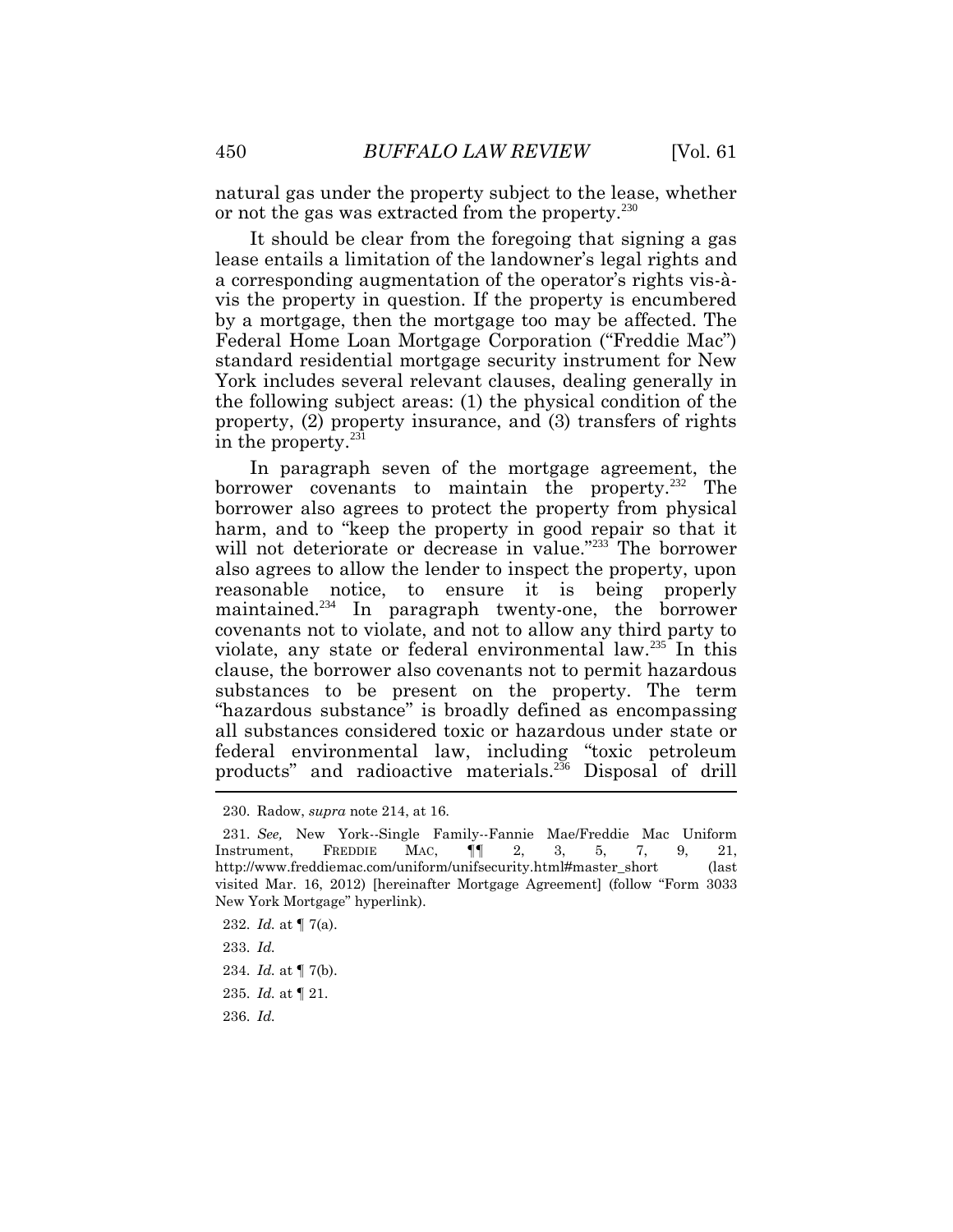natural gas under the property subject to the lease, whether or not the gas was extracted from the property.[230]

It should be clear from the foregoing that signing a gas lease entails a limitation of the landowner's legal rights and a corresponding augmentation of the operator's rights vis-à-vis the property in question. If the property is encumbered by a mortgage, then the mortgage too may be affected. The Federal Home Loan Mortgage Corporation ("Freddie Mac") standard residential mortgage security instrument for New York includes several relevant clauses, dealing generally in the following subject areas: (1) the physical condition of the property, (2) property insurance, and (3) transfers of rights in the property.[231]

In paragraph seven of the mortgage agreement, the borrower covenants to maintain the property.[232] The borrower also agrees to protect the property from physical harm, and to "keep the property in good repair so that it will not deteriorate or decrease in value."[233] The borrower also agrees to allow the lender to inspect the property, upon reasonable notice, to ensure it is being properly maintained.[234] In paragraph twenty-one, the borrower covenants not to violate, and not to allow any third party to violate, any state or federal environmental law.[235] In this clause, the borrower also covenants not to permit hazardous substances to be present on the property. The term "hazardous substance" is broadly defined as encompassing all substances considered toxic or hazardous under state or federal environmental law, including "toxic petroleum products" and radioactive materials.[236] Disposal of drill

---

230. Radow, *supra* note 214, at 16.

231. *See,* New York--Single Family--Fannie Mae/Freddie Mac Uniform Instrument, FREDDIE MAC, ¶¶ 2, 3, 5, 7, 9, 21, http://www.freddiemac.com/uniform/unifsecurity.html#master_short (last visited Mar. 16, 2012) [hereinafter Mortgage Agreement] (follow "Form 3033 New York Mortgage" hyperlink).

232. *Id.* at ¶ 7(a).

233. *Id.*

234. *Id.* at ¶ 7(b).

235. *Id.* at ¶ 21.

236. *Id.*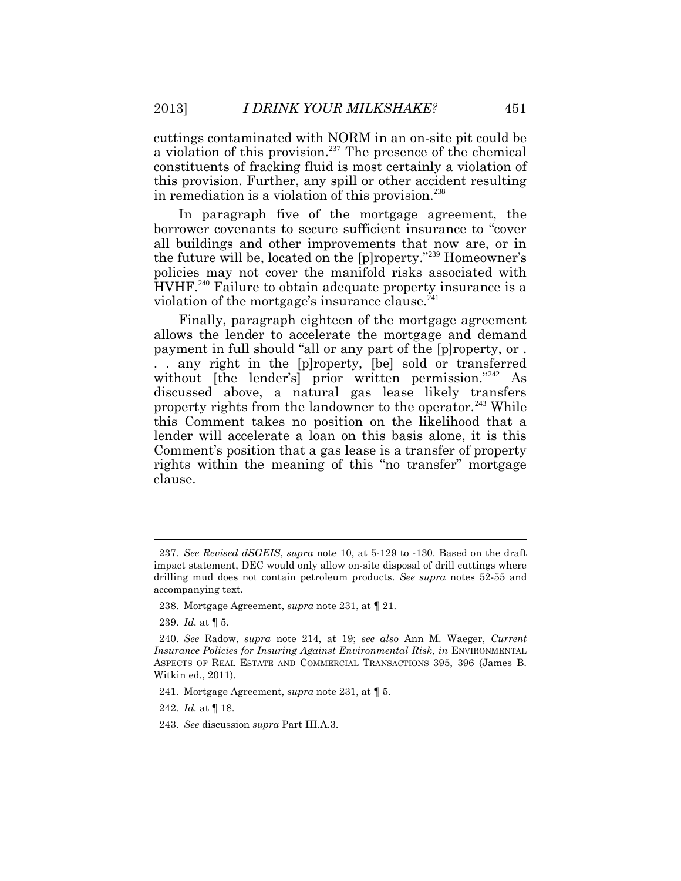cuttings contaminated with NORM in an on-site pit could be a violation of this provision.[237] The presence of the chemical constituents of fracking fluid is most certainly a violation of this provision. Further, any spill or other accident resulting in remediation is a violation of this provision.[238]

In paragraph five of the mortgage agreement, the borrower covenants to secure sufficient insurance to "cover all buildings and other improvements that now are, or in the future will be, located on the [p]roperty."[239] Homeowner's policies may not cover the manifold risks associated with HVHF.[240] Failure to obtain adequate property insurance is a violation of the mortgage's insurance clause.[241]

Finally, paragraph eighteen of the mortgage agreement allows the lender to accelerate the mortgage and demand payment in full should "all or any part of the [p]roperty, or . . . any right in the [p]roperty, [be] sold or transferred without [the lender's] prior written permission."[242] As discussed above, a natural gas lease likely transfers property rights from the landowner to the operator.[243] While this Comment takes no position on the likelihood that a lender will accelerate a loan on this basis alone, it is this Comment's position that a gas lease is a transfer of property rights within the meaning of this "no transfer" mortgage clause.

---

237. *See Revised dSGEIS*, *supra* note 10, at 5-129 to -130. Based on the draft impact statement, DEC would only allow on-site disposal of drill cuttings where drilling mud does not contain petroleum products. *See supra* notes 52-55 and accompanying text.

238. Mortgage Agreement, *supra* note 231, at ¶ 21.

239. *Id.* at ¶ 5.

240. *See* Radow, *supra* note 214, at 19; *see also* Ann M. Waeger, *Current Insurance Policies for Insuring Against Environmental Risk*, *in* ENVIRONMENTAL ASPECTS OF REAL ESTATE AND COMMERCIAL TRANSACTIONS 395, 396 (James B. Witkin ed., 2011).

241. Mortgage Agreement, *supra* note 231, at ¶ 5.

242. *Id.* at ¶ 18.

243. *See* discussion *supra* Part III.A.3.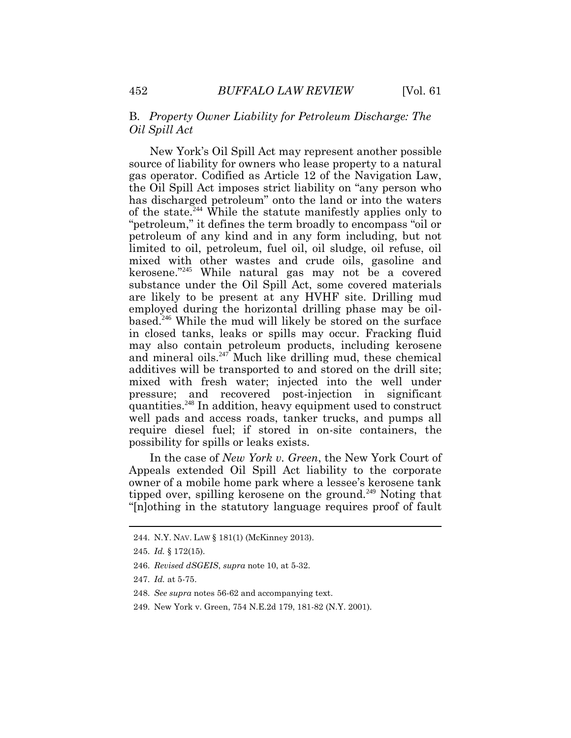### B. *Property Owner Liability for Petroleum Discharge: The Oil Spill Act*

New York's Oil Spill Act may represent another possible source of liability for owners who lease property to a natural gas operator. Codified as Article 12 of the Navigation Law, the Oil Spill Act imposes strict liability on "any person who has discharged petroleum" onto the land or into the waters of the state.[244] While the statute manifestly applies only to "petroleum," it defines the term broadly to encompass "oil or petroleum of any kind and in any form including, but not limited to oil, petroleum, fuel oil, oil sludge, oil refuse, oil mixed with other wastes and crude oils, gasoline and kerosene."[245] While natural gas may not be a covered substance under the Oil Spill Act, some covered materials are likely to be present at any HVHF site. Drilling mud employed during the horizontal drilling phase may be oil-based.[246] While the mud will likely be stored on the surface in closed tanks, leaks or spills may occur. Fracking fluid may also contain petroleum products, including kerosene and mineral oils.[247] Much like drilling mud, these chemical additives will be transported to and stored on the drill site; mixed with fresh water; injected into the well under pressure; and recovered post-injection in significant quantities.[248] In addition, heavy equipment used to construct well pads and access roads, tanker trucks, and pumps all require diesel fuel; if stored in on-site containers, the possibility for spills or leaks exists.

In the case of *New York v. Green*, the New York Court of Appeals extended Oil Spill Act liability to the corporate owner of a mobile home park where a lessee's kerosene tank tipped over, spilling kerosene on the ground.[249] Noting that "[n]othing in the statutory language requires proof of fault

---

244. N.Y. NAV. LAW § 181(1) (McKinney 2013).

245. *Id.* § 172(15).

246. *Revised dSGEIS*, *supra* note 10, at 5-32.

247. *Id.* at 5-75.

248. *See supra* notes 56-62 and accompanying text.

249. New York v. Green, 754 N.E.2d 179, 181-82 (N.Y. 2001).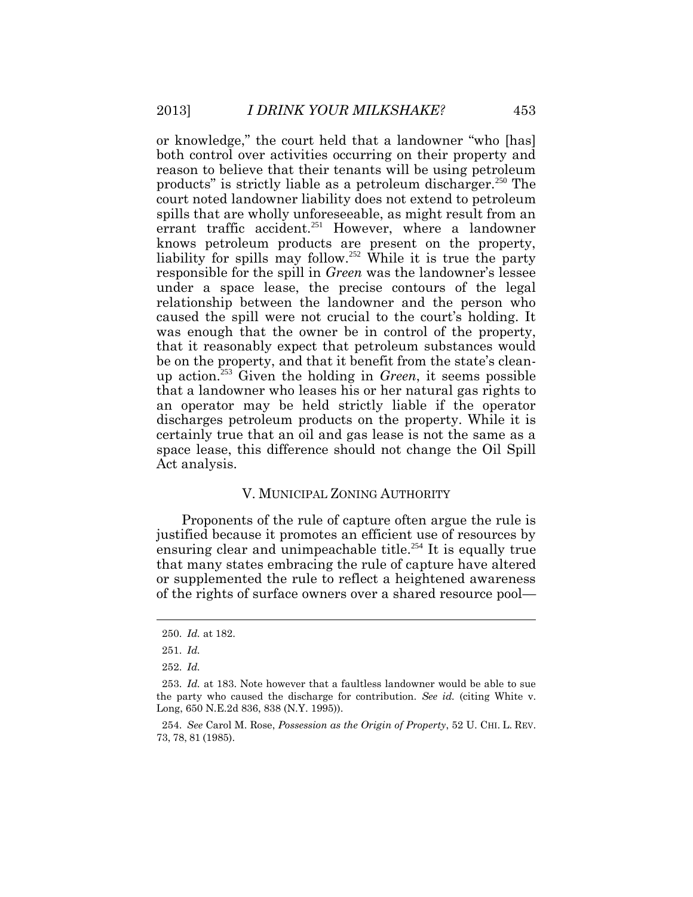or knowledge," the court held that a landowner "who [has] both control over activities occurring on their property and reason to believe that their tenants will be using petroleum products" is strictly liable as a petroleum discharger.[250] The court noted landowner liability does not extend to petroleum spills that are wholly unforeseeable, as might result from an errant traffic accident.[251] However, where a landowner knows petroleum products are present on the property, liability for spills may follow.[252] While it is true the party responsible for the spill in *Green* was the landowner's lessee under a space lease, the precise contours of the legal relationship between the landowner and the person who caused the spill were not crucial to the court's holding. It was enough that the owner be in control of the property, that it reasonably expect that petroleum substances would be on the property, and that it benefit from the state's clean-up action.[253] Given the holding in *Green*, it seems possible that a landowner who leases his or her natural gas rights to an operator may be held strictly liable if the operator discharges petroleum products on the property. While it is certainly true that an oil and gas lease is not the same as a space lease, this difference should not change the Oil Spill Act analysis.

## V. MUNICIPAL ZONING AUTHORITY

Proponents of the rule of capture often argue the rule is justified because it promotes an efficient use of resources by ensuring clear and unimpeachable title.[254] It is equally true that many states embracing the rule of capture have altered or supplemented the rule to reflect a heightened awareness of the rights of surface owners over a shared resource pool—

---

250. *Id.* at 182.

251. *Id.*

252. *Id.*

253. *Id.* at 183. Note however that a faultless landowner would be able to sue the party who caused the discharge for contribution. *See id.* (citing White v. Long, 650 N.E.2d 836, 838 (N.Y. 1995)).

254. *See* Carol M. Rose, *Possession as the Origin of Property*, 52 U. CHI. L. REV. 73, 78, 81 (1985).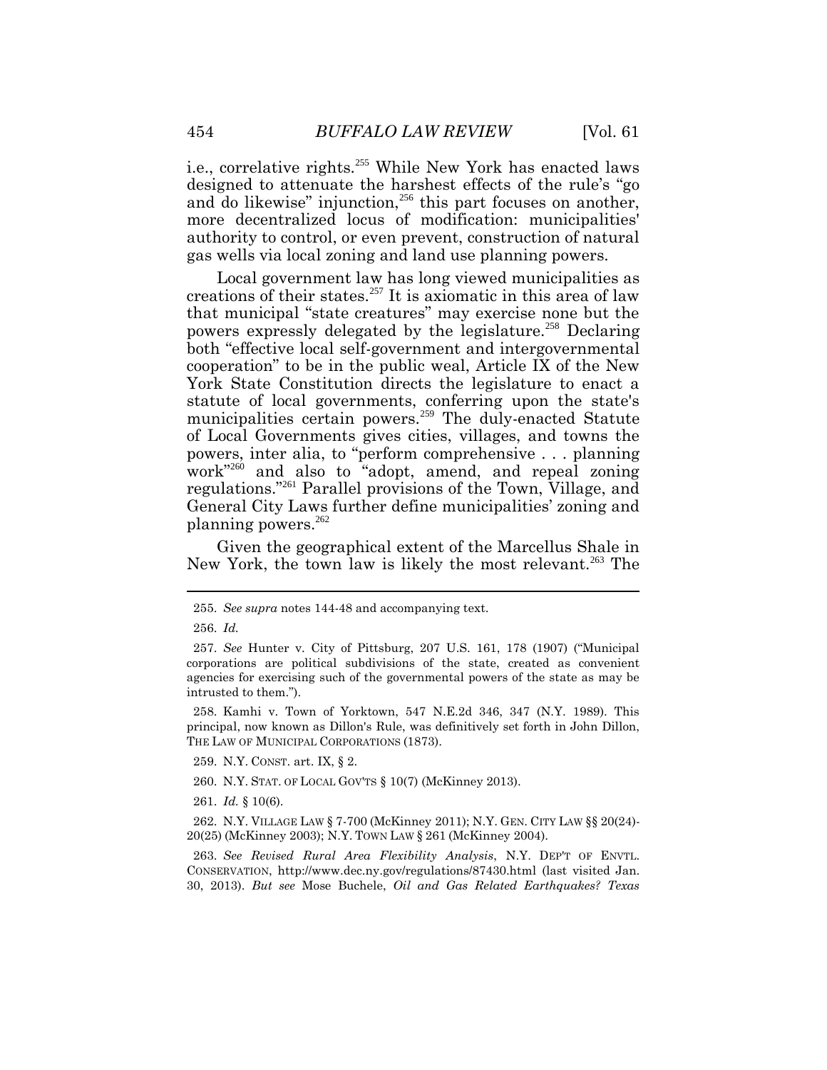i.e., correlative rights.[255] While New York has enacted laws designed to attenuate the harshest effects of the rule's "go and do likewise" injunction,[256] this part focuses on another, more decentralized locus of modification: municipalities' authority to control, or even prevent, construction of natural gas wells via local zoning and land use planning powers.

Local government law has long viewed municipalities as creations of their states.[257] It is axiomatic in this area of law that municipal "state creatures" may exercise none but the powers expressly delegated by the legislature.[258] Declaring both "effective local self-government and intergovernmental cooperation" to be in the public weal, Article IX of the New York State Constitution directs the legislature to enact a statute of local governments, conferring upon the state's municipalities certain powers.[259] The duly-enacted Statute of Local Governments gives cities, villages, and towns the powers, inter alia, to "perform comprehensive . . . planning work"[260] and also to "adopt, amend, and repeal zoning regulations."[261] Parallel provisions of the Town, Village, and General City Laws further define municipalities' zoning and planning powers.[262]

Given the geographical extent of the Marcellus Shale in New York, the town law is likely the most relevant.[263] The

---

255. *See supra* notes 144-48 and accompanying text.

256. *Id.*

257. *See* Hunter v. City of Pittsburg, 207 U.S. 161, 178 (1907) ("Municipal corporations are political subdivisions of the state, created as convenient agencies for exercising such of the governmental powers of the state as may be intrusted to them.").

258. Kamhi v. Town of Yorktown, 547 N.E.2d 346, 347 (N.Y. 1989). This principal, now known as Dillon's Rule, was definitively set forth in John Dillon, THE LAW OF MUNICIPAL CORPORATIONS (1873).

259. N.Y. CONST. art. IX, § 2.

260. N.Y. STAT. OF LOCAL GOV'TS § 10(7) (McKinney 2013).

261. *Id.* § 10(6).

262. N.Y. VILLAGE LAW § 7-700 (McKinney 2011); N.Y. GEN. CITY LAW §§ 20(24)-20(25) (McKinney 2003); N.Y. TOWN LAW § 261 (McKinney 2004).

263. *See Revised Rural Area Flexibility Analysis*, N.Y. DEP'T OF ENVTL. CONSERVATION, http://www.dec.ny.gov/regulations/87430.html (last visited Jan. 30, 2013). *But see* Mose Buchele, *Oil and Gas Related Earthquakes? Texas*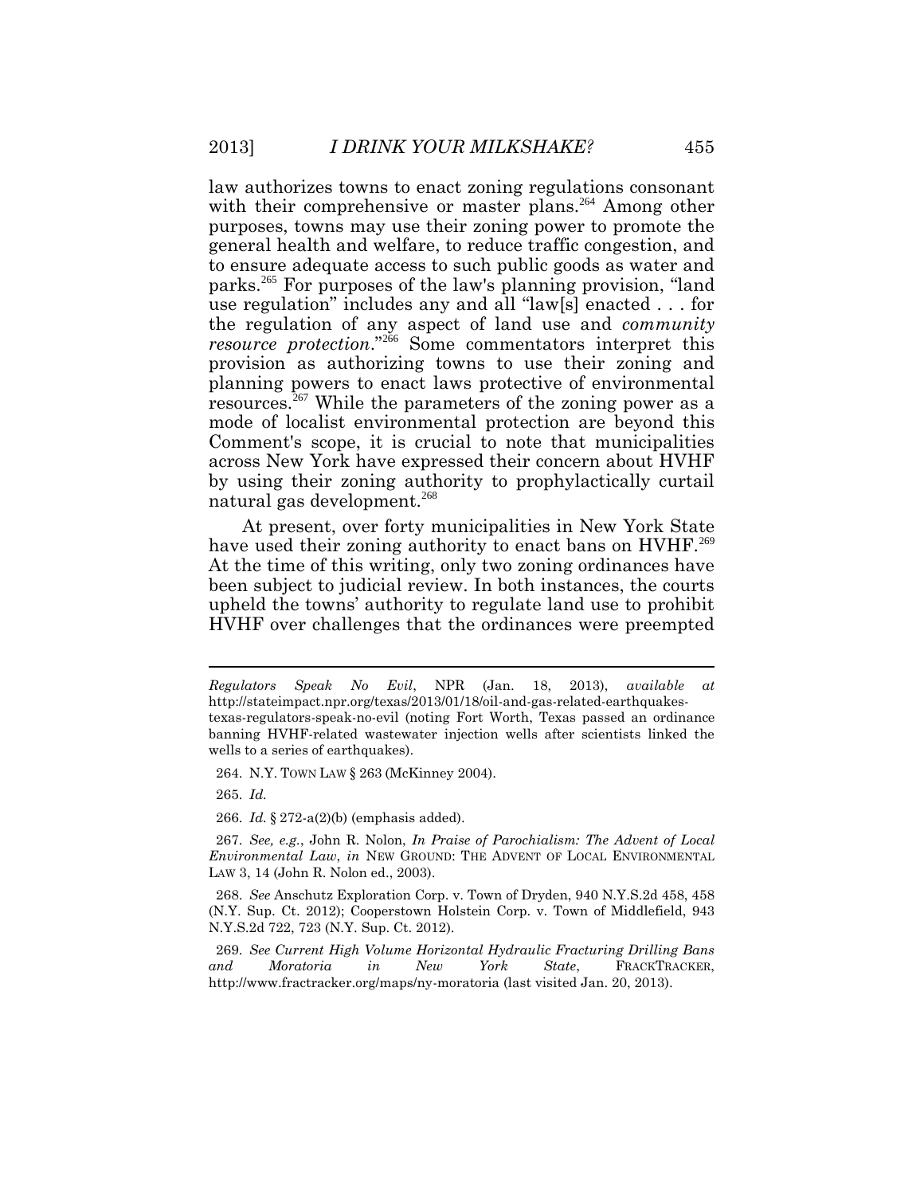law authorizes towns to enact zoning regulations consonant with their comprehensive or master plans.[264] Among other purposes, towns may use their zoning power to promote the general health and welfare, to reduce traffic congestion, and to ensure adequate access to such public goods as water and parks.[265] For purposes of the law's planning provision, "land use regulation" includes any and all "law[s] enacted . . . for the regulation of any aspect of land use and *community resource protection*."[266] Some commentators interpret this provision as authorizing towns to use their zoning and planning powers to enact laws protective of environmental resources.[267] While the parameters of the zoning power as a mode of localist environmental protection are beyond this Comment's scope, it is crucial to note that municipalities across New York have expressed their concern about HVHF by using their zoning authority to prophylactically curtail natural gas development.[268]

At present, over forty municipalities in New York State have used their zoning authority to enact bans on HVHF.[269] At the time of this writing, only two zoning ordinances have been subject to judicial review. In both instances, the courts upheld the towns' authority to regulate land use to prohibit HVHF over challenges that the ordinances were preempted

---

*Regulators Speak No Evil*, NPR (Jan. 18, 2013), *available at* http://stateimpact.npr.org/texas/2013/01/18/oil-and-gas-related-earthquakes-texas-regulators-speak-no-evil (noting Fort Worth, Texas passed an ordinance banning HVHF-related wastewater injection wells after scientists linked the wells to a series of earthquakes).

264. N.Y. TOWN LAW § 263 (McKinney 2004).

265. *Id.*

266. *Id.* § 272-a(2)(b) (emphasis added).

267. *See, e.g.*, John R. Nolon, *In Praise of Parochialism: The Advent of Local Environmental Law*, *in* NEW GROUND: THE ADVENT OF LOCAL ENVIRONMENTAL LAW 3, 14 (John R. Nolon ed., 2003).

268. *See* Anschutz Exploration Corp. v. Town of Dryden, 940 N.Y.S.2d 458, 458 (N.Y. Sup. Ct. 2012); Cooperstown Holstein Corp. v. Town of Middlefield, 943 N.Y.S.2d 722, 723 (N.Y. Sup. Ct. 2012).

269. *See Current High Volume Horizontal Hydraulic Fracturing Drilling Bans and Moratoria in New York State*, FRACKTRACKER, http://www.fractracker.org/maps/ny-moratoria (last visited Jan. 20, 2013).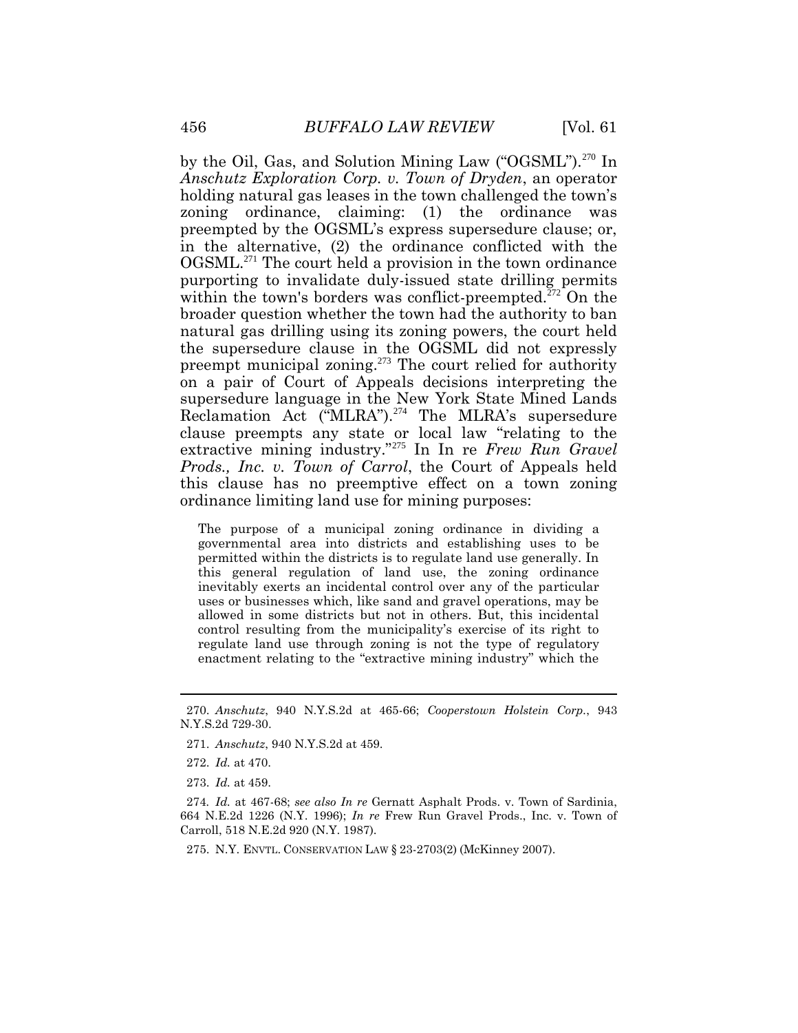by the Oil, Gas, and Solution Mining Law ("OGSML").[270] In *Anschutz Exploration Corp. v. Town of Dryden*, an operator holding natural gas leases in the town challenged the town's zoning ordinance, claiming: (1) the ordinance was preempted by the OGSML's express supersedure clause; or, in the alternative, (2) the ordinance conflicted with the OGSML.[271] The court held a provision in the town ordinance purporting to invalidate duly-issued state drilling permits within the town's borders was conflict-preempted.[272] On the broader question whether the town had the authority to ban natural gas drilling using its zoning powers, the court held the supersedure clause in the OGSML did not expressly preempt municipal zoning.[273] The court relied for authority on a pair of Court of Appeals decisions interpreting the supersedure language in the New York State Mined Lands Reclamation Act ("MLRA").[274] The MLRA's supersedure clause preempts any state or local law "relating to the extractive mining industry."[275] In In re *Frew Run Gravel Prods., Inc. v. Town of Carrol*, the Court of Appeals held this clause has no preemptive effect on a town zoning ordinance limiting land use for mining purposes:

> The purpose of a municipal zoning ordinance in dividing a governmental area into districts and establishing uses to be permitted within the districts is to regulate land use generally. In this general regulation of land use, the zoning ordinance inevitably exerts an incidental control over any of the particular uses or businesses which, like sand and gravel operations, may be allowed in some districts but not in others. But, this incidental control resulting from the municipality's exercise of its right to regulate land use through zoning is not the type of regulatory enactment relating to the "extractive mining industry" which the

---

270. *Anschutz*, 940 N.Y.S.2d at 465-66; *Cooperstown Holstein Corp.*, 943 N.Y.S.2d 729-30.

271. *Anschutz*, 940 N.Y.S.2d at 459.

272. *Id.* at 470.

273. *Id.* at 459.

274. *Id.* at 467-68; *see also In re* Gernatt Asphalt Prods. v. Town of Sardinia, 664 N.E.2d 1226 (N.Y. 1996); *In re* Frew Run Gravel Prods., Inc. v. Town of Carroll, 518 N.E.2d 920 (N.Y. 1987).

275. N.Y. ENVTL. CONSERVATION LAW § 23-2703(2) (McKinney 2007).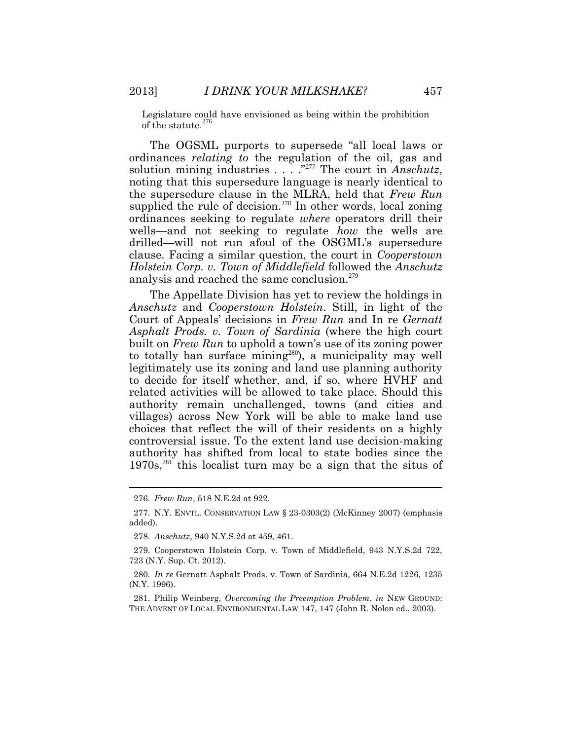Legislature could have envisioned as being within the prohibition of the statute.[276]

The OGSML purports to supersede "all local laws or ordinances *relating to* the regulation of the oil, gas and solution mining industries . . . ."[277] The court in *Anschutz*, noting that this supersedure language is nearly identical to the supersedure clause in the MLRA, held that *Frew Run* supplied the rule of decision.[278] In other words, local zoning ordinances seeking to regulate *where* operators drill their wells—and not seeking to regulate *how* the wells are drilled—will not run afoul of the OSGML's supersedure clause. Facing a similar question, the court in *Cooperstown Holstein Corp. v. Town of Middlefield* followed the *Anschutz* analysis and reached the same conclusion.[279]

The Appellate Division has yet to review the holdings in *Anschutz* and *Cooperstown Holstein*. Still, in light of the Court of Appeals' decisions in *Frew Run* and In re *Gernatt Asphalt Prods. v. Town of Sardinia* (where the high court built on *Frew Run* to uphold a town's use of its zoning power to totally ban surface mining[280]), a municipality may well legitimately use its zoning and land use planning authority to decide for itself whether, and, if so, where HVHF and related activities will be allowed to take place. Should this authority remain unchallenged, towns (and cities and villages) across New York will be able to make land use choices that reflect the will of their residents on a highly controversial issue. To the extent land use decision-making authority has shifted from local to state bodies since the 1970s,[281] this localist turn may be a sign that the situs of

---

276. *Frew Run*, 518 N.E.2d at 922.

277. N.Y. ENVTL. CONSERVATION LAW § 23-0303(2) (McKinney 2007) (emphasis added).

278. *Anschutz*, 940 N.Y.S.2d at 459, 461.

279. Cooperstown Holstein Corp. v. Town of Middlefield, 943 N.Y.S.2d 722, 723 (N.Y. Sup. Ct. 2012).

280. *In re* Gernatt Asphalt Prods. v. Town of Sardinia, 664 N.E.2d 1226, 1235 (N.Y. 1996).

281. Philip Weinberg, *Overcoming the Preemption Problem*, *in* NEW GROUND: THE ADVENT OF LOCAL ENVIRONMENTAL LAW 147, 147 (John R. Nolon ed., 2003).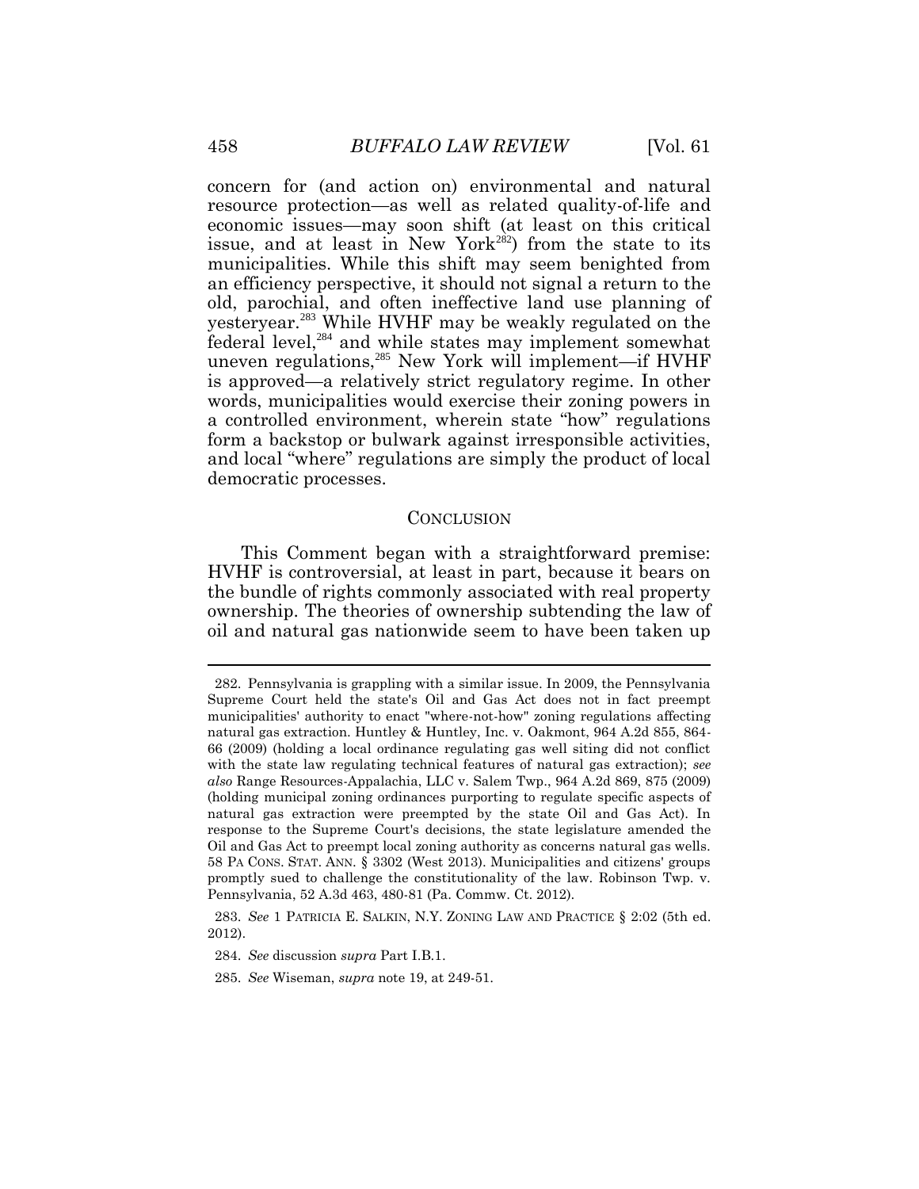concern for (and action on) environmental and natural resource protection—as well as related quality-of-life and economic issues—may soon shift (at least on this critical issue, and at least in New York[282]) from the state to its municipalities. While this shift may seem benighted from an efficiency perspective, it should not signal a return to the old, parochial, and often ineffective land use planning of yesteryear.[283] While HVHF may be weakly regulated on the federal level,[284] and while states may implement somewhat uneven regulations,[285] New York will implement—if HVHF is approved—a relatively strict regulatory regime. In other words, municipalities would exercise their zoning powers in a controlled environment, wherein state "how" regulations form a backstop or bulwark against irresponsible activities, and local "where" regulations are simply the product of local democratic processes.

## CONCLUSION

This Comment began with a straightforward premise: HVHF is controversial, at least in part, because it bears on the bundle of rights commonly associated with real property ownership. The theories of ownership subtending the law of oil and natural gas nationwide seem to have been taken up

---

282. Pennsylvania is grappling with a similar issue. In 2009, the Pennsylvania Supreme Court held the state's Oil and Gas Act does not in fact preempt municipalities' authority to enact "where-not-how" zoning regulations affecting natural gas extraction. Huntley & Huntley, Inc. v. Oakmont, 964 A.2d 855, 864-66 (2009) (holding a local ordinance regulating gas well siting did not conflict with the state law regulating technical features of natural gas extraction); *see also* Range Resources-Appalachia, LLC v. Salem Twp., 964 A.2d 869, 875 (2009) (holding municipal zoning ordinances purporting to regulate specific aspects of natural gas extraction were preempted by the state Oil and Gas Act). In response to the Supreme Court's decisions, the state legislature amended the Oil and Gas Act to preempt local zoning authority as concerns natural gas wells. 58 PA CONS. STAT. ANN. § 3302 (West 2013). Municipalities and citizens' groups promptly sued to challenge the constitutionality of the law. Robinson Twp. v. Pennsylvania, 52 A.3d 463, 480-81 (Pa. Commw. Ct. 2012).

283. *See* 1 PATRICIA E. SALKIN, N.Y. ZONING LAW AND PRACTICE § 2:02 (5th ed. 2012).

284. *See* discussion *supra* Part I.B.1.

285. *See* Wiseman, *supra* note 19, at 249-51.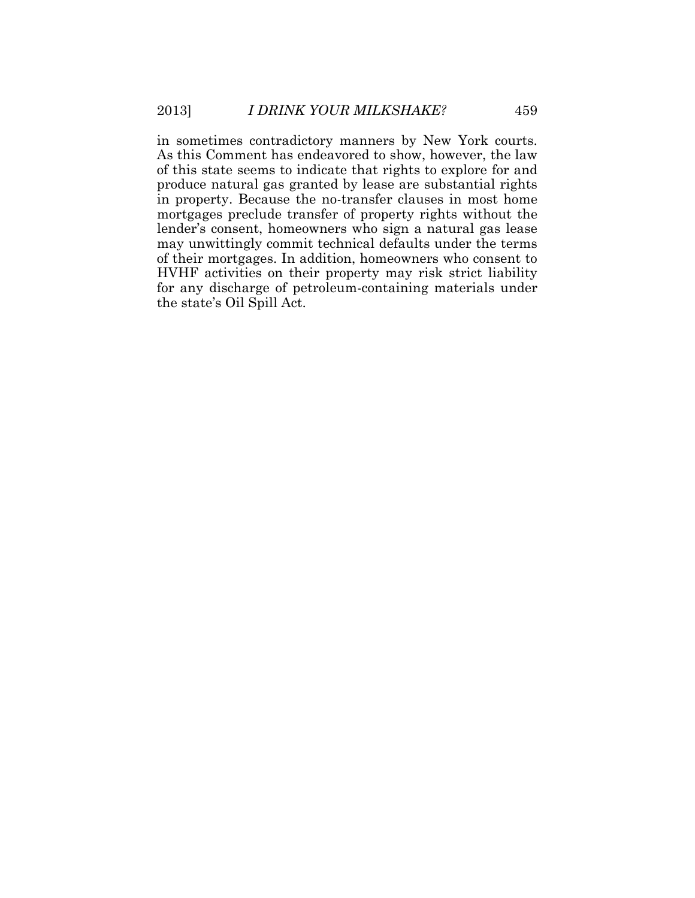in sometimes contradictory manners by New York courts. As this Comment has endeavored to show, however, the law of this state seems to indicate that rights to explore for and produce natural gas granted by lease are substantial rights in property. Because the no-transfer clauses in most home mortgages preclude transfer of property rights without the lender's consent, homeowners who sign a natural gas lease may unwittingly commit technical defaults under the terms of their mortgages. In addition, homeowners who consent to HVHF activities on their property may risk strict liability for any discharge of petroleum-containing materials under the state's Oil Spill Act.